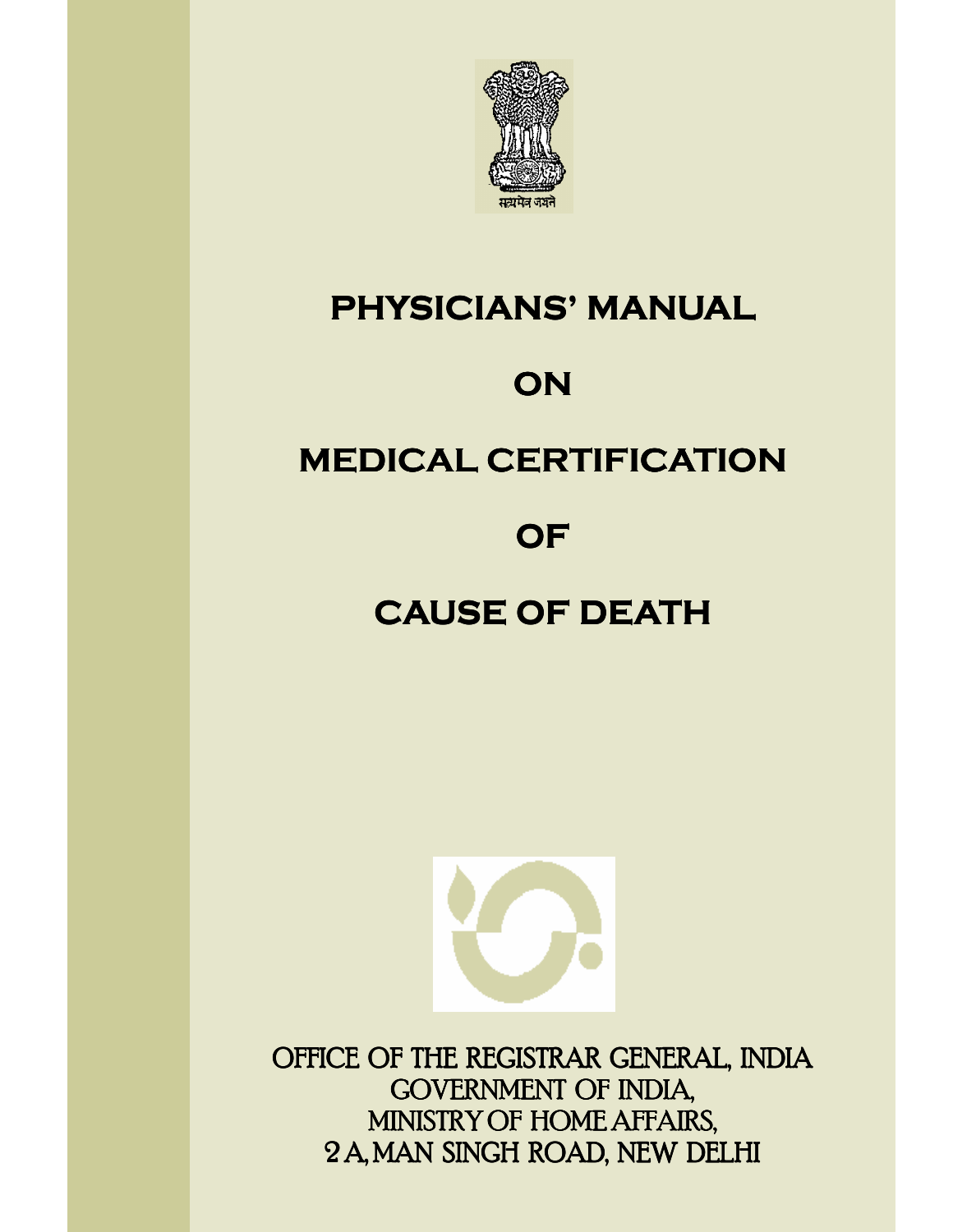सत्यमेव जयते

# PHYSICIANS' MANUAL ON MEDICAL CERTIFICATION OF CAUSE OF DEATH

OFFICE OF THE REGISTRAR GENERAL, INDIA
GOVERNMENT OF INDIA,
MINISTRY OF HOME AFFAIRS,
2 A, MAN SINGH ROAD, NEW DELHI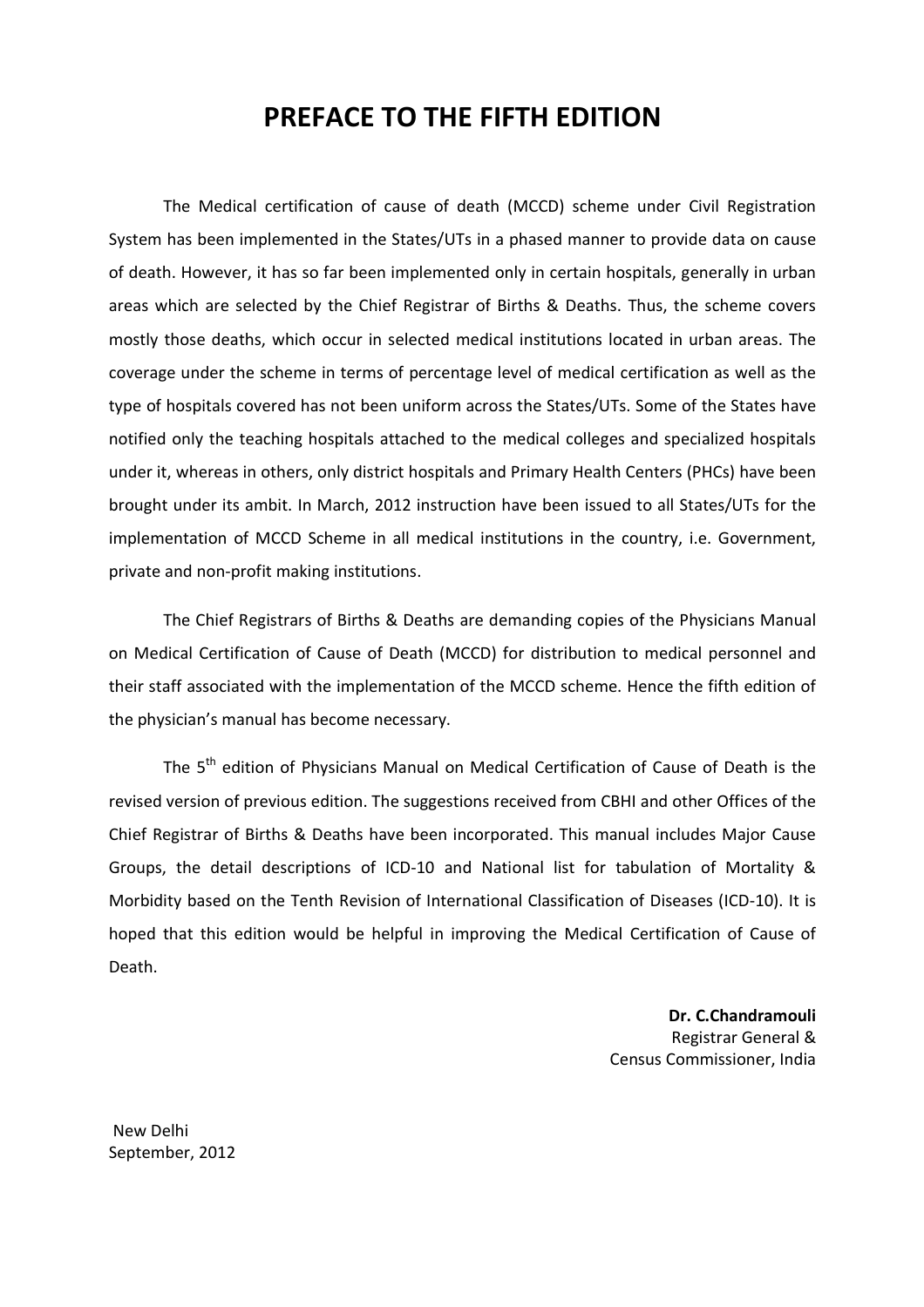# PREFACE TO THE FIFTH EDITION

The Medical certification of cause of death (MCCD) scheme under Civil Registration System has been implemented in the States/UTs in a phased manner to provide data on cause of death. However, it has so far been implemented only in certain hospitals, generally in urban areas which are selected by the Chief Registrar of Births & Deaths. Thus, the scheme covers mostly those deaths, which occur in selected medical institutions located in urban areas. The coverage under the scheme in terms of percentage level of medical certification as well as the type of hospitals covered has not been uniform across the States/UTs. Some of the States have notified only the teaching hospitals attached to the medical colleges and specialized hospitals under it, whereas in others, only district hospitals and Primary Health Centers (PHCs) have been brought under its ambit. In March, 2012 instruction have been issued to all States/UTs for the implementation of MCCD Scheme in all medical institutions in the country, i.e. Government, private and non-profit making institutions.

The Chief Registrars of Births & Deaths are demanding copies of the Physicians Manual on Medical Certification of Cause of Death (MCCD) for distribution to medical personnel and their staff associated with the implementation of the MCCD scheme. Hence the fifth edition of the physician's manual has become necessary.

The 5th edition of Physicians Manual on Medical Certification of Cause of Death is the revised version of previous edition. The suggestions received from CBHI and other Offices of the Chief Registrar of Births & Deaths have been incorporated. This manual includes Major Cause Groups, the detail descriptions of ICD-10 and National list for tabulation of Mortality & Morbidity based on the Tenth Revision of International Classification of Diseases (ICD-10). It is hoped that this edition would be helpful in improving the Medical Certification of Cause of Death.

**Dr. C.Chandramouli**
Registrar General &
Census Commissioner, India

New Delhi
September, 2012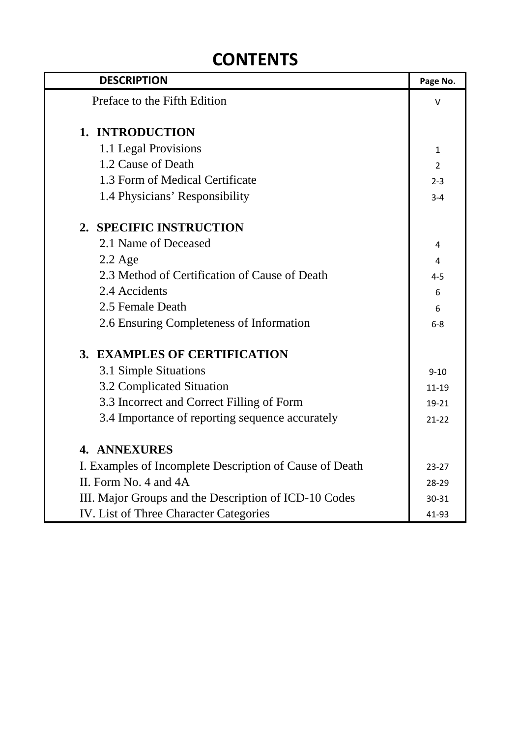# CONTENTS

| DESCRIPTION | Page No. |
|---|---|
| Preface to the Fifth Edition | V |
| **1. INTRODUCTION** | |
| 1.1 Legal Provisions | 1 |
| 1.2 Cause of Death | 2 |
| 1.3 Form of Medical Certificate | 2-3 |
| 1.4 Physicians' Responsibility | 3-4 |
| **2. SPECIFIC INSTRUCTION** | |
| 2.1 Name of Deceased | 4 |
| 2.2 Age | 4 |
| 2.3 Method of Certification of Cause of Death | 4-5 |
| 2.4 Accidents | 6 |
| 2.5 Female Death | 6 |
| 2.6 Ensuring Completeness of Information | 6-8 |
| **3. EXAMPLES OF CERTIFICATION** | |
| 3.1 Simple Situations | 9-10 |
| 3.2 Complicated Situation | 11-19 |
| 3.3 Incorrect and Correct Filling of Form | 19-21 |
| 3.4 Importance of reporting sequence accurately | 21-22 |
| **4. ANNEXURES** | |
| I. Examples of Incomplete Description of Cause of Death | 23-27 |
| II. Form No. 4 and 4A | 28-29 |
| III. Major Groups and the Description of ICD-10 Codes | 30-31 |
| IV. List of Three Character Categories | 41-93 |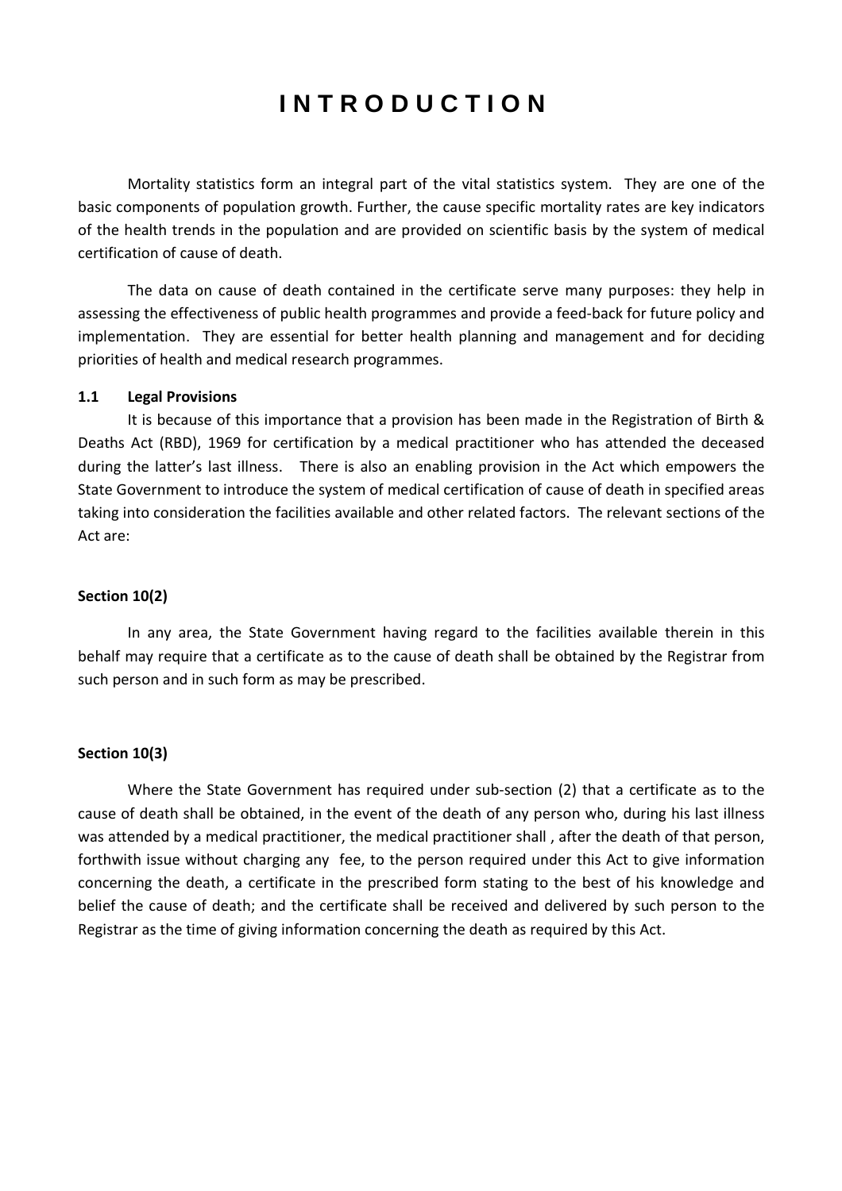# INTRODUCTION

Mortality statistics form an integral part of the vital statistics system. They are one of the basic components of population growth. Further, the cause specific mortality rates are key indicators of the health trends in the population and are provided on scientific basis by the system of medical certification of cause of death.

The data on cause of death contained in the certificate serve many purposes: they help in assessing the effectiveness of public health programmes and provide a feed-back for future policy and implementation. They are essential for better health planning and management and for deciding priorities of health and medical research programmes.

### 1.1 Legal Provisions

It is because of this importance that a provision has been made in the Registration of Birth & Deaths Act (RBD), 1969 for certification by a medical practitioner who has attended the deceased during the latter's last illness. There is also an enabling provision in the Act which empowers the State Government to introduce the system of medical certification of cause of death in specified areas taking into consideration the facilities available and other related factors. The relevant sections of the Act are:

**Section 10(2)**

In any area, the State Government having regard to the facilities available therein in this behalf may require that a certificate as to the cause of death shall be obtained by the Registrar from such person and in such form as may be prescribed.

**Section 10(3)**

Where the State Government has required under sub-section (2) that a certificate as to the cause of death shall be obtained, in the event of the death of any person who, during his last illness was attended by a medical practitioner, the medical practitioner shall , after the death of that person, forthwith issue without charging any fee, to the person required under this Act to give information concerning the death, a certificate in the prescribed form stating to the best of his knowledge and belief the cause of death; and the certificate shall be received and delivered by such person to the Registrar as the time of giving information concerning the death as required by this Act.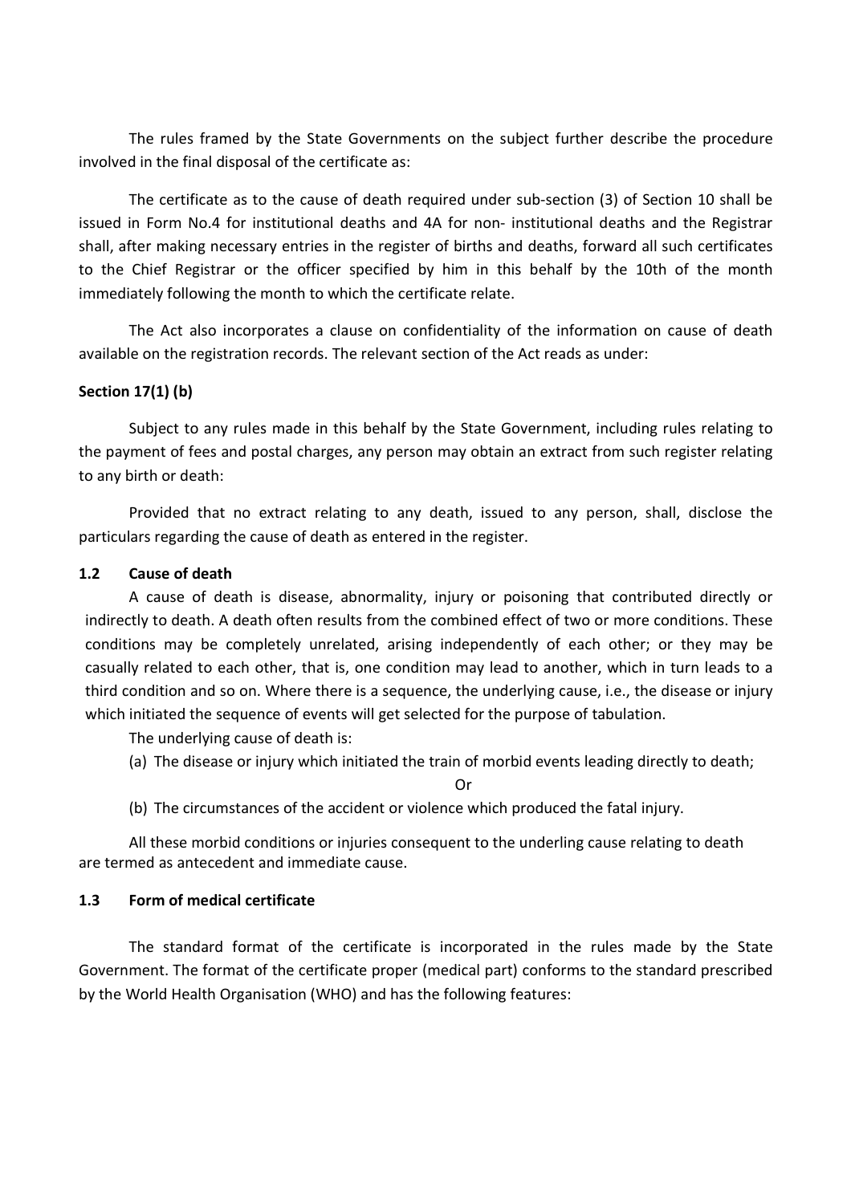The rules framed by the State Governments on the subject further describe the procedure involved in the final disposal of the certificate as:

The certificate as to the cause of death required under sub-section (3) of Section 10 shall be issued in Form No.4 for institutional deaths and 4A for non- institutional deaths and the Registrar shall, after making necessary entries in the register of births and deaths, forward all such certificates to the Chief Registrar or the officer specified by him in this behalf by the 10th of the month immediately following the month to which the certificate relate.

The Act also incorporates a clause on confidentiality of the information on cause of death available on the registration records. The relevant section of the Act reads as under:

**Section 17(1) (b)**

Subject to any rules made in this behalf by the State Government, including rules relating to the payment of fees and postal charges, any person may obtain an extract from such register relating to any birth or death:

Provided that no extract relating to any death, issued to any person, shall, disclose the particulars regarding the cause of death as entered in the register.

### 1.2 Cause of death

A cause of death is disease, abnormality, injury or poisoning that contributed directly or indirectly to death. A death often results from the combined effect of two or more conditions. These conditions may be completely unrelated, arising independently of each other; or they may be casually related to each other, that is, one condition may lead to another, which in turn leads to a third condition and so on. Where there is a sequence, the underlying cause, i.e., the disease or injury which initiated the sequence of events will get selected for the purpose of tabulation.

The underlying cause of death is:

(a) The disease or injury which initiated the train of morbid events leading directly to death;

Or

(b) The circumstances of the accident or violence which produced the fatal injury.

All these morbid conditions or injuries consequent to the underling cause relating to death are termed as antecedent and immediate cause.

### 1.3 Form of medical certificate

The standard format of the certificate is incorporated in the rules made by the State Government. The format of the certificate proper (medical part) conforms to the standard prescribed by the World Health Organisation (WHO) and has the following features: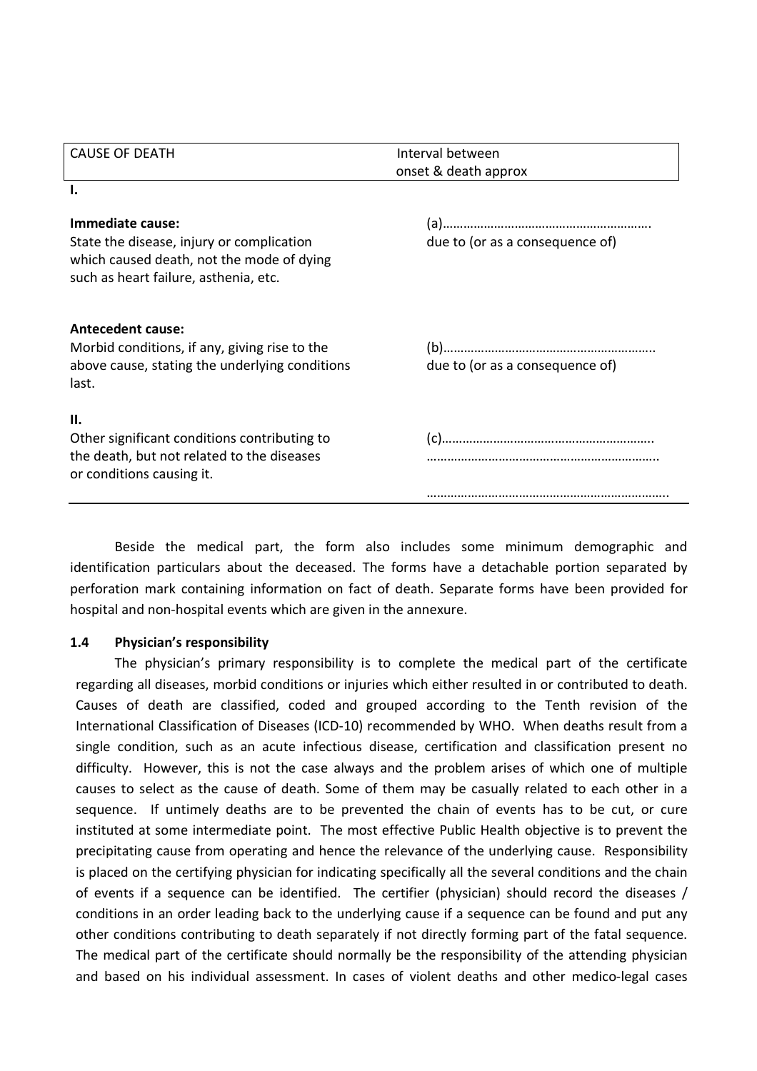| CAUSE OF DEATH | Interval between onset & death approx |
|---|---|
| **I.** | |
| **Immediate cause:** State the disease, injury or complication which caused death, not the mode of dying such as heart failure, asthenia, etc. | (a)…………………………………………………… due to (or as a consequence of) |
| **Antecedent cause:** Morbid conditions, if any, giving rise to the above cause, stating the underlying conditions last. | (b)…………………………………………………… due to (or as a consequence of) |
| **II.** Other significant conditions contributing to the death, but not related to the diseases or conditions causing it. | (c)…………………………………………………… ………………………………………………………… ………………………………………………………… |

Beside the medical part, the form also includes some minimum demographic and identification particulars about the deceased. The forms have a detachable portion separated by perforation mark containing information on fact of death. Separate forms have been provided for hospital and non-hospital events which are given in the annexure.

### 1.4 Physician's responsibility

The physician's primary responsibility is to complete the medical part of the certificate regarding all diseases, morbid conditions or injuries which either resulted in or contributed to death. Causes of death are classified, coded and grouped according to the Tenth revision of the International Classification of Diseases (ICD-10) recommended by WHO. When deaths result from a single condition, such as an acute infectious disease, certification and classification present no difficulty. However, this is not the case always and the problem arises of which one of multiple causes to select as the cause of death. Some of them may be casually related to each other in a sequence. If untimely deaths are to be prevented the chain of events has to be cut, or cure instituted at some intermediate point. The most effective Public Health objective is to prevent the precipitating cause from operating and hence the relevance of the underlying cause. Responsibility is placed on the certifying physician for indicating specifically all the several conditions and the chain of events if a sequence can be identified. The certifier (physician) should record the diseases / conditions in an order leading back to the underlying cause if a sequence can be found and put any other conditions contributing to death separately if not directly forming part of the fatal sequence. The medical part of the certificate should normally be the responsibility of the attending physician and based on his individual assessment. In cases of violent deaths and other medico-legal cases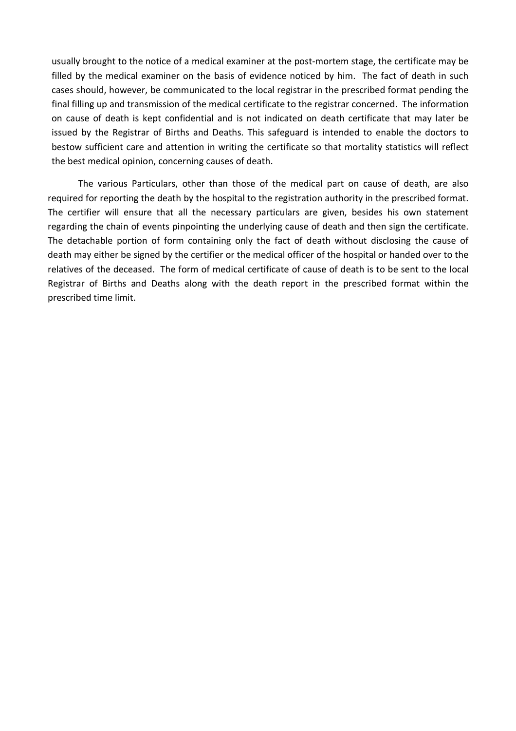usually brought to the notice of a medical examiner at the post-mortem stage, the certificate may be filled by the medical examiner on the basis of evidence noticed by him. The fact of death in such cases should, however, be communicated to the local registrar in the prescribed format pending the final filling up and transmission of the medical certificate to the registrar concerned. The information on cause of death is kept confidential and is not indicated on death certificate that may later be issued by the Registrar of Births and Deaths. This safeguard is intended to enable the doctors to bestow sufficient care and attention in writing the certificate so that mortality statistics will reflect the best medical opinion, concerning causes of death.

The various Particulars, other than those of the medical part on cause of death, are also required for reporting the death by the hospital to the registration authority in the prescribed format. The certifier will ensure that all the necessary particulars are given, besides his own statement regarding the chain of events pinpointing the underlying cause of death and then sign the certificate. The detachable portion of form containing only the fact of death without disclosing the cause of death may either be signed by the certifier or the medical officer of the hospital or handed over to the relatives of the deceased. The form of medical certificate of cause of death is to be sent to the local Registrar of Births and Deaths along with the death report in the prescribed format within the prescribed time limit.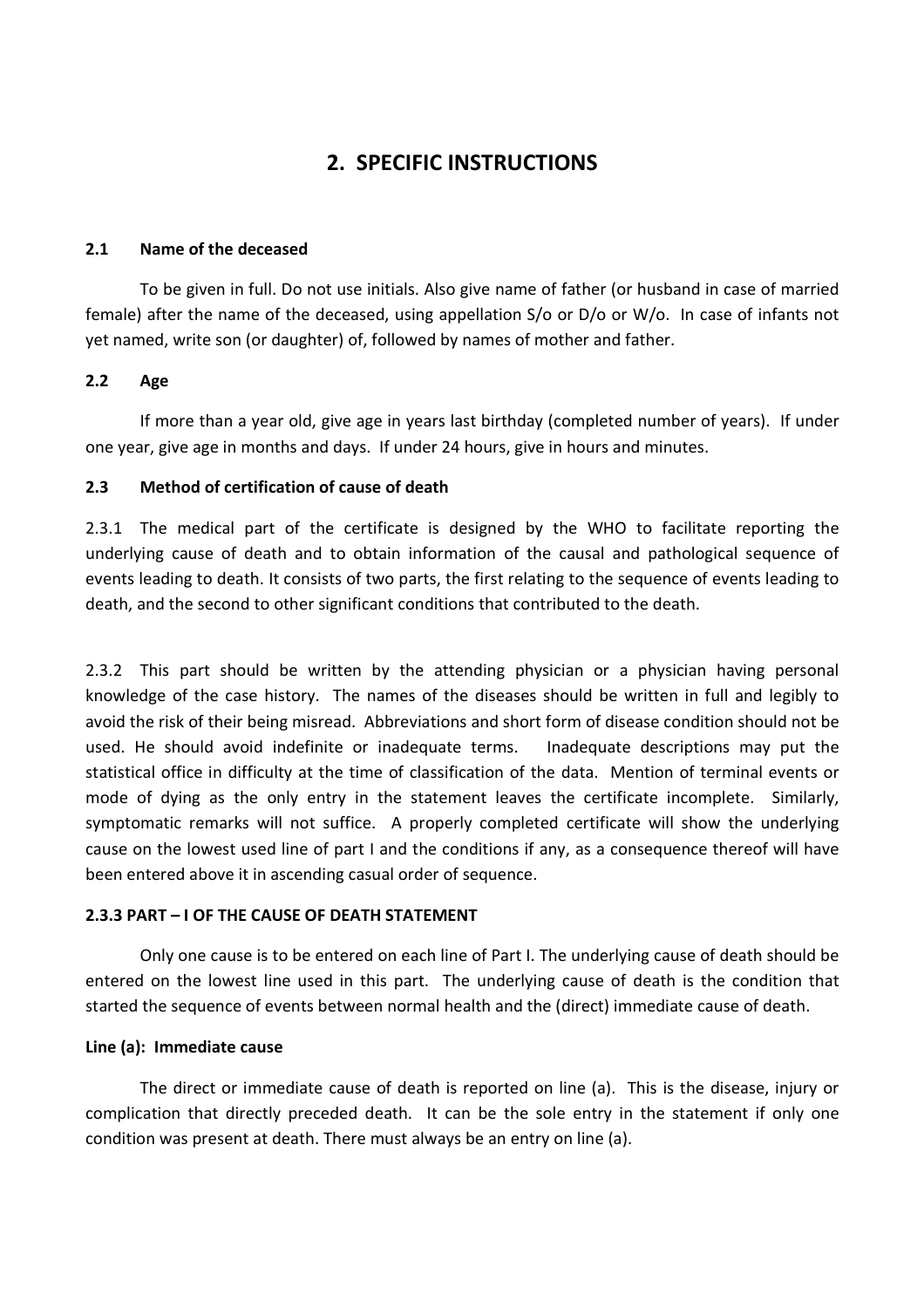# 2. SPECIFIC INSTRUCTIONS

### 2.1 Name of the deceased

To be given in full. Do not use initials. Also give name of father (or husband in case of married female) after the name of the deceased, using appellation S/o or D/o or W/o. In case of infants not yet named, write son (or daughter) of, followed by names of mother and father.

### 2.2 Age

If more than a year old, give age in years last birthday (completed number of years). If under one year, give age in months and days. If under 24 hours, give in hours and minutes.

### 2.3 Method of certification of cause of death

2.3.1 The medical part of the certificate is designed by the WHO to facilitate reporting the underlying cause of death and to obtain information of the causal and pathological sequence of events leading to death. It consists of two parts, the first relating to the sequence of events leading to death, and the second to other significant conditions that contributed to the death.

2.3.2 This part should be written by the attending physician or a physician having personal knowledge of the case history. The names of the diseases should be written in full and legibly to avoid the risk of their being misread. Abbreviations and short form of disease condition should not be used. He should avoid indefinite or inadequate terms. Inadequate descriptions may put the statistical office in difficulty at the time of classification of the data. Mention of terminal events or mode of dying as the only entry in the statement leaves the certificate incomplete. Similarly, symptomatic remarks will not suffice. A properly completed certificate will show the underlying cause on the lowest used line of part I and the conditions if any, as a consequence thereof will have been entered above it in ascending casual order of sequence.

#### 2.3.3 PART – I OF THE CAUSE OF DEATH STATEMENT

Only one cause is to be entered on each line of Part I. The underlying cause of death should be entered on the lowest line used in this part. The underlying cause of death is the condition that started the sequence of events between normal health and the (direct) immediate cause of death.

**Line (a): Immediate cause**

The direct or immediate cause of death is reported on line (a). This is the disease, injury or complication that directly preceded death. It can be the sole entry in the statement if only one condition was present at death. There must always be an entry on line (a).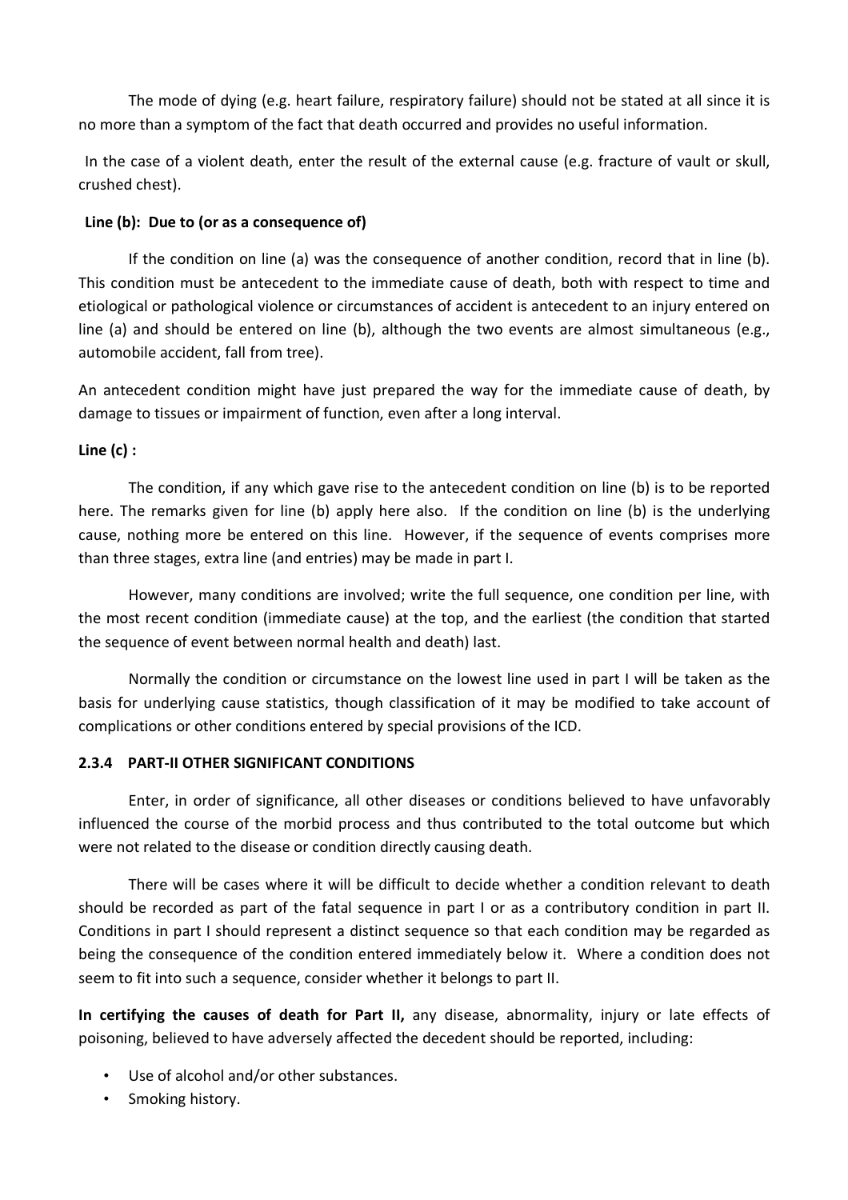The mode of dying (e.g. heart failure, respiratory failure) should not be stated at all since it is no more than a symptom of the fact that death occurred and provides no useful information.

In the case of a violent death, enter the result of the external cause (e.g. fracture of vault or skull, crushed chest).

**Line (b): Due to (or as a consequence of)**

If the condition on line (a) was the consequence of another condition, record that in line (b). This condition must be antecedent to the immediate cause of death, both with respect to time and etiological or pathological violence or circumstances of accident is antecedent to an injury entered on line (a) and should be entered on line (b), although the two events are almost simultaneous (e.g., automobile accident, fall from tree).

An antecedent condition might have just prepared the way for the immediate cause of death, by damage to tissues or impairment of function, even after a long interval.

**Line (c) :**

The condition, if any which gave rise to the antecedent condition on line (b) is to be reported here. The remarks given for line (b) apply here also. If the condition on line (b) is the underlying cause, nothing more be entered on this line. However, if the sequence of events comprises more than three stages, extra line (and entries) may be made in part I.

However, many conditions are involved; write the full sequence, one condition per line, with the most recent condition (immediate cause) at the top, and the earliest (the condition that started the sequence of event between normal health and death) last.

Normally the condition or circumstance on the lowest line used in part I will be taken as the basis for underlying cause statistics, though classification of it may be modified to take account of complications or other conditions entered by special provisions of the ICD.

### 2.3.4 PART-II OTHER SIGNIFICANT CONDITIONS

Enter, in order of significance, all other diseases or conditions believed to have unfavorably influenced the course of the morbid process and thus contributed to the total outcome but which were not related to the disease or condition directly causing death.

There will be cases where it will be difficult to decide whether a condition relevant to death should be recorded as part of the fatal sequence in part I or as a contributory condition in part II. Conditions in part I should represent a distinct sequence so that each condition may be regarded as being the consequence of the condition entered immediately below it. Where a condition does not seem to fit into such a sequence, consider whether it belongs to part II.

**In certifying the causes of death for Part II,** any disease, abnormality, injury or late effects of poisoning, believed to have adversely affected the decedent should be reported, including:

- Use of alcohol and/or other substances.
- Smoking history.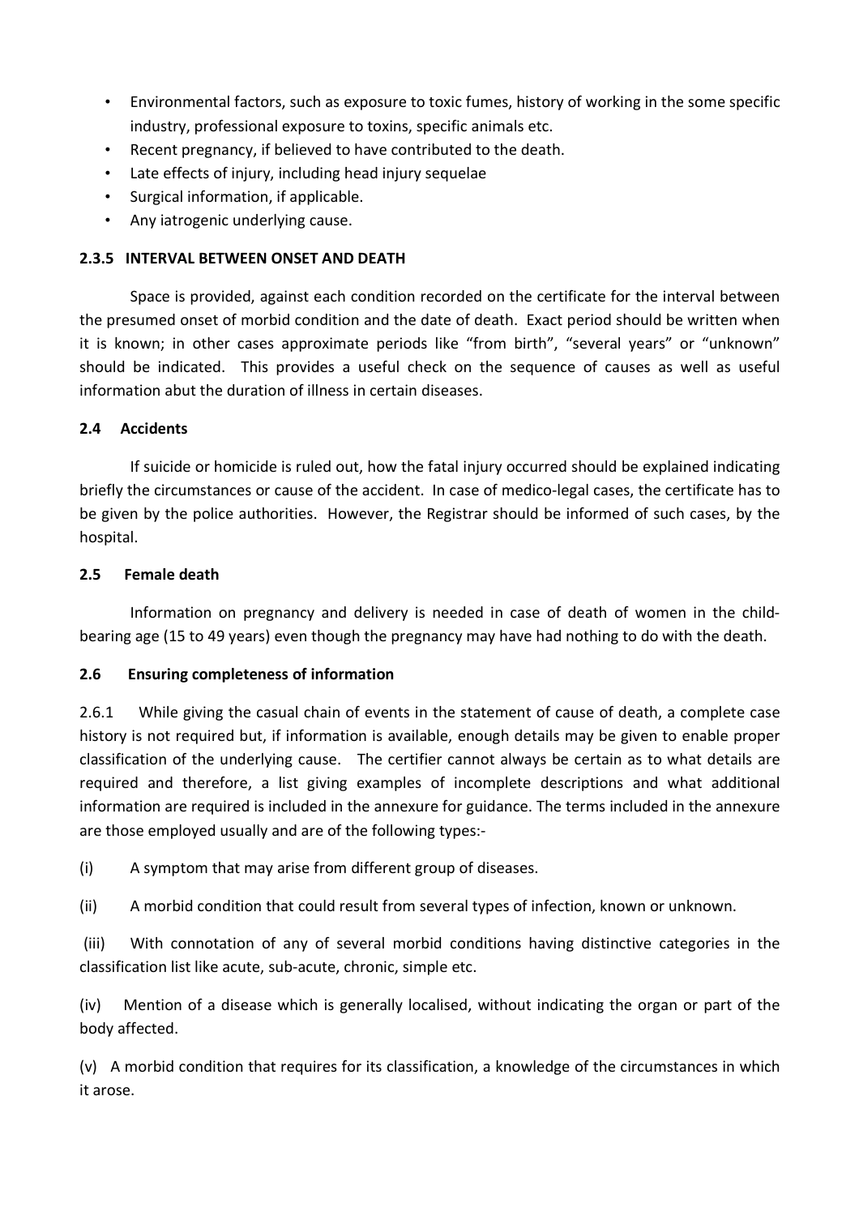- Environmental factors, such as exposure to toxic fumes, history of working in the some specific industry, professional exposure to toxins, specific animals etc.
- Recent pregnancy, if believed to have contributed to the death.
- Late effects of injury, including head injury sequelae
- Surgical information, if applicable.
- Any iatrogenic underlying cause.

#### 2.3.5 INTERVAL BETWEEN ONSET AND DEATH

Space is provided, against each condition recorded on the certificate for the interval between the presumed onset of morbid condition and the date of death. Exact period should be written when it is known; in other cases approximate periods like "from birth", "several years" or "unknown" should be indicated. This provides a useful check on the sequence of causes as well as useful information abut the duration of illness in certain diseases.

### 2.4 Accidents

If suicide or homicide is ruled out, how the fatal injury occurred should be explained indicating briefly the circumstances or cause of the accident. In case of medico-legal cases, the certificate has to be given by the police authorities. However, the Registrar should be informed of such cases, by the hospital.

### 2.5 Female death

Information on pregnancy and delivery is needed in case of death of women in the child-bearing age (15 to 49 years) even though the pregnancy may have had nothing to do with the death.

### 2.6 Ensuring completeness of information

2.6.1 While giving the casual chain of events in the statement of cause of death, a complete case history is not required but, if information is available, enough details may be given to enable proper classification of the underlying cause. The certifier cannot always be certain as to what details are required and therefore, a list giving examples of incomplete descriptions and what additional information are required is included in the annexure for guidance. The terms included in the annexure are those employed usually and are of the following types:-

(i) A symptom that may arise from different group of diseases.

(ii) A morbid condition that could result from several types of infection, known or unknown.

(iii) With connotation of any of several morbid conditions having distinctive categories in the classification list like acute, sub-acute, chronic, simple etc.

(iv) Mention of a disease which is generally localised, without indicating the organ or part of the body affected.

(v) A morbid condition that requires for its classification, a knowledge of the circumstances in which it arose.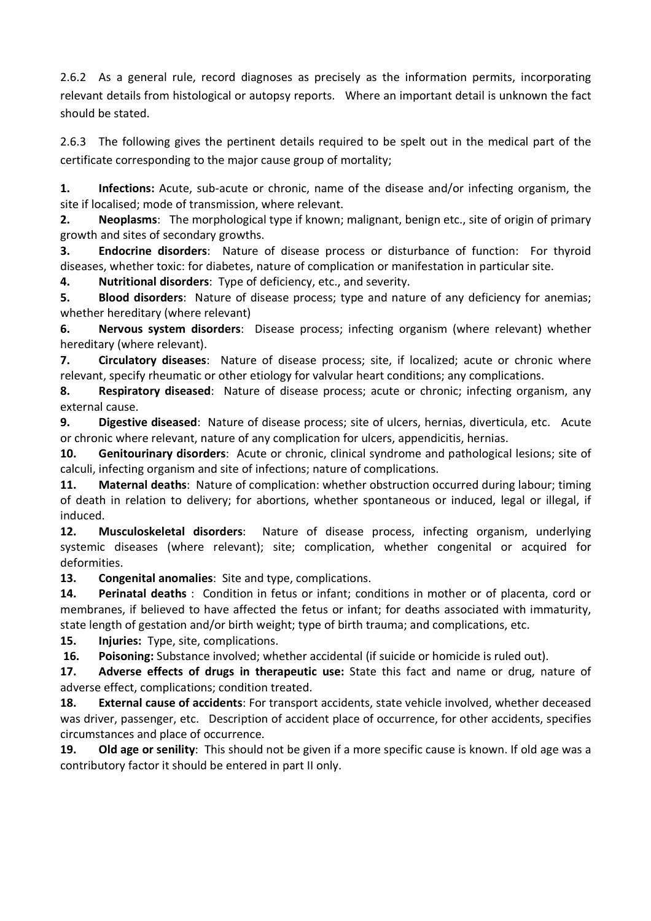2.6.2 As a general rule, record diagnoses as precisely as the information permits, incorporating relevant details from histological or autopsy reports. Where an important detail is unknown the fact should be stated.

2.6.3 The following gives the pertinent details required to be spelt out in the medical part of the certificate corresponding to the major cause group of mortality;

1. **Infections:** Acute, sub-acute or chronic, name of the disease and/or infecting organism, the site if localised; mode of transmission, where relevant.
2. **Neoplasms**: The morphological type if known; malignant, benign etc., site of origin of primary growth and sites of secondary growths.
3. **Endocrine disorders**: Nature of disease process or disturbance of function: For thyroid diseases, whether toxic: for diabetes, nature of complication or manifestation in particular site.
4. **Nutritional disorders**: Type of deficiency, etc., and severity.
5. **Blood disorders**: Nature of disease process; type and nature of any deficiency for anemias; whether hereditary (where relevant)
6. **Nervous system disorders**: Disease process; infecting organism (where relevant) whether hereditary (where relevant).
7. **Circulatory diseases**: Nature of disease process; site, if localized; acute or chronic where relevant, specify rheumatic or other etiology for valvular heart conditions; any complications.
8. **Respiratory diseased**: Nature of disease process; acute or chronic; infecting organism, any external cause.
9. **Digestive diseased**: Nature of disease process; site of ulcers, hernias, diverticula, etc. Acute or chronic where relevant, nature of any complication for ulcers, appendicitis, hernias.
10. **Genitourinary disorders**: Acute or chronic, clinical syndrome and pathological lesions; site of calculi, infecting organism and site of infections; nature of complications.
11. **Maternal deaths**: Nature of complication: whether obstruction occurred during labour; timing of death in relation to delivery; for abortions, whether spontaneous or induced, legal or illegal, if induced.
12. **Musculoskeletal disorders**: Nature of disease process, infecting organism, underlying systemic diseases (where relevant); site; complication, whether congenital or acquired for deformities.
13. **Congenital anomalies**: Site and type, complications.
14. **Perinatal deaths** : Condition in fetus or infant; conditions in mother or of placenta, cord or membranes, if believed to have affected the fetus or infant; for deaths associated with immaturity, state length of gestation and/or birth weight; type of birth trauma; and complications, etc.
15. **Injuries:** Type, site, complications.
16. **Poisoning:** Substance involved; whether accidental (if suicide or homicide is ruled out).
17. **Adverse effects of drugs in therapeutic use:** State this fact and name or drug, nature of adverse effect, complications; condition treated.
18. **External cause of accidents**: For transport accidents, state vehicle involved, whether deceased was driver, passenger, etc. Description of accident place of occurrence, for other accidents, specifies circumstances and place of occurrence.
19. **Old age or senility**: This should not be given if a more specific cause is known. If old age was a contributory factor it should be entered in part II only.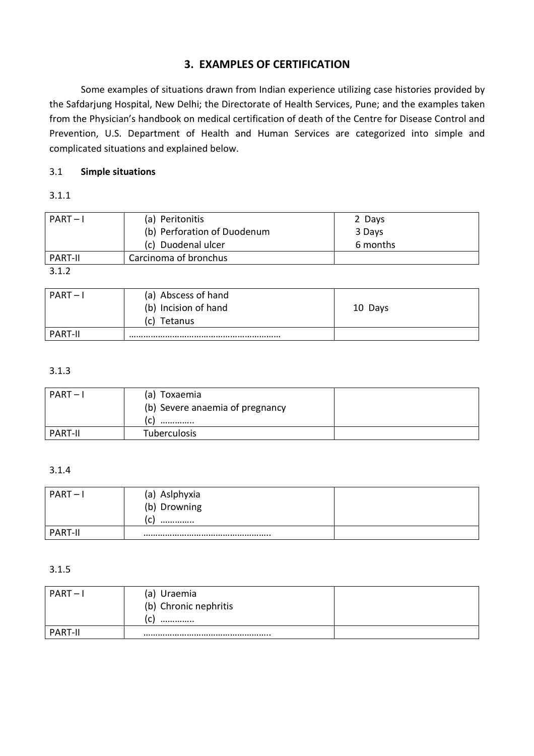## 3. EXAMPLES OF CERTIFICATION

Some examples of situations drawn from Indian experience utilizing case histories provided by the Safdarjung Hospital, New Delhi; the Directorate of Health Services, Pune; and the examples taken from the Physician's handbook on medical certification of death of the Centre for Disease Control and Prevention, U.S. Department of Health and Human Services are categorized into simple and complicated situations and explained below.

3.1 **Simple situations**

3.1.1

| | | |
|---|---|---|
| PART – I | (a) Peritonitis<br>(b) Perforation of Duodenum<br>(c) Duodenal ulcer | 2 Days<br>3 Days<br>6 months |
| PART-II | Carcinoma of bronchus | |

3.1.2

| | | |
|---|---|---|
| PART – I | (a) Abscess of hand<br>(b) Incision of hand<br>(c) Tetanus | 10 Days |
| PART-II | …………………………………………………… | |

3.1.3

| | | |
|---|---|---|
| PART – I | (a) Toxaemia<br>(b) Severe anaemia of pregnancy<br>(c) …………. | |
| PART-II | Tuberculosis | |

3.1.4

| | | |
|---|---|---|
| PART – I | (a) Aslphyxia<br>(b) Drowning<br>(c) …………. | |
| PART-II | …………………………………………….. | |

3.1.5

| | | |
|---|---|---|
| PART – I | (a) Uraemia<br>(b) Chronic nephritis<br>(c) …………. | |
| PART-II | …………………………………………….. | |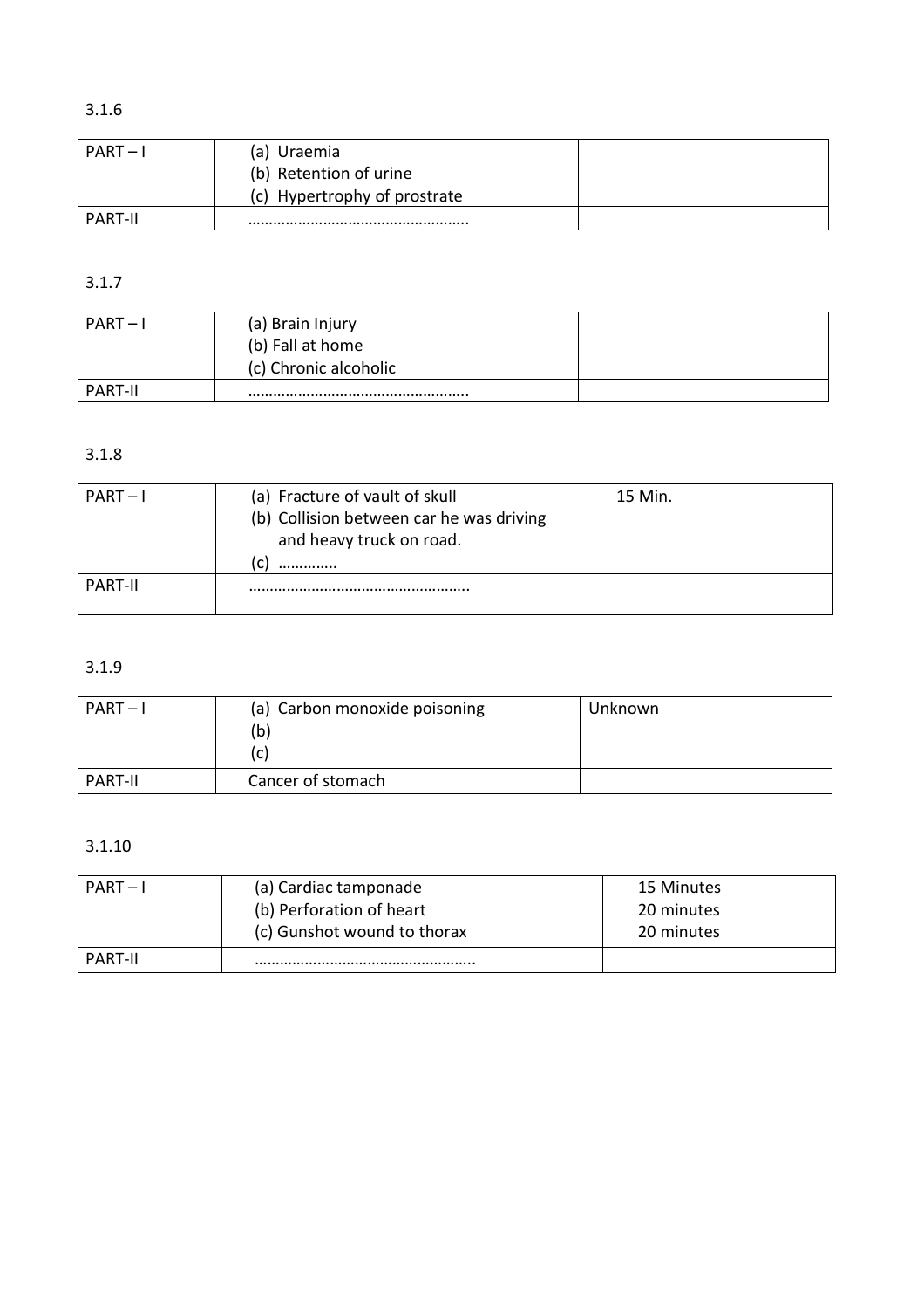3.1.6

| PART – I | (a) Uraemia<br>(b) Retention of urine<br>(c) Hypertrophy of prostrate | |
|---|---|---|
| PART-II | …………………………………………….. | |

3.1.7

| PART – I | (a) Brain Injury<br>(b) Fall at home<br>(c) Chronic alcoholic | |
|---|---|---|
| PART-II | …………………………………………….. | |

3.1.8

| PART – I | (a) Fracture of vault of skull<br>(b) Collision between car he was driving and heavy truck on road.<br>(c) …………. | 15 Min. |
|---|---|---|
| PART-II | …………………………………………….. | |

3.1.9

| PART – I | (a) Carbon monoxide poisoning<br>(b)<br>(c) | Unknown |
|---|---|---|
| PART-II | Cancer of stomach | |

3.1.10

| PART – I | (a) Cardiac tamponade<br>(b) Perforation of heart<br>(c) Gunshot wound to thorax | 15 Minutes<br>20 minutes<br>20 minutes |
|---|---|---|
| PART-II | …………………………………………….. | |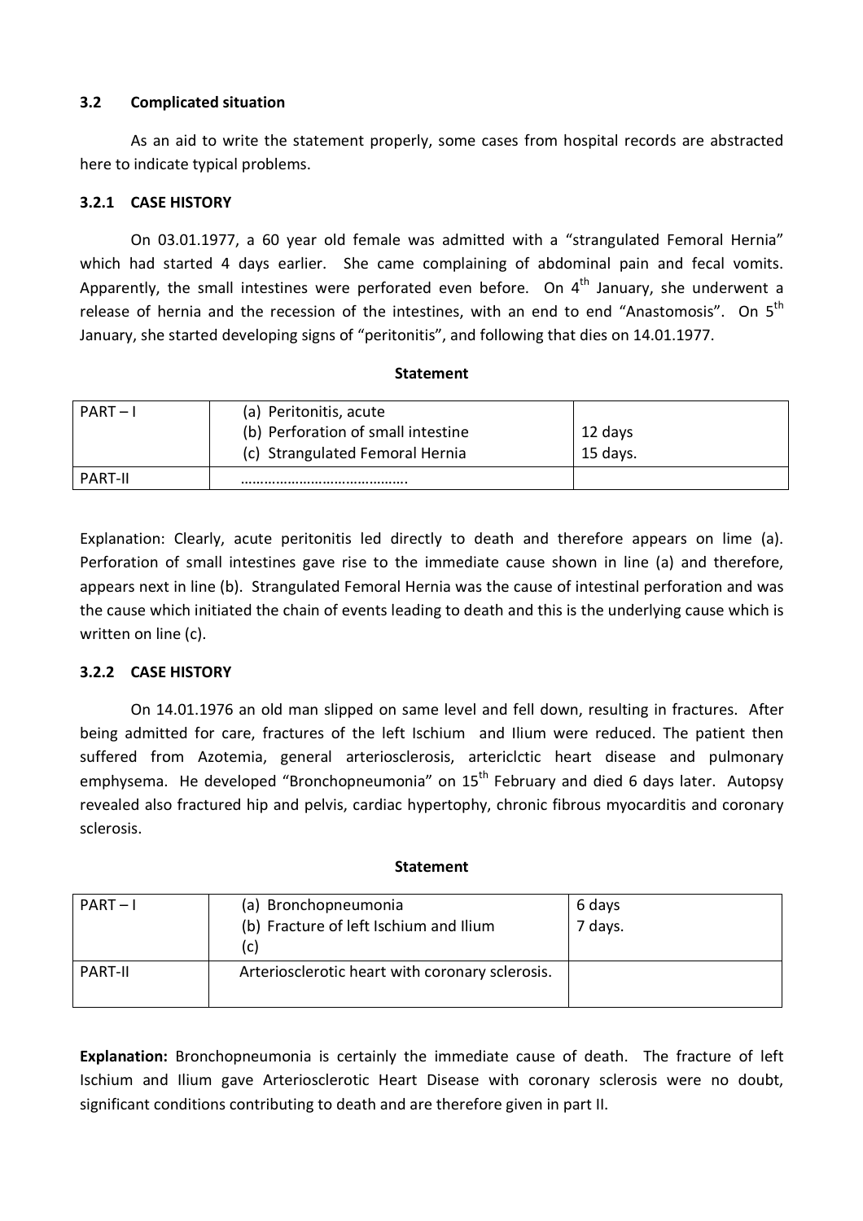### 3.2 Complicated situation

As an aid to write the statement properly, some cases from hospital records are abstracted here to indicate typical problems.

#### 3.2.1 CASE HISTORY

On 03.01.1977, a 60 year old female was admitted with a "strangulated Femoral Hernia" which had started 4 days earlier. She came complaining of abdominal pain and fecal vomits. Apparently, the small intestines were perforated even before. On 4th January, she underwent a release of hernia and the recession of the intestines, with an end to end "Anastomosis". On 5th January, she started developing signs of "peritonitis", and following that dies on 14.01.1977.

**Statement**

| PART – I | (a) Peritonitis, acute<br>(b) Perforation of small intestine<br>(c) Strangulated Femoral Hernia | <br>12 days<br>15 days. |
|---|---|---|
| PART-II | …………………………………… | |

Explanation: Clearly, acute peritonitis led directly to death and therefore appears on lime (a). Perforation of small intestines gave rise to the immediate cause shown in line (a) and therefore, appears next in line (b). Strangulated Femoral Hernia was the cause of intestinal perforation and was the cause which initiated the chain of events leading to death and this is the underlying cause which is written on line (c).

#### 3.2.2 CASE HISTORY

On 14.01.1976 an old man slipped on same level and fell down, resulting in fractures. After being admitted for care, fractures of the left Ischium and Ilium were reduced. The patient then suffered from Azotemia, general arteriosclerosis, artericlctic heart disease and pulmonary emphysema. He developed "Bronchopneumonia" on 15th February and died 6 days later. Autopsy revealed also fractured hip and pelvis, cardiac hypertophy, chronic fibrous myocarditis and coronary sclerosis.

**Statement**

| PART – I | (a) Bronchopneumonia<br>(b) Fracture of left Ischium and Ilium<br>(c) | 6 days<br>7 days. |
|---|---|---|
| PART-II | Arteriosclerotic heart with coronary sclerosis. | |

**Explanation:** Bronchopneumonia is certainly the immediate cause of death. The fracture of left Ischium and Ilium gave Arteriosclerotic Heart Disease with coronary sclerosis were no doubt, significant conditions contributing to death and are therefore given in part II.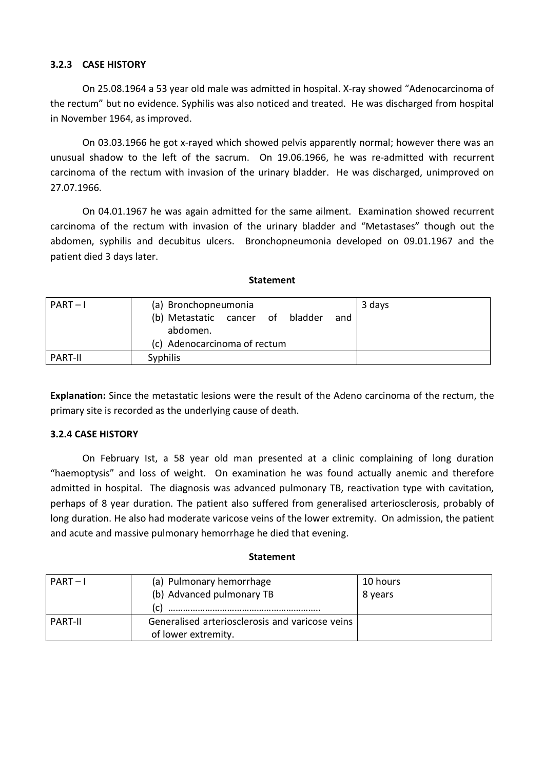### 3.2.3 CASE HISTORY

On 25.08.1964 a 53 year old male was admitted in hospital. X-ray showed "Adenocarcinoma of the rectum" but no evidence. Syphilis was also noticed and treated. He was discharged from hospital in November 1964, as improved.

On 03.03.1966 he got x-rayed which showed pelvis apparently normal; however there was an unusual shadow to the left of the sacrum. On 19.06.1966, he was re-admitted with recurrent carcinoma of the rectum with invasion of the urinary bladder. He was discharged, unimproved on 27.07.1966.

On 04.01.1967 he was again admitted for the same ailment. Examination showed recurrent carcinoma of the rectum with invasion of the urinary bladder and "Metastases" though out the abdomen, syphilis and decubitus ulcers. Bronchopneumonia developed on 09.01.1967 and the patient died 3 days later.

**Statement**

| PART – I | (a) Bronchopneumonia<br>(b) Metastatic cancer of bladder and abdomen.<br>(c) Adenocarcinoma of rectum | 3 days |
|---|---|---|
| PART-II | Syphilis | |

**Explanation:** Since the metastatic lesions were the result of the Adeno carcinoma of the rectum, the primary site is recorded as the underlying cause of death.

### 3.2.4 CASE HISTORY

On February Ist, a 58 year old man presented at a clinic complaining of long duration "haemoptysis" and loss of weight. On examination he was found actually anemic and therefore admitted in hospital. The diagnosis was advanced pulmonary TB, reactivation type with cavitation, perhaps of 8 year duration. The patient also suffered from generalised arteriosclerosis, probably of long duration. He also had moderate varicose veins of the lower extremity. On admission, the patient and acute and massive pulmonary hemorrhage he died that evening.

**Statement**

| PART – I | (a) Pulmonary hemorrhage<br>(b) Advanced pulmonary TB<br>(c) ……………………………………………… | 10 hours<br>8 years |
|---|---|---|
| PART-II | Generalised arteriosclerosis and varicose veins of lower extremity. | |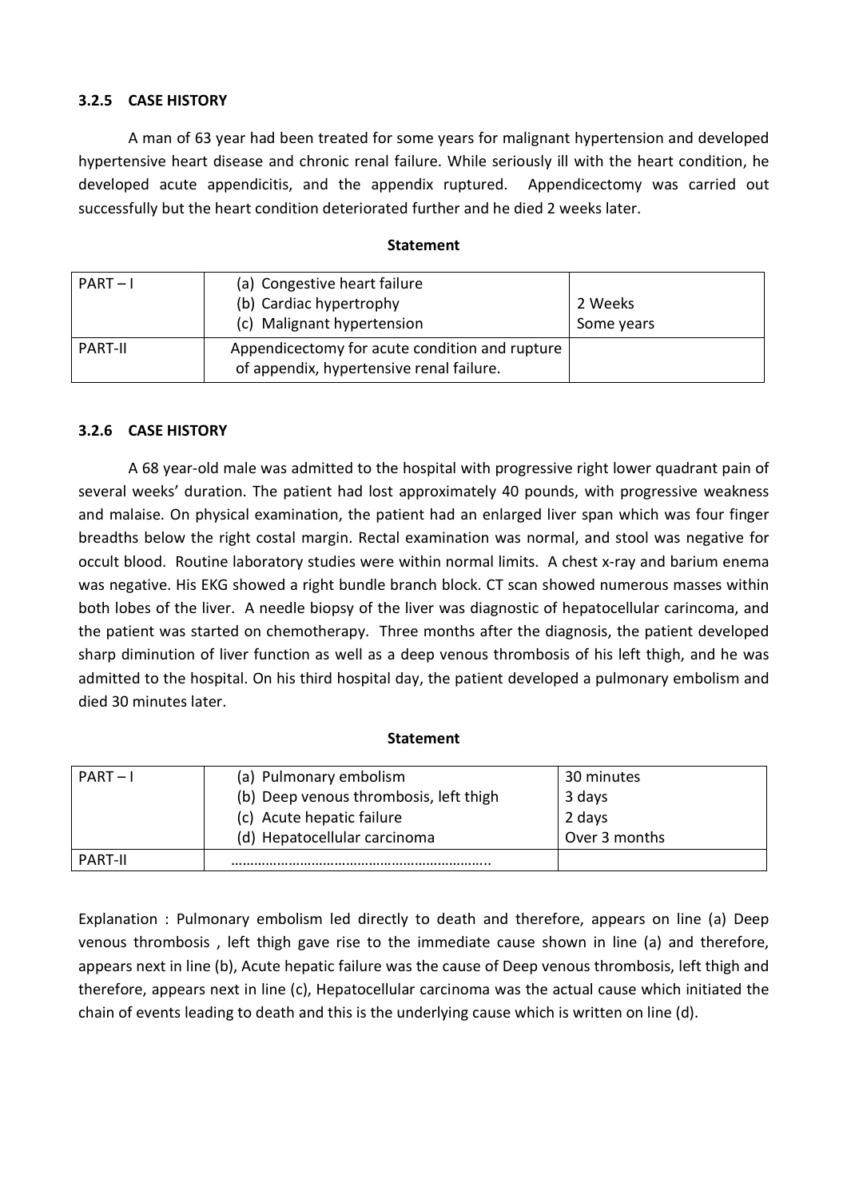### 3.2.5 CASE HISTORY

A man of 63 year had been treated for some years for malignant hypertension and developed hypertensive heart disease and chronic renal failure. While seriously ill with the heart condition, he developed acute appendicitis, and the appendix ruptured. Appendicectomy was carried out successfully but the heart condition deteriorated further and he died 2 weeks later.

**Statement**

| | | |
|---|---|---|
| PART – I | (a) Congestive heart failure<br>(b) Cardiac hypertrophy<br>(c) Malignant hypertension | <br>2 Weeks<br>Some years |
| PART-II | Appendicectomy for acute condition and rupture of appendix, hypertensive renal failure. | |

### 3.2.6 CASE HISTORY

A 68 year-old male was admitted to the hospital with progressive right lower quadrant pain of several weeks' duration. The patient had lost approximately 40 pounds, with progressive weakness and malaise. On physical examination, the patient had an enlarged liver span which was four finger breadths below the right costal margin. Rectal examination was normal, and stool was negative for occult blood. Routine laboratory studies were within normal limits. A chest x-ray and barium enema was negative. His EKG showed a right bundle branch block. CT scan showed numerous masses within both lobes of the liver. A needle biopsy of the liver was diagnostic of hepatocellular carincoma, and the patient was started on chemotherapy. Three months after the diagnosis, the patient developed sharp diminution of liver function as well as a deep venous thrombosis of his left thigh, and he was admitted to the hospital. On his third hospital day, the patient developed a pulmonary embolism and died 30 minutes later.

**Statement**

| | | |
|---|---|---|
| PART – I | (a) Pulmonary embolism<br>(b) Deep venous thrombosis, left thigh<br>(c) Acute hepatic failure<br>(d) Hepatocellular carcinoma | 30 minutes<br>3 days<br>2 days<br>Over 3 months |
| PART-II | ………………………………………………………... | |

Explanation : Pulmonary embolism led directly to death and therefore, appears on line (a) Deep venous thrombosis , left thigh gave rise to the immediate cause shown in line (a) and therefore, appears next in line (b), Acute hepatic failure was the cause of Deep venous thrombosis, left thigh and therefore, appears next in line (c), Hepatocellular carcinoma was the actual cause which initiated the chain of events leading to death and this is the underlying cause which is written on line (d).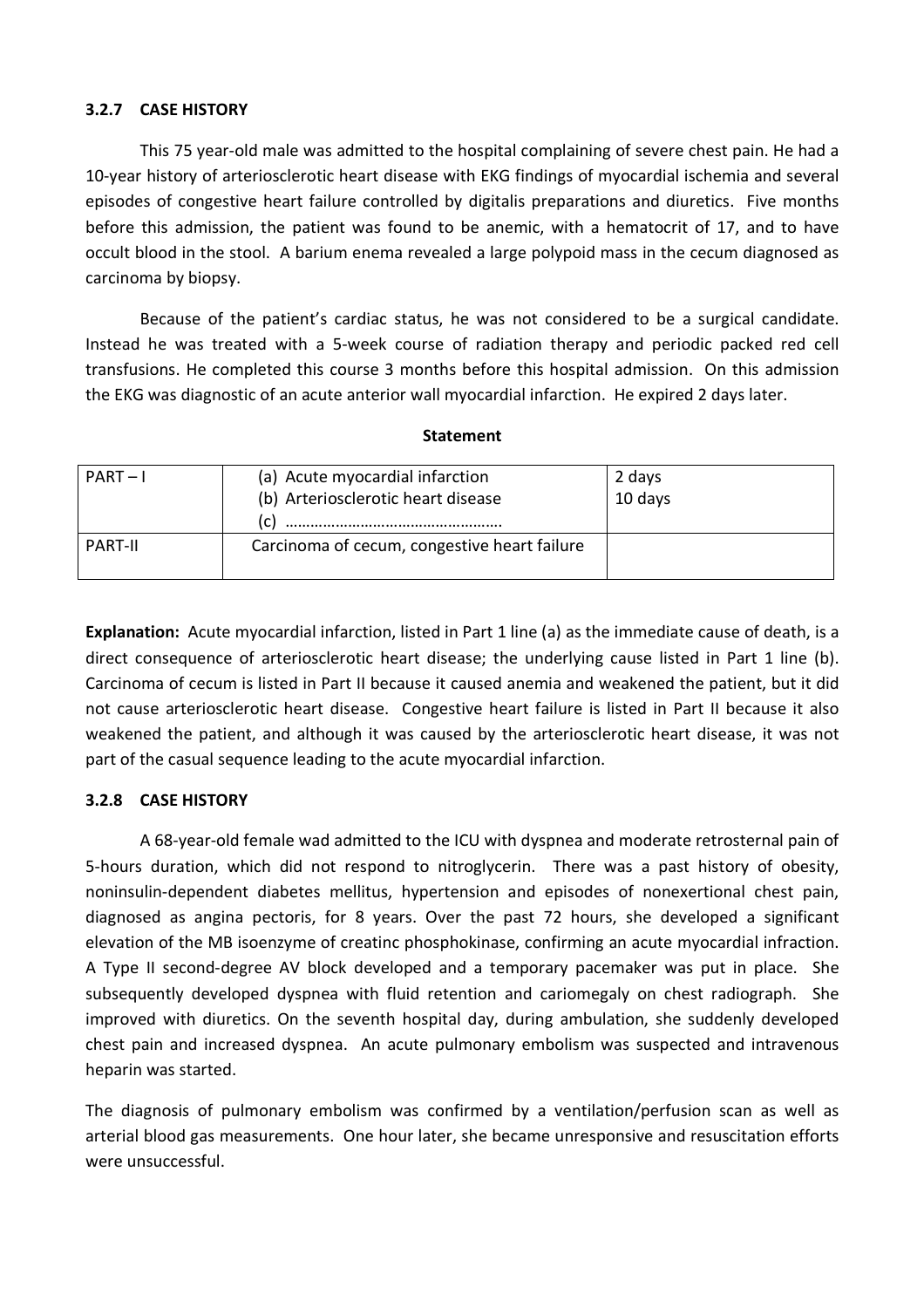### 3.2.7 CASE HISTORY

This 75 year-old male was admitted to the hospital complaining of severe chest pain. He had a 10-year history of arteriosclerotic heart disease with EKG findings of myocardial ischemia and several episodes of congestive heart failure controlled by digitalis preparations and diuretics. Five months before this admission, the patient was found to be anemic, with a hematocrit of 17, and to have occult blood in the stool. A barium enema revealed a large polypoid mass in the cecum diagnosed as carcinoma by biopsy.

Because of the patient's cardiac status, he was not considered to be a surgical candidate. Instead he was treated with a 5-week course of radiation therapy and periodic packed red cell transfusions. He completed this course 3 months before this hospital admission. On this admission the EKG was diagnostic of an acute anterior wall myocardial infarction. He expired 2 days later.

**Statement**

| PART – I | (a) Acute myocardial infarction<br>(b) Arteriosclerotic heart disease<br>(c) …………………………………………… | 2 days<br>10 days |
|---|---|---|
| PART-II | Carcinoma of cecum, congestive heart failure | |

**Explanation:** Acute myocardial infarction, listed in Part 1 line (a) as the immediate cause of death, is a direct consequence of arteriosclerotic heart disease; the underlying cause listed in Part 1 line (b). Carcinoma of cecum is listed in Part II because it caused anemia and weakened the patient, but it did not cause arteriosclerotic heart disease. Congestive heart failure is listed in Part II because it also weakened the patient, and although it was caused by the arteriosclerotic heart disease, it was not part of the casual sequence leading to the acute myocardial infarction.

### 3.2.8 CASE HISTORY

A 68-year-old female wad admitted to the ICU with dyspnea and moderate retrosternal pain of 5-hours duration, which did not respond to nitroglycerin. There was a past history of obesity, noninsulin-dependent diabetes mellitus, hypertension and episodes of nonexertional chest pain, diagnosed as angina pectoris, for 8 years. Over the past 72 hours, she developed a significant elevation of the MB isoenzyme of creatinc phosphokinase, confirming an acute myocardial infraction. A Type II second-degree AV block developed and a temporary pacemaker was put in place. She subsequently developed dyspnea with fluid retention and cariomegaly on chest radiograph. She improved with diuretics. On the seventh hospital day, during ambulation, she suddenly developed chest pain and increased dyspnea. An acute pulmonary embolism was suspected and intravenous heparin was started.

The diagnosis of pulmonary embolism was confirmed by a ventilation/perfusion scan as well as arterial blood gas measurements. One hour later, she became unresponsive and resuscitation efforts were unsuccessful.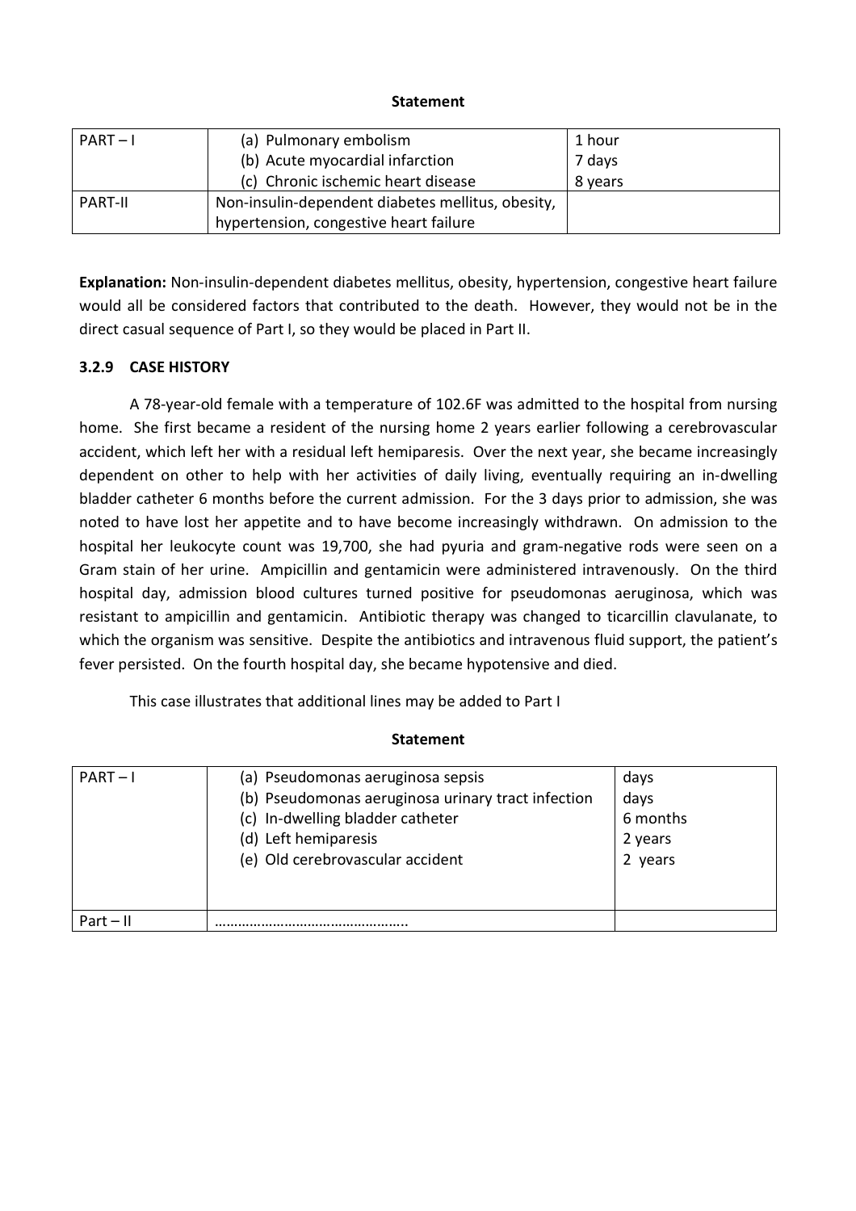**Statement**

| PART – I | (a) Pulmonary embolism<br>(b) Acute myocardial infarction<br>(c) Chronic ischemic heart disease | 1 hour<br>7 days<br>8 years |
|---|---|---|
| PART-II | Non-insulin-dependent diabetes mellitus, obesity, hypertension, congestive heart failure | |

**Explanation:** Non-insulin-dependent diabetes mellitus, obesity, hypertension, congestive heart failure would all be considered factors that contributed to the death. However, they would not be in the direct casual sequence of Part I, so they would be placed in Part II.

### 3.2.9 CASE HISTORY

A 78-year-old female with a temperature of 102.6F was admitted to the hospital from nursing home. She first became a resident of the nursing home 2 years earlier following a cerebrovascular accident, which left her with a residual left hemiparesis. Over the next year, she became increasingly dependent on other to help with her activities of daily living, eventually requiring an in-dwelling bladder catheter 6 months before the current admission. For the 3 days prior to admission, she was noted to have lost her appetite and to have become increasingly withdrawn. On admission to the hospital her leukocyte count was 19,700, she had pyuria and gram-negative rods were seen on a Gram stain of her urine. Ampicillin and gentamicin were administered intravenously. On the third hospital day, admission blood cultures turned positive for pseudomonas aeruginosa, which was resistant to ampicillin and gentamicin. Antibiotic therapy was changed to ticarcillin clavulanate, to which the organism was sensitive. Despite the antibiotics and intravenous fluid support, the patient's fever persisted. On the fourth hospital day, she became hypotensive and died.

This case illustrates that additional lines may be added to Part I

**Statement**

| PART – I | (a) Pseudomonas aeruginosa sepsis<br>(b) Pseudomonas aeruginosa urinary tract infection<br>(c) In-dwelling bladder catheter<br>(d) Left hemiparesis<br>(e) Old cerebrovascular accident | days<br>days<br>6 months<br>2 years<br>2 years |
|---|---|---|
| Part – II | ………………………………………. | |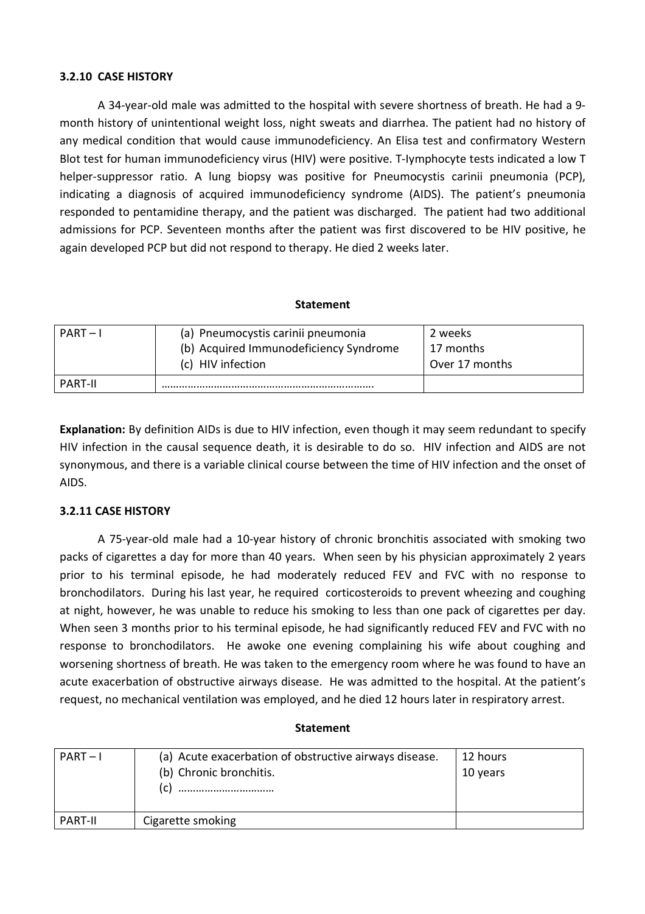### 3.2.10 CASE HISTORY

A 34-year-old male was admitted to the hospital with severe shortness of breath. He had a 9-month history of unintentional weight loss, night sweats and diarrhea. The patient had no history of any medical condition that would cause immunodeficiency. An Elisa test and confirmatory Western Blot test for human immunodeficiency virus (HIV) were positive. T-lymphocyte tests indicated a low T helper-suppressor ratio. A lung biopsy was positive for Pneumocystis carinii pneumonia (PCP), indicating a diagnosis of acquired immunodeficiency syndrome (AIDS). The patient's pneumonia responded to pentamidine therapy, and the patient was discharged. The patient had two additional admissions for PCP. Seventeen months after the patient was first discovered to be HIV positive, he again developed PCP but did not respond to therapy. He died 2 weeks later.

**Statement**

| PART – I | (a) Pneumocystis carinii pneumonia<br>(b) Acquired Immunodeficiency Syndrome<br>(c) HIV infection | 2 weeks<br>17 months<br>Over 17 months |
|---|---|---|
| PART-II | ………………………………………………………………. | |

**Explanation:** By definition AIDs is due to HIV infection, even though it may seem redundant to specify HIV infection in the causal sequence death, it is desirable to do so. HIV infection and AIDS are not synonymous, and there is a variable clinical course between the time of HIV infection and the onset of AIDS.

### 3.2.11 CASE HISTORY

A 75-year-old male had a 10-year history of chronic bronchitis associated with smoking two packs of cigarettes a day for more than 40 years. When seen by his physician approximately 2 years prior to his terminal episode, he had moderately reduced FEV and FVC with no response to bronchodilators. During his last year, he required corticosteroids to prevent wheezing and coughing at night, however, he was unable to reduce his smoking to less than one pack of cigarettes per day. When seen 3 months prior to his terminal episode, he had significantly reduced FEV and FVC with no response to bronchodilators. He awoke one evening complaining his wife about coughing and worsening shortness of breath. He was taken to the emergency room where he was found to have an acute exacerbation of obstructive airways disease. He was admitted to the hospital. At the patient's request, no mechanical ventilation was employed, and he died 12 hours later in respiratory arrest.

**Statement**

| PART – I | (a) Acute exacerbation of obstructive airways disease.<br>(b) Chronic bronchitis.<br>(c) …………………………… | 12 hours<br>10 years |
|---|---|---|
| PART-II | Cigarette smoking | |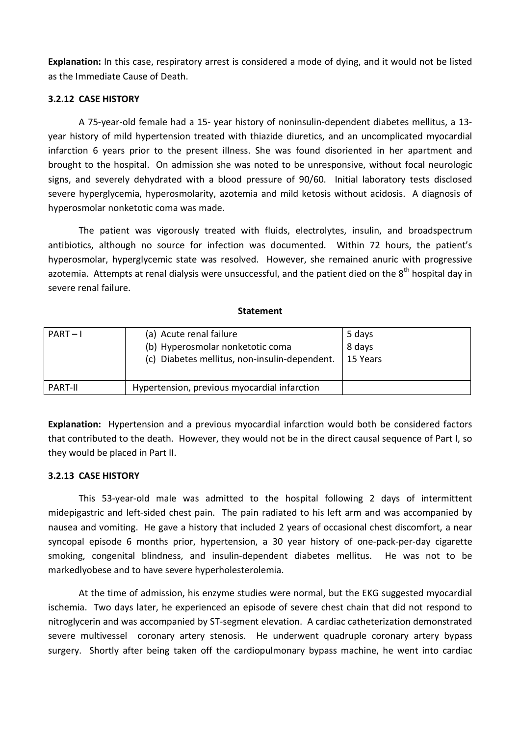**Explanation:** In this case, respiratory arrest is considered a mode of dying, and it would not be listed as the Immediate Cause of Death.

### 3.2.12 CASE HISTORY

A 75-year-old female had a 15- year history of noninsulin-dependent diabetes mellitus, a 13-year history of mild hypertension treated with thiazide diuretics, and an uncomplicated myocardial infarction 6 years prior to the present illness. She was found disoriented in her apartment and brought to the hospital. On admission she was noted to be unresponsive, without focal neurologic signs, and severely dehydrated with a blood pressure of 90/60. Initial laboratory tests disclosed severe hyperglycemia, hyperosmolarity, azotemia and mild ketosis without acidosis. A diagnosis of hyperosmolar nonketotic coma was made.

The patient was vigorously treated with fluids, electrolytes, insulin, and broadspectrum antibiotics, although no source for infection was documented. Within 72 hours, the patient's hyperosmolar, hyperglycemic state was resolved. However, she remained anuric with progressive azotemia. Attempts at renal dialysis were unsuccessful, and the patient died on the 8th hospital day in severe renal failure.

**Statement**

| PART – I | (a) Acute renal failure<br>(b) Hyperosmolar nonketotic coma<br>(c) Diabetes mellitus, non-insulin-dependent. | 5 days<br>8 days<br>15 Years |
|---|---|---|
| PART-II | Hypertension, previous myocardial infarction | |

**Explanation:** Hypertension and a previous myocardial infarction would both be considered factors that contributed to the death. However, they would not be in the direct causal sequence of Part I, so they would be placed in Part II.

### 3.2.13 CASE HISTORY

This 53-year-old male was admitted to the hospital following 2 days of intermittent midepigastric and left-sided chest pain. The pain radiated to his left arm and was accompanied by nausea and vomiting. He gave a history that included 2 years of occasional chest discomfort, a near syncopal episode 6 months prior, hypertension, a 30 year history of one-pack-per-day cigarette smoking, congenital blindness, and insulin-dependent diabetes mellitus. He was not to be markedlyobese and to have severe hyperholesterolemia.

At the time of admission, his enzyme studies were normal, but the EKG suggested myocardial ischemia. Two days later, he experienced an episode of severe chest chain that did not respond to nitroglycerin and was accompanied by ST-segment elevation. A cardiac catheterization demonstrated severe multivessel coronary artery stenosis. He underwent quadruple coronary artery bypass surgery. Shortly after being taken off the cardiopulmonary bypass machine, he went into cardiac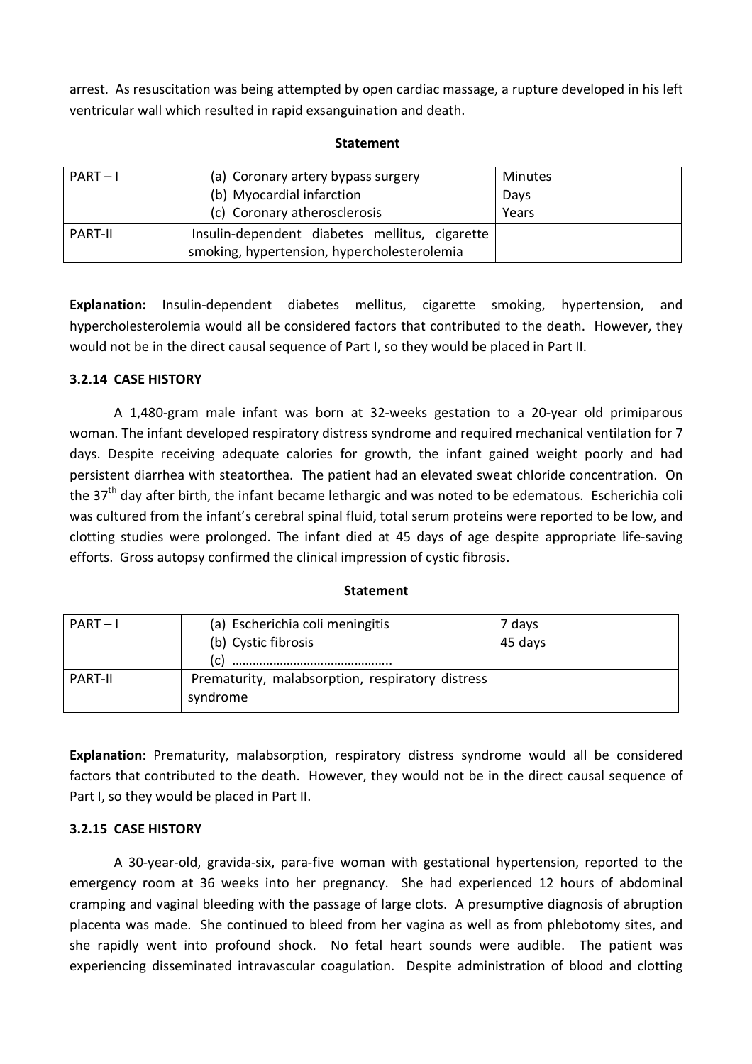arrest. As resuscitation was being attempted by open cardiac massage, a rupture developed in his left ventricular wall which resulted in rapid exsanguination and death.

**Statement**

| PART – I | (a) Coronary artery bypass surgery<br>(b) Myocardial infarction<br>(c) Coronary atherosclerosis | Minutes<br>Days<br>Years |
|---|---|---|
| PART-II | Insulin-dependent diabetes mellitus, cigarette smoking, hypertension, hypercholesterolemia | |

**Explanation:** Insulin-dependent diabetes mellitus, cigarette smoking, hypertension, and hypercholesterolemia would all be considered factors that contributed to the death. However, they would not be in the direct causal sequence of Part I, so they would be placed in Part II.

### 3.2.14 CASE HISTORY

A 1,480-gram male infant was born at 32-weeks gestation to a 20-year old primiparous woman. The infant developed respiratory distress syndrome and required mechanical ventilation for 7 days. Despite receiving adequate calories for growth, the infant gained weight poorly and had persistent diarrhea with steatorthea. The patient had an elevated sweat chloride concentration. On the 37th day after birth, the infant became lethargic and was noted to be edematous. Escherichia coli was cultured from the infant's cerebral spinal fluid, total serum proteins were reported to be low, and clotting studies were prolonged. The infant died at 45 days of age despite appropriate life-saving efforts. Gross autopsy confirmed the clinical impression of cystic fibrosis.

**Statement**

| PART – I | (a) Escherichia coli meningitis<br>(b) Cystic fibrosis<br>(c) ……………………………………….. | 7 days<br>45 days |
|---|---|---|
| PART-II | Prematurity, malabsorption, respiratory distress syndrome | |

**Explanation**: Prematurity, malabsorption, respiratory distress syndrome would all be considered factors that contributed to the death. However, they would not be in the direct causal sequence of Part I, so they would be placed in Part II.

### 3.2.15 CASE HISTORY

A 30-year-old, gravida-six, para-five woman with gestational hypertension, reported to the emergency room at 36 weeks into her pregnancy. She had experienced 12 hours of abdominal cramping and vaginal bleeding with the passage of large clots. A presumptive diagnosis of abruption placenta was made. She continued to bleed from her vagina as well as from phlebotomy sites, and she rapidly went into profound shock. No fetal heart sounds were audible. The patient was experiencing disseminated intravascular coagulation. Despite administration of blood and clotting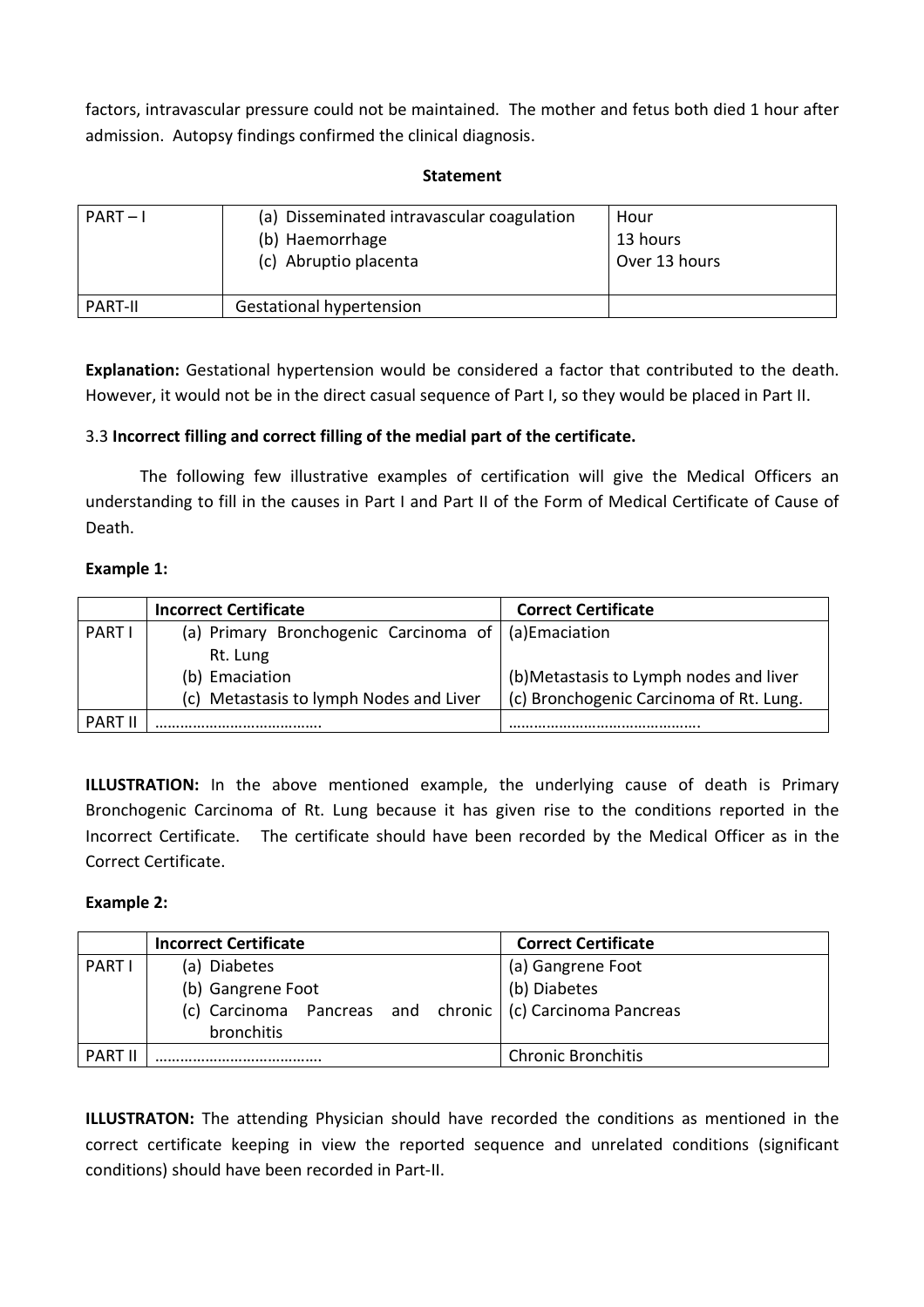factors, intravascular pressure could not be maintained. The mother and fetus both died 1 hour after admission. Autopsy findings confirmed the clinical diagnosis.

**Statement**

| PART – I | (a) Disseminated intravascular coagulation<br>(b) Haemorrhage<br>(c) Abruptio placenta | Hour<br>13 hours<br>Over 13 hours |
|---|---|---|
| PART-II | Gestational hypertension | |

**Explanation:** Gestational hypertension would be considered a factor that contributed to the death. However, it would not be in the direct casual sequence of Part I, so they would be placed in Part II.

3.3 **Incorrect filling and correct filling of the medial part of the certificate.**

The following few illustrative examples of certification will give the Medical Officers an understanding to fill in the causes in Part I and Part II of the Form of Medical Certificate of Cause of Death.

**Example 1:**

| | **Incorrect Certificate** | **Correct Certificate** |
|---|---|---|
| PART I | (a) Primary Bronchogenic Carcinoma of Rt. Lung<br>(b) Emaciation<br>(c) Metastasis to lymph Nodes and Liver | (a)Emaciation<br>(b)Metastasis to Lymph nodes and liver<br>(c) Bronchogenic Carcinoma of Rt. Lung. |
| PART II | ………………………………. | ……………………………………. |

**ILLUSTRATION:** In the above mentioned example, the underlying cause of death is Primary Bronchogenic Carcinoma of Rt. Lung because it has given rise to the conditions reported in the Incorrect Certificate. The certificate should have been recorded by the Medical Officer as in the Correct Certificate.

**Example 2:**

| | **Incorrect Certificate** | **Correct Certificate** |
|---|---|---|
| PART I | (a) Diabetes<br>(b) Gangrene Foot<br>(c) Carcinoma Pancreas and chronic bronchitis | (a) Gangrene Foot<br>(b) Diabetes<br>(c) Carcinoma Pancreas |
| PART II | ………………………………. | Chronic Bronchitis |

**ILLUSTRATON:** The attending Physician should have recorded the conditions as mentioned in the correct certificate keeping in view the reported sequence and unrelated conditions (significant conditions) should have been recorded in Part-II.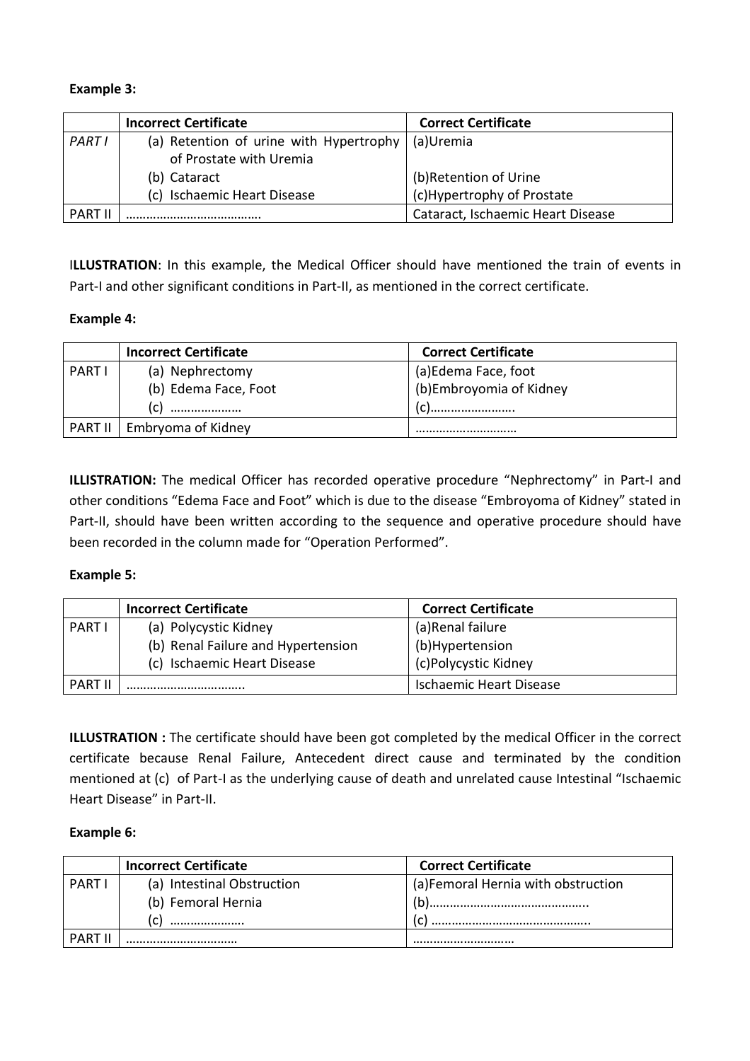**Example 3:**

| | Incorrect Certificate | Correct Certificate |
|---|---|---|
| *PART I* | (a) Retention of urine with Hypertrophy of Prostate with Uremia | (a)Uremia |
| | (b) Cataract | (b)Retention of Urine |
| | (c) Ischaemic Heart Disease | (c)Hypertrophy of Prostate |
| PART II | ………………………………… | Cataract, Ischaemic Heart Disease |

I**LLUSTRATION**: In this example, the Medical Officer should have mentioned the train of events in Part-I and other significant conditions in Part-II, as mentioned in the correct certificate.

**Example 4:**

| | Incorrect Certificate | Correct Certificate |
|---|---|---|
| PART I | (a) Nephrectomy | (a)Edema Face, foot |
| | (b) Edema Face, Foot | (b)Embroyoma of Kidney |
| | (c) ………………… | (c)……………………. |
| PART II | Embryoma of Kidney | ……………………… |

**ILLUSTRATION:** The medical Officer has recorded operative procedure "Nephrectomy" in Part-I and other conditions "Edema Face and Foot" which is due to the disease "Embroyoma of Kidney" stated in Part-II, should have been written according to the sequence and operative procedure should have been recorded in the column made for "Operation Performed".

**Example 5:**

| | Incorrect Certificate | Correct Certificate |
|---|---|---|
| PART I | (a) Polycystic Kidney | (a)Renal failure |
| | (b) Renal Failure and Hypertension | (b)Hypertension |
| | (c) Ischaemic Heart Disease | (c)Polycystic Kidney |
| PART II | …………………………….. | Ischaemic Heart Disease |

**ILLUSTRATION :** The certificate should have been got completed by the medical Officer in the correct certificate because Renal Failure, Antecedent direct cause and terminated by the condition mentioned at (c) of Part-I as the underlying cause of death and unrelated cause Intestinal "Ischaemic Heart Disease" in Part-II.

**Example 6:**

| | Incorrect Certificate | Correct Certificate |
|---|---|---|
| PART I | (a) Intestinal Obstruction | (a)Femoral Hernia with obstruction |
| | (b) Femoral Hernia | (b)……………………………………….. |
| | (c) …………………. | (c) ……………………………………….. |
| PART II | …………………………… | ……………………… |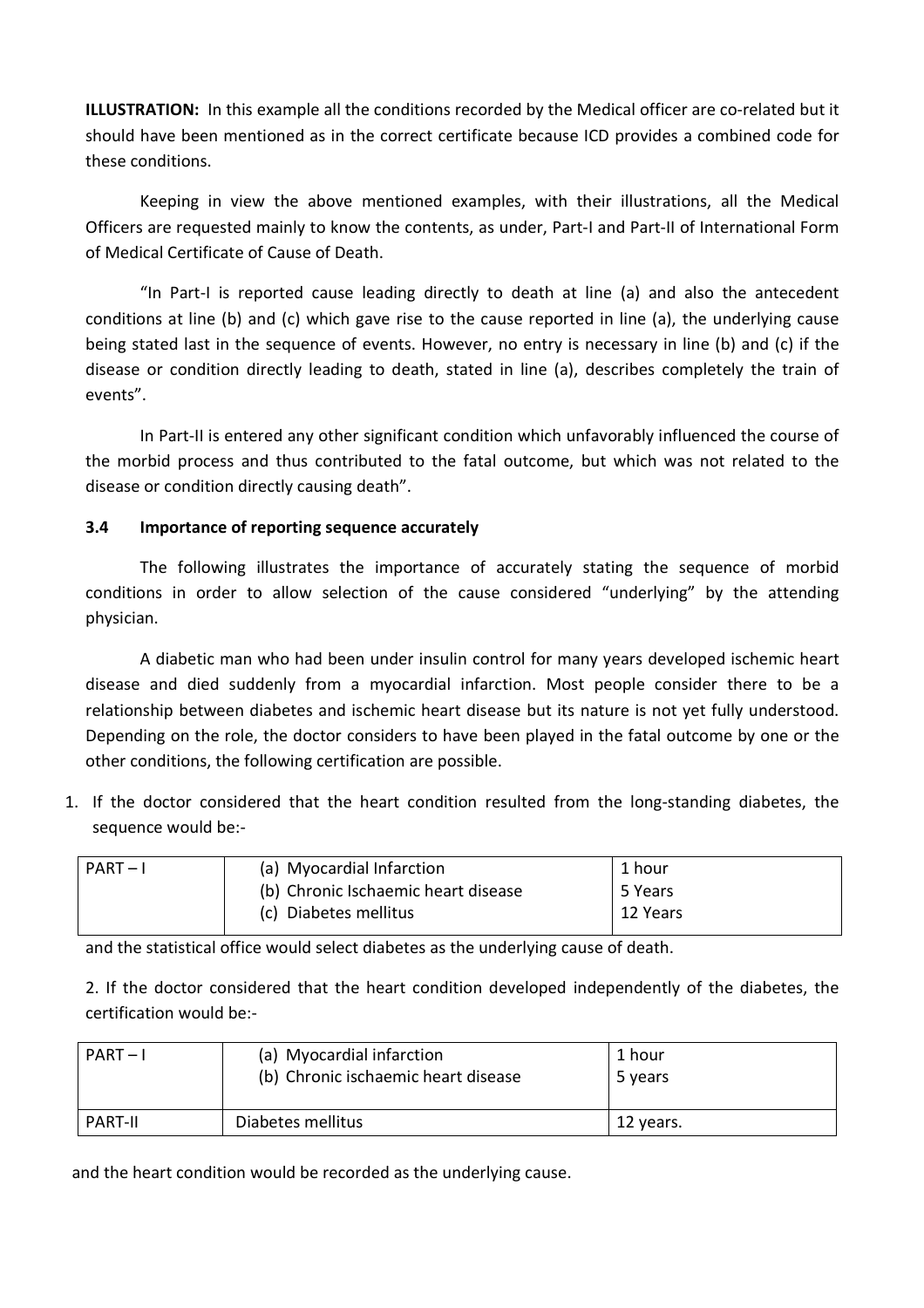**ILLUSTRATION:** In this example all the conditions recorded by the Medical officer are co-related but it should have been mentioned as in the correct certificate because ICD provides a combined code for these conditions.

Keeping in view the above mentioned examples, with their illustrations, all the Medical Officers are requested mainly to know the contents, as under, Part-I and Part-II of International Form of Medical Certificate of Cause of Death.

"In Part-I is reported cause leading directly to death at line (a) and also the antecedent conditions at line (b) and (c) which gave rise to the cause reported in line (a), the underlying cause being stated last in the sequence of events. However, no entry is necessary in line (b) and (c) if the disease or condition directly leading to death, stated in line (a), describes completely the train of events".

In Part-II is entered any other significant condition which unfavorably influenced the course of the morbid process and thus contributed to the fatal outcome, but which was not related to the disease or condition directly causing death".

### 3.4 Importance of reporting sequence accurately

The following illustrates the importance of accurately stating the sequence of morbid conditions in order to allow selection of the cause considered "underlying" by the attending physician.

A diabetic man who had been under insulin control for many years developed ischemic heart disease and died suddenly from a myocardial infarction. Most people consider there to be a relationship between diabetes and ischemic heart disease but its nature is not yet fully understood. Depending on the role, the doctor considers to have been played in the fatal outcome by one or the other conditions, the following certification are possible.

1. If the doctor considered that the heart condition resulted from the long-standing diabetes, the sequence would be:-

| PART – I | (a) Myocardial Infarction<br>(b) Chronic Ischaemic heart disease<br>(c) Diabetes mellitus | 1 hour<br>5 Years<br>12 Years |
|---|---|---|

and the statistical office would select diabetes as the underlying cause of death.

2. If the doctor considered that the heart condition developed independently of the diabetes, the certification would be:-

| PART – I | (a) Myocardial infarction<br>(b) Chronic ischaemic heart disease | 1 hour<br>5 years |
|---|---|---|
| PART-II | Diabetes mellitus | 12 years. |

and the heart condition would be recorded as the underlying cause.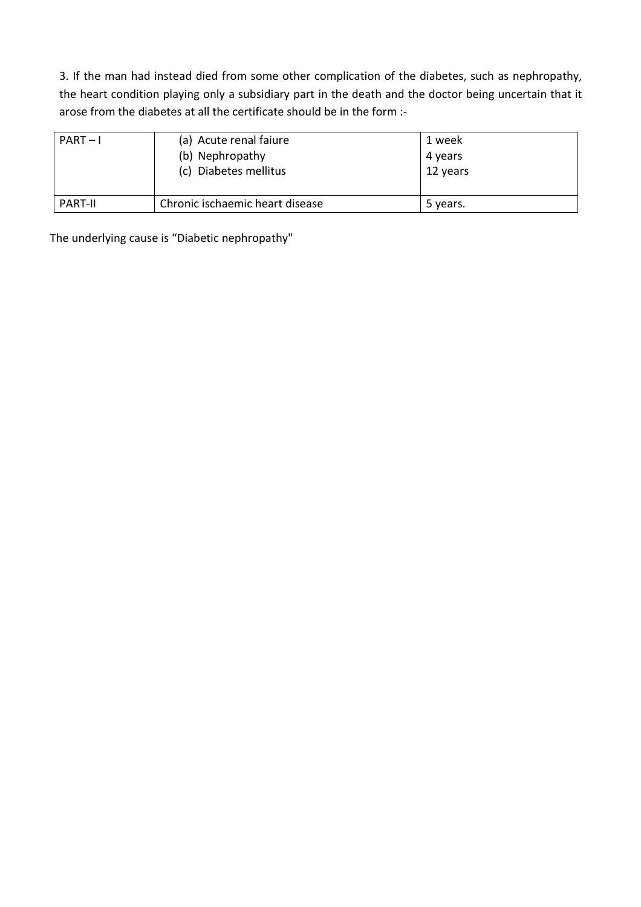3. If the man had instead died from some other complication of the diabetes, such as nephropathy, the heart condition playing only a subsidiary part in the death and the doctor being uncertain that it arose from the diabetes at all the certificate should be in the form :-

| | | |
|---|---|---|
| PART – I | (a) Acute renal faiure<br>(b) Nephropathy<br>(c) Diabetes mellitus | 1 week<br>4 years<br>12 years |
| PART-II | Chronic ischaemic heart disease | 5 years. |

The underlying cause is "Diabetic nephropathy"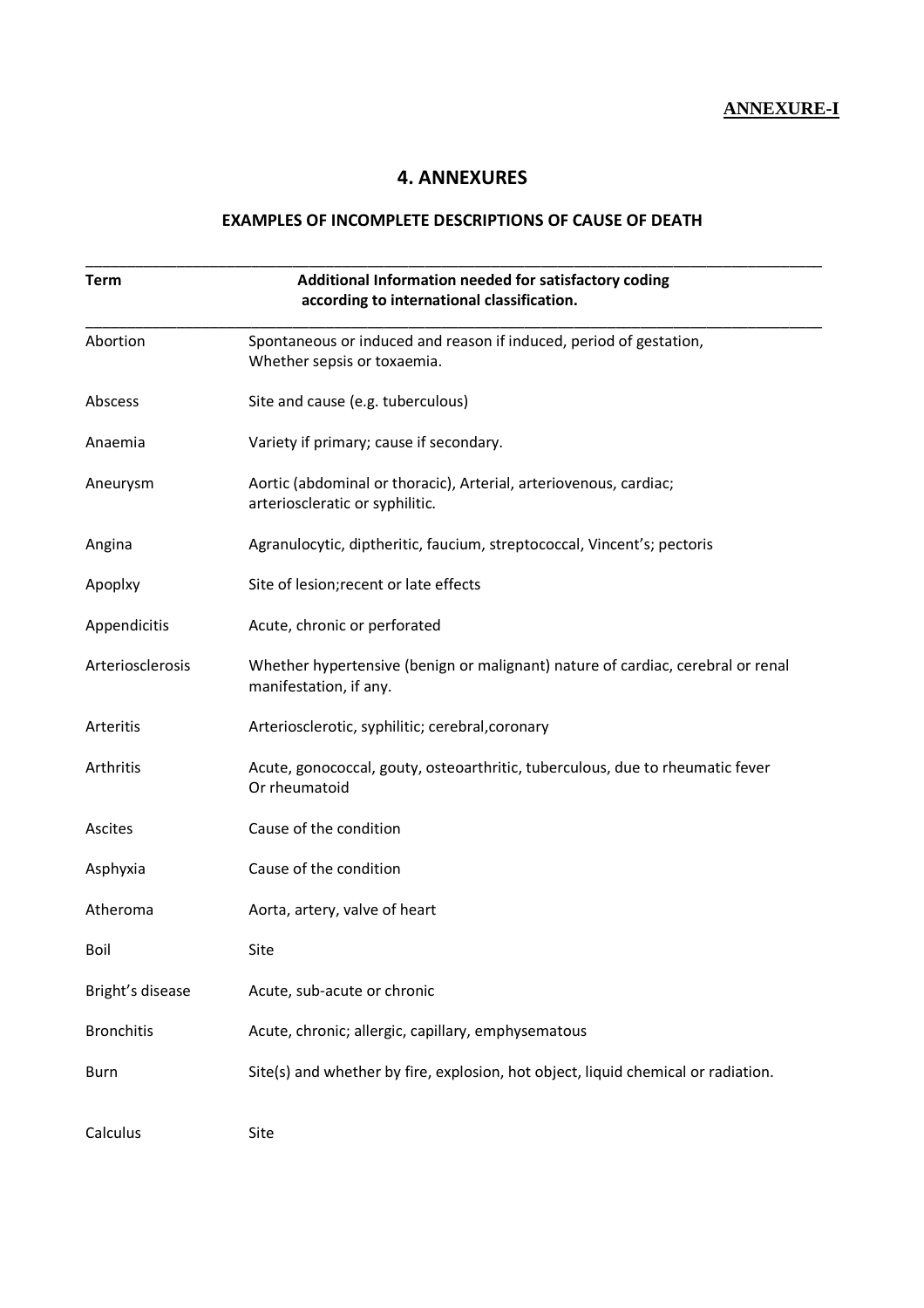**ANNEXURE-I**

## 4. ANNEXURES

### EXAMPLES OF INCOMPLETE DESCRIPTIONS OF CAUSE OF DEATH

| Term | Additional Information needed for satisfactory coding according to international classification. |
|---|---|
| Abortion | Spontaneous or induced and reason if induced, period of gestation, Whether sepsis or toxaemia. |
| Abscess | Site and cause (e.g. tuberculous) |
| Anaemia | Variety if primary; cause if secondary. |
| Aneurysm | Aortic (abdominal or thoracic), Arterial, arteriovenous, cardiac; arterioscleratic or syphilitic. |
| Angina | Agranulocytic, diptheritic, faucium, streptococcal, Vincent's; pectoris |
| Apoplxy | Site of lesion;recent or late effects |
| Appendicitis | Acute, chronic or perforated |
| Arteriosclerosis | Whether hypertensive (benign or malignant) nature of cardiac, cerebral or renal manifestation, if any. |
| Arteritis | Arteriosclerotic, syphilitic; cerebral,coronary |
| Arthritis | Acute, gonococcal, gouty, osteoarthritic, tuberculous, due to rheumatic fever Or rheumatoid |
| Ascites | Cause of the condition |
| Asphyxia | Cause of the condition |
| Atheroma | Aorta, artery, valve of heart |
| Boil | Site |
| Bright's disease | Acute, sub-acute or chronic |
| Bronchitis | Acute, chronic; allergic, capillary, emphysematous |
| Burn | Site(s) and whether by fire, explosion, hot object, liquid chemical or radiation. |
| Calculus | Site |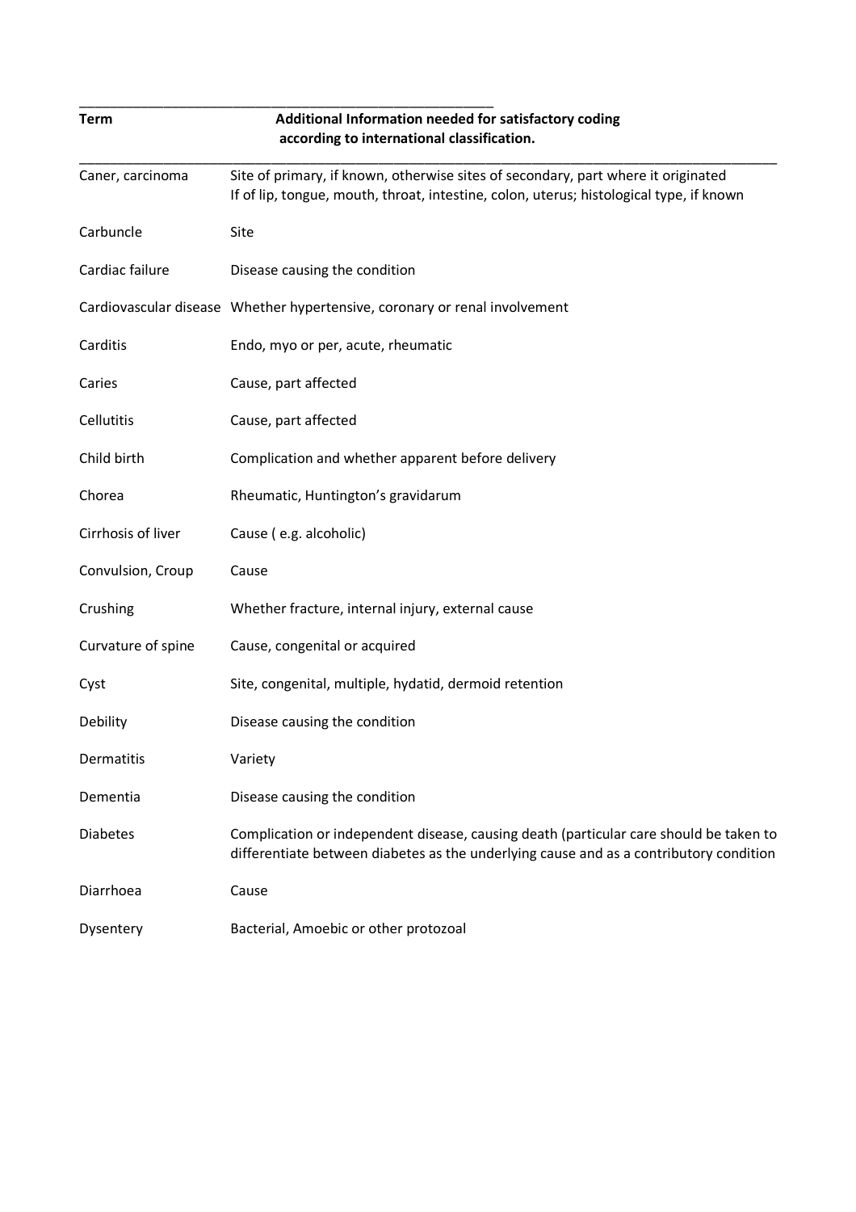| Term | Additional Information needed for satisfactory coding according to international classification. |
| --- | --- |
| Caner, carcinoma | Site of primary, if known, otherwise sites of secondary, part where it originated<br>If of lip, tongue, mouth, throat, intestine, colon, uterus; histological type, if known |
| Carbuncle | Site |
| Cardiac failure | Disease causing the condition |
| Cardiovascular disease | Whether hypertensive, coronary or renal involvement |
| Carditis | Endo, myo or per, acute, rheumatic |
| Caries | Cause, part affected |
| Cellutitis | Cause, part affected |
| Child birth | Complication and whether apparent before delivery |
| Chorea | Rheumatic, Huntington's gravidarum |
| Cirrhosis of liver | Cause ( e.g. alcoholic) |
| Convulsion, Croup | Cause |
| Crushing | Whether fracture, internal injury, external cause |
| Curvature of spine | Cause, congenital or acquired |
| Cyst | Site, congenital, multiple, hydatid, dermoid retention |
| Debility | Disease causing the condition |
| Dermatitis | Variety |
| Dementia | Disease causing the condition |
| Diabetes | Complication or independent disease, causing death (particular care should be taken to differentiate between diabetes as the underlying cause and as a contributory condition |
| Diarrhoea | Cause |
| Dysentery | Bacterial, Amoebic or other protozoal |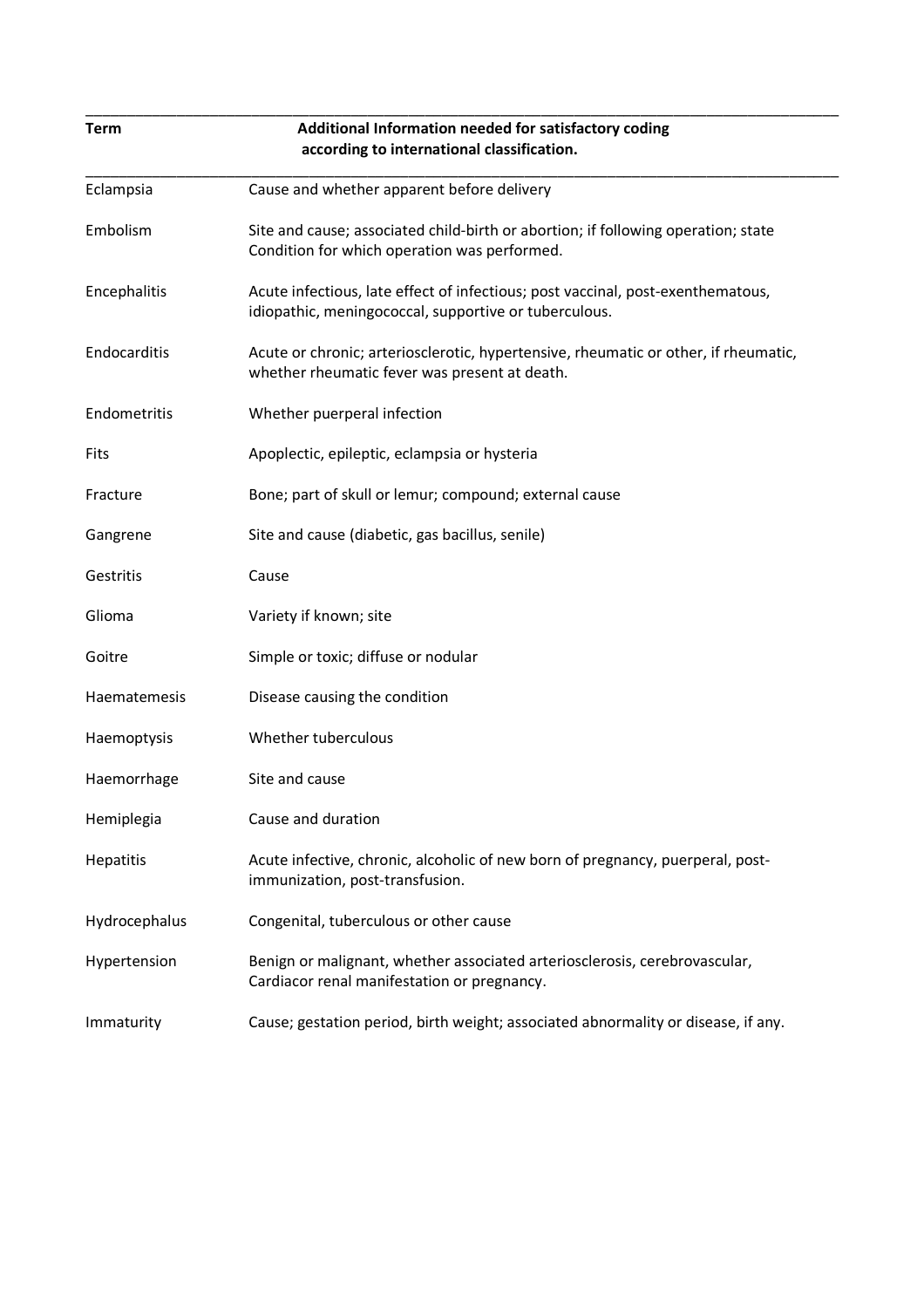| Term | Additional Information needed for satisfactory coding according to international classification. |
|---|---|
| Eclampsia | Cause and whether apparent before delivery |
| Embolism | Site and cause; associated child-birth or abortion; if following operation; state Condition for which operation was performed. |
| Encephalitis | Acute infectious, late effect of infectious; post vaccinal, post-exenthematous, idiopathic, meningococcal, supportive or tuberculous. |
| Endocarditis | Acute or chronic; arteriosclerotic, hypertensive, rheumatic or other, if rheumatic, whether rheumatic fever was present at death. |
| Endometritis | Whether puerperal infection |
| Fits | Apoplectic, epileptic, eclampsia or hysteria |
| Fracture | Bone; part of skull or lemur; compound; external cause |
| Gangrene | Site and cause (diabetic, gas bacillus, senile) |
| Gestritis | Cause |
| Glioma | Variety if known; site |
| Goitre | Simple or toxic; diffuse or nodular |
| Haematemesis | Disease causing the condition |
| Haemoptysis | Whether tuberculous |
| Haemorrhage | Site and cause |
| Hemiplegia | Cause and duration |
| Hepatitis | Acute infective, chronic, alcoholic of new born of pregnancy, puerperal, post-immunization, post-transfusion. |
| Hydrocephalus | Congenital, tuberculous or other cause |
| Hypertension | Benign or malignant, whether associated arteriosclerosis, cerebrovascular, Cardiacor renal manifestation or pregnancy. |
| Immaturity | Cause; gestation period, birth weight; associated abnormality or disease, if any. |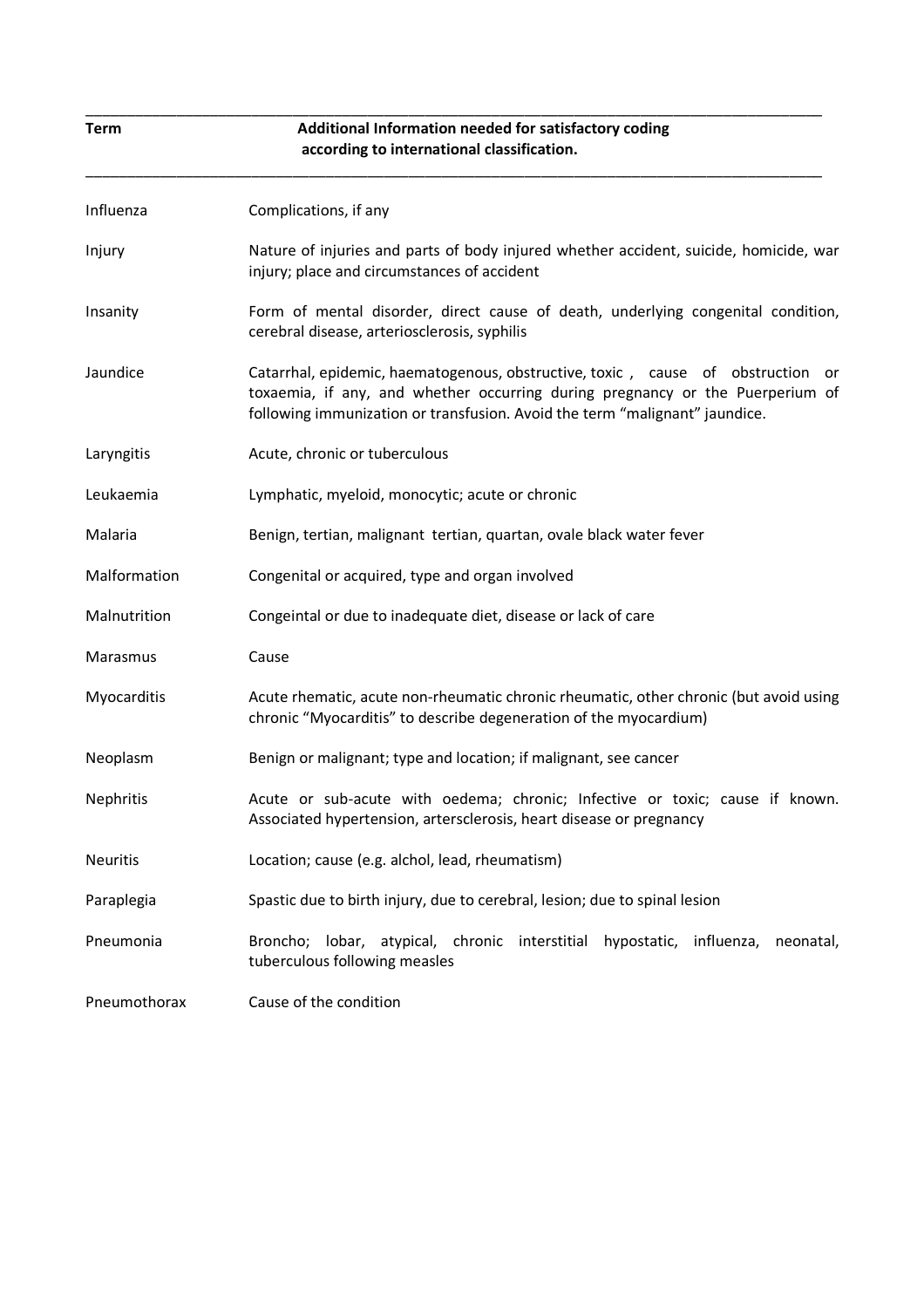| Term | Additional Information needed for satisfactory coding according to international classification. |
|---|---|
| Influenza | Complications, if any |
| Injury | Nature of injuries and parts of body injured whether accident, suicide, homicide, war injury; place and circumstances of accident |
| Insanity | Form of mental disorder, direct cause of death, underlying congenital condition, cerebral disease, arteriosclerosis, syphilis |
| Jaundice | Catarrhal, epidemic, haematogenous, obstructive, toxic , cause of obstruction or toxaemia, if any, and whether occurring during pregnancy or the Puerperium of following immunization or transfusion. Avoid the term "malignant" jaundice. |
| Laryngitis | Acute, chronic or tuberculous |
| Leukaemia | Lymphatic, myeloid, monocytic; acute or chronic |
| Malaria | Benign, tertian, malignant tertian, quartan, ovale black water fever |
| Malformation | Congenital or acquired, type and organ involved |
| Malnutrition | Congeintal or due to inadequate diet, disease or lack of care |
| Marasmus | Cause |
| Myocarditis | Acute rhematic, acute non-rheumatic chronic rheumatic, other chronic (but avoid using chronic "Myocarditis" to describe degeneration of the myocardium) |
| Neoplasm | Benign or malignant; type and location; if malignant, see cancer |
| Nephritis | Acute or sub-acute with oedema; chronic; Infective or toxic; cause if known. Associated hypertension, artersclerosis, heart disease or pregnancy |
| Neuritis | Location; cause (e.g. alchol, lead, rheumatism) |
| Paraplegia | Spastic due to birth injury, due to cerebral, lesion; due to spinal lesion |
| Pneumonia | Broncho; lobar, atypical, chronic interstitial hypostatic, influenza, neonatal, tuberculous following measles |
| Pneumothorax | Cause of the condition |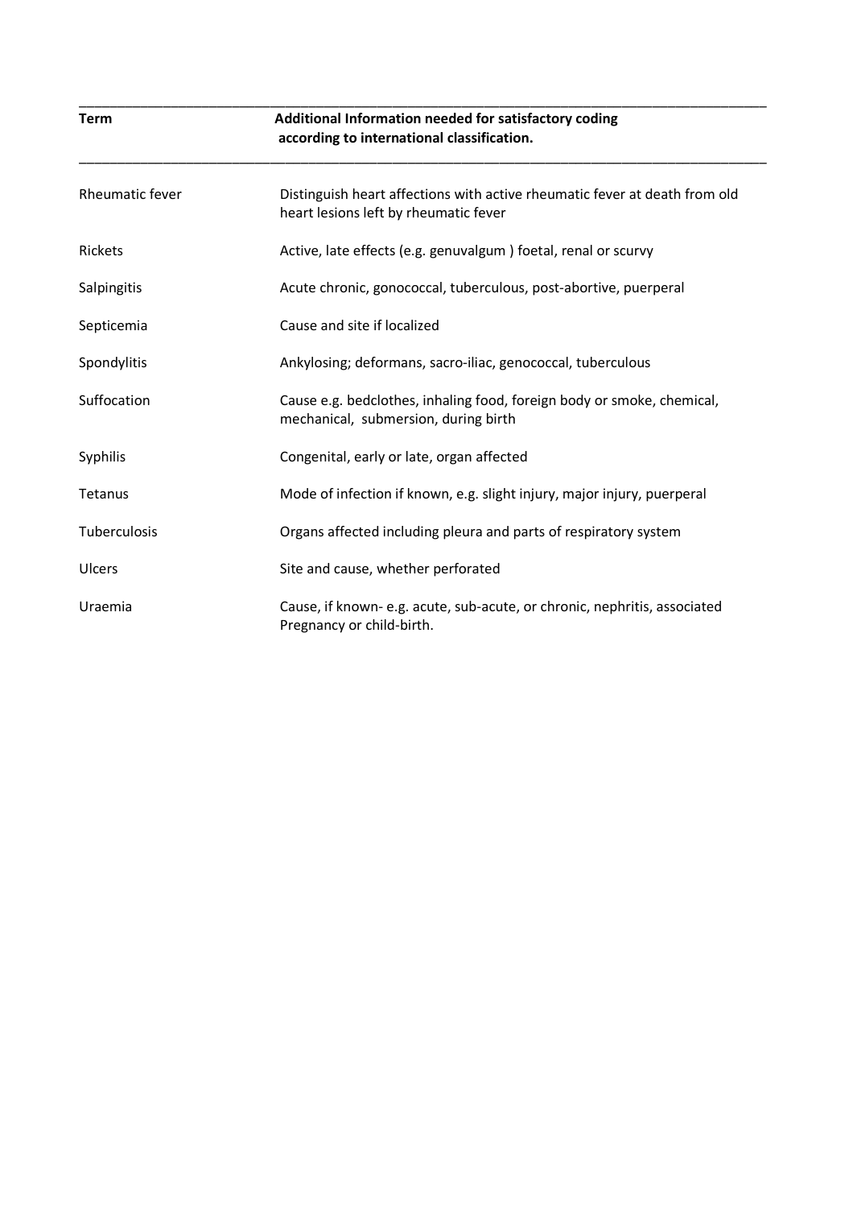| Term | Additional Information needed for satisfactory coding according to international classification. |
| --- | --- |
| Rheumatic fever | Distinguish heart affections with active rheumatic fever at death from old heart lesions left by rheumatic fever |
| Rickets | Active, late effects (e.g. genuvalgum ) foetal, renal or scurvy |
| Salpingitis | Acute chronic, gonococcal, tuberculous, post-abortive, puerperal |
| Septicemia | Cause and site if localized |
| Spondylitis | Ankylosing; deformans, sacro-iliac, genococcal, tuberculous |
| Suffocation | Cause e.g. bedclothes, inhaling food, foreign body or smoke, chemical, mechanical, submersion, during birth |
| Syphilis | Congenital, early or late, organ affected |
| Tetanus | Mode of infection if known, e.g. slight injury, major injury, puerperal |
| Tuberculosis | Organs affected including pleura and parts of respiratory system |
| Ulcers | Site and cause, whether perforated |
| Uraemia | Cause, if known- e.g. acute, sub-acute, or chronic, nephritis, associated Pregnancy or child-birth. |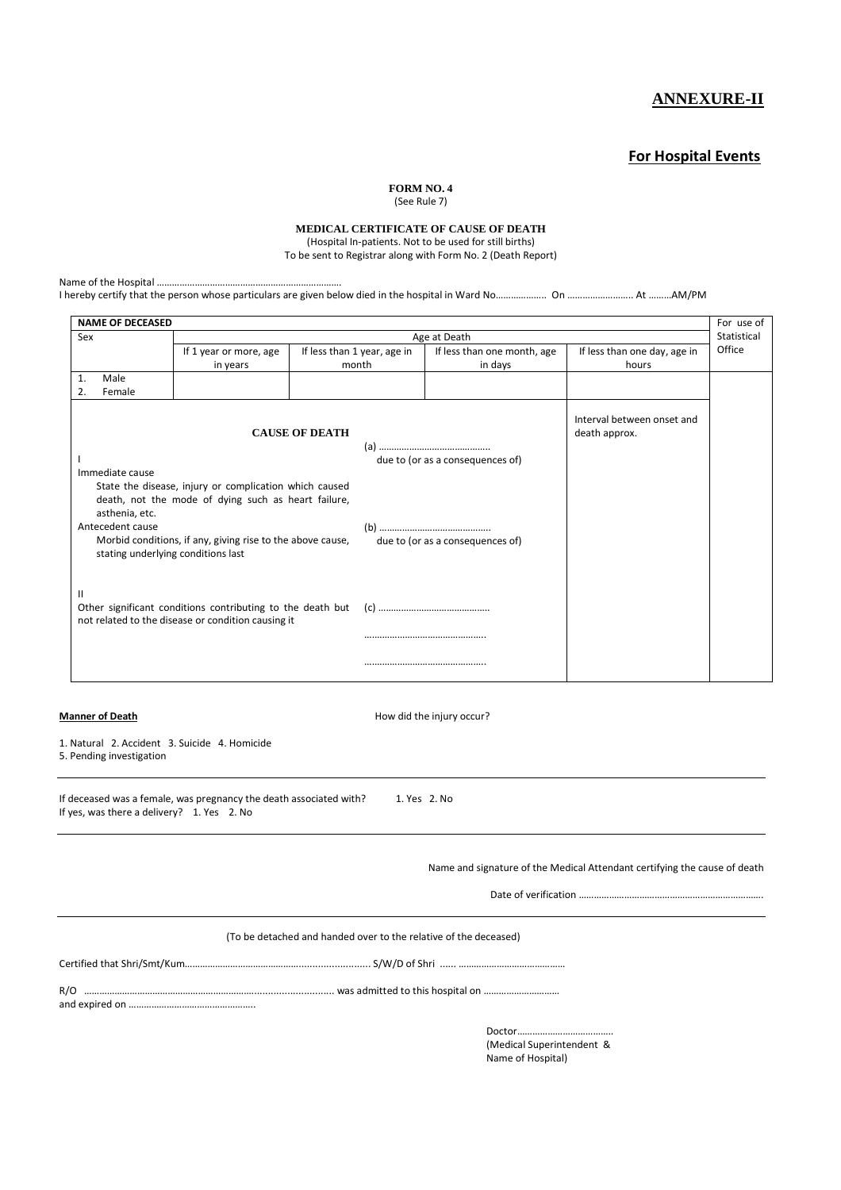# ANNEXURE-II

## For Hedge Hospital Events

# ANNEXURE-II

## For Hospital Events

**FORM NO. 4**
(See Rule 7)

**MEDICAL CERTIFICATE OF CAUSE OF DEATH**
(Hospital In-patients. Not to be used for still births)
To be sent to Registrar along with Form No. 2 (Death Report)

Name of the Hospital ……………………………………………………………….
I hereby certify that the person whose particulars are given below died in the hospital in Ward No………………. On …………………….. At ………AM/PM

| **NAME OF DECEASED** | | | | | For use of Statistical Office |
|---|---|---|---|---|---|
| Sex | Age at Death | | | | |
| | If 1 year or more, age in years | If less than 1 year, age in month | If less than one month, age in days | If less than one day, age in hours | |
| 1. Male<br>2. Female | | | | | |
| **CAUSE OF DEATH**<br>I<br>Immediate cause<br>State the disease, injury or complication which caused death, not the mode of dying such as heart failure, asthenia, etc.<br>Antecedent cause<br>Morbid conditions, if any, giving rise to the above cause, stating underlying conditions last | | (a) …………………………………….<br>due to (or as a consequences of)<br><br>(b) …………………………………….<br>due to (or as a consequences of) | | Interval between onset and death approx. | |
| II<br>Other significant conditions contributing to the death but not related to the disease or condition causing it | | (c) …………………………………….<br>………………………………………..<br>……………………………………….. | | | |

**Manner of Death**

1. Natural 2. Accident 3. Suicide 4. Homicide
5. Pending investigation

How did the injury occur?

---

If deceased was a female, was pregnancy the death associated with? 1. Yes 2. No
If yes, was there a delivery? 1. Yes 2. No

---

Name and signature of the Medical Attendant certifying the cause of death

Date of verification ……………………………………………………………….

---

(To be detached and handed over to the relative of the deceased)

Certified that Shri/Smt/Kum……………………………………………………………. S/W/D of Shri …… ……………………………………

R/O ……………………………………………………………………………………. was admitted to this hospital on …………………………
and expired on …………………………………………..

Doctor……………………………….
(Medical Superintendent &
Name of Hospital)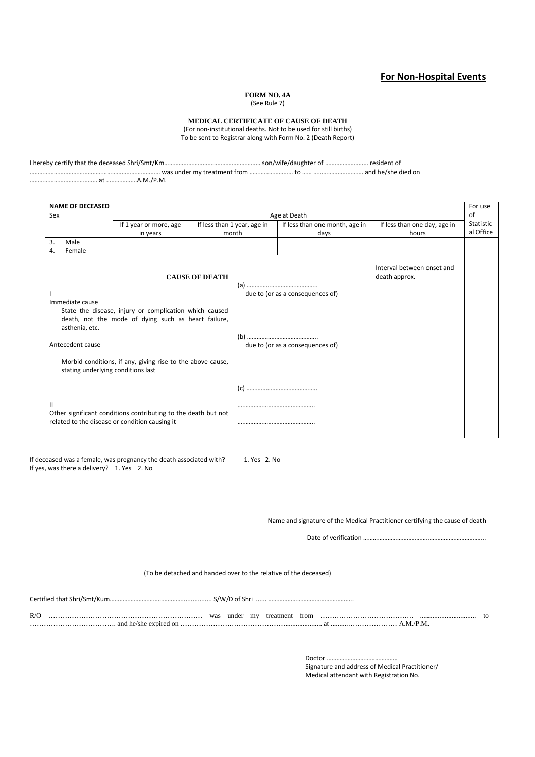**For Non-Hospital Events**

**FORM NO. 4A**
(See Rule 7)

**MEDICAL CERTIFICATE OF CAUSE OF DEATH**
(For non-institutional deaths. Not to be used for still births)
To be sent to Registrar along with Form No. 2 (Death Report)

I hereby certify that the deceased Shri/Smt/Km………………………………………………… son/wife/daughter of ……………………… resident of ……………………………………………………………… was under my treatment from ……………………… to …… ………………………… and he/she died on …………………………………… at ………………A.M./P.M.

| **NAME OF DECEASED** | | | | | For use of Statistical Office |
|---|---|---|---|---|---|
| Sex | Age at Death | | | | |
| | If 1 year or more, age in years | If less than 1 year, age in month | If less than one month, age in days | If less than one day, age in hours | |
| 3. Male<br>4. Female | | | | | |
| **CAUSE OF DEATH** | | | | Interval between onset and death approx. | |
| I<br>Immediate cause<br>State the disease, injury or complication which caused death, not the mode of dying such as heart failure, asthenia, etc. | | (a) ……………………………………..<br>due to (or as a consequences of) | | | |
| Antecedent cause<br>Morbid conditions, if any, giving rise to the above cause, stating underlying conditions last | | (b) ……………………………………..<br>due to (or as a consequences of) | | | |
| | | (c) …………………………………… | | | |
| II<br>Other significant conditions contributing to the death but not related to the disease or condition causing it | | ………………………………………..<br>……………………………………….. | | | |

If deceased was a female, was pregnancy the death associated with? 1. Yes 2. No
If yes, was there a delivery? 1. Yes 2. No

---

Name and signature of the Medical Practitioner certifying the cause of death

Date of verification …………………………………………………………………

---

(To be detached and handed over to the relative of the deceased)

Certified that Shri/Smt/Kum……………………………………………………. S/W/D of Shri …… ……………………………………………

R/O ……………………………………………………… was under my treatment from ………………………………… ………………………… to ………………………………. and he/she expired on …………………………………………………….. at ……….………………… A.M./P.M.

Doctor ……………………………………
Signature and address of Medical Practitioner/
Medical attendant with Registration No.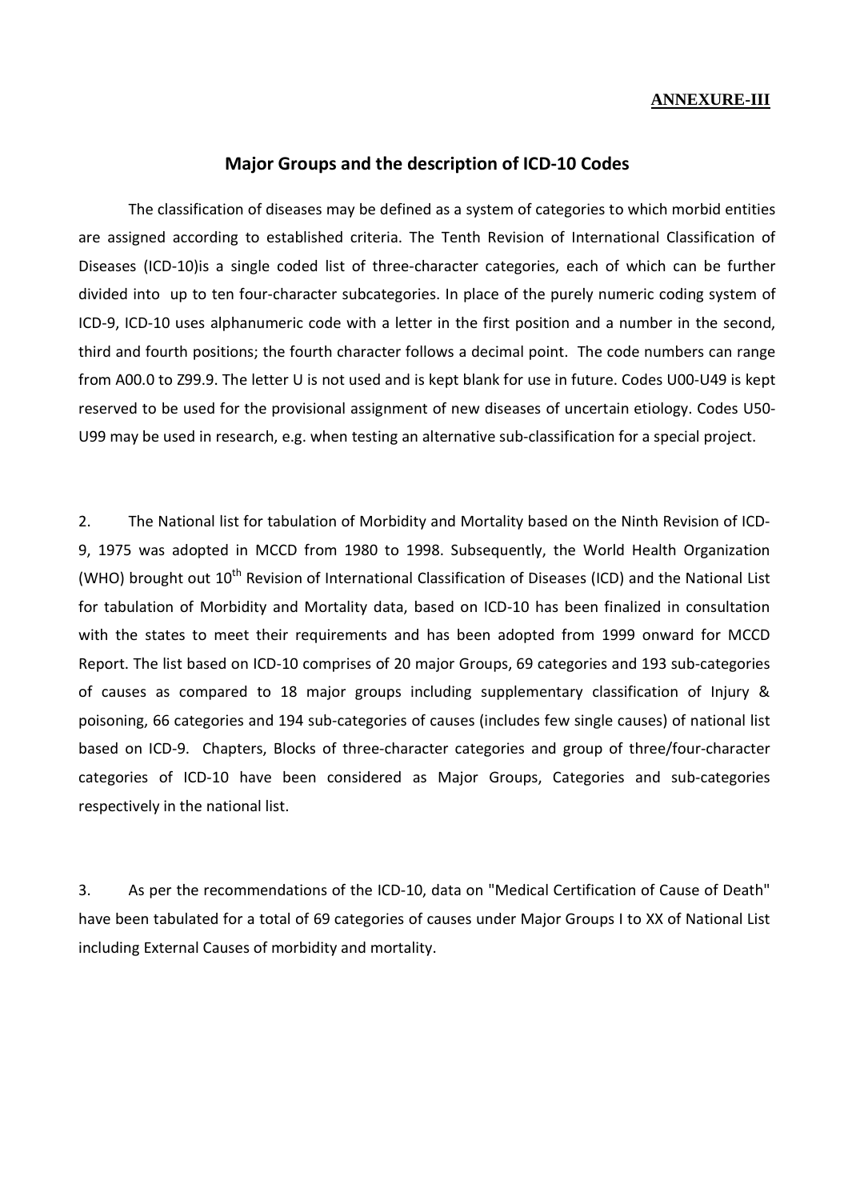**ANNEXURE-III**

## Major Groups and the description of ICD-10 Codes

The classification of diseases may be defined as a system of categories to which morbid entities are assigned according to established criteria. The Tenth Revision of International Classification of Diseases (ICD-10)is a single coded list of three-character categories, each of which can be further divided into up to ten four-character subcategories. In place of the purely numeric coding system of ICD-9, ICD-10 uses alphanumeric code with a letter in the first position and a number in the second, third and fourth positions; the fourth character follows a decimal point. The code numbers can range from A00.0 to Z99.9. The letter U is not used and is kept blank for use in future. Codes U00-U49 is kept reserved to be used for the provisional assignment of new diseases of uncertain etiology. Codes U50-U99 may be used in research, e.g. when testing an alternative sub-classification for a special project.

2. The National list for tabulation of Morbidity and Mortality based on the Ninth Revision of ICD-9, 1975 was adopted in MCCD from 1980 to 1998. Subsequently, the World Health Organization (WHO) brought out 10th Revision of International Classification of Diseases (ICD) and the National List for tabulation of Morbidity and Mortality data, based on ICD-10 has been finalized in consultation with the states to meet their requirements and has been adopted from 1999 onward for MCCD Report. The list based on ICD-10 comprises of 20 major Groups, 69 categories and 193 sub-categories of causes as compared to 18 major groups including supplementary classification of Injury & poisoning, 66 categories and 194 sub-categories of causes (includes few single causes) of national list based on ICD-9. Chapters, Blocks of three-character categories and group of three/four-character categories of ICD-10 have been considered as Major Groups, Categories and sub-categories respectively in the national list.

3. As per the recommendations of the ICD-10, data on "Medical Certification of Cause of Death" have been tabulated for a total of 69 categories of causes under Major Groups I to XX of National List including External Causes of morbidity and mortality.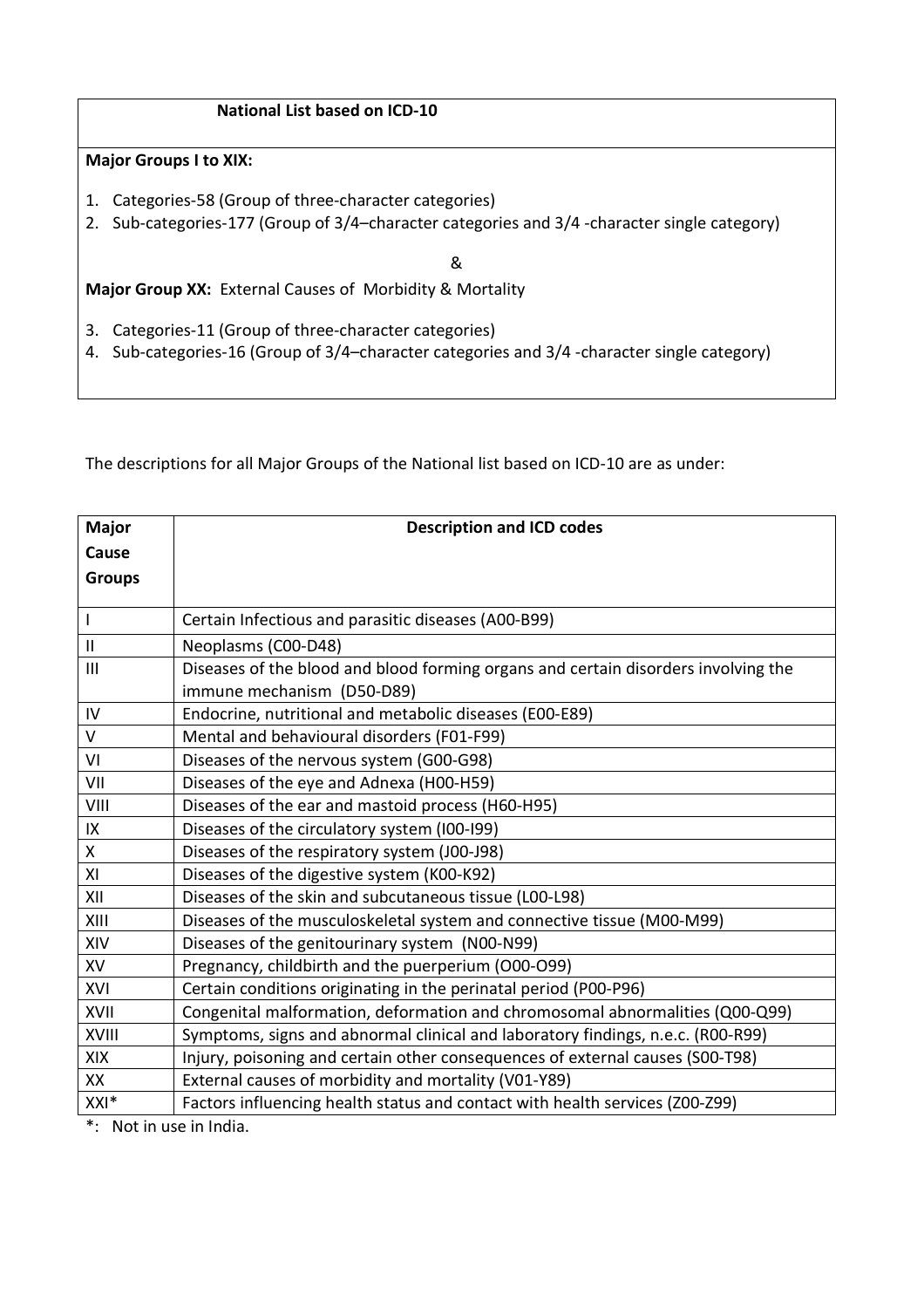**National List based on ICD-10**

**Major Groups I to XIX:**

1. Categories-58 (Group of three-character categories)
2. Sub-categories-177 (Group of 3/4–character categories and 3/4 -character single category)

&

**Major Group XX:** External Causes of Morbidity & Mortality

3. Categories-11 (Group of three-character categories)
4. Sub-categories-16 (Group of 3/4–character categories and 3/4 -character single category)

The descriptions for all Major Groups of the National list based on ICD-10 are as under:

| **Major Cause Groups** | **Description and ICD codes** |
|---|---|
| I | Certain Infectious and parasitic diseases (A00-B99) |
| II | Neoplasms (C00-D48) |
| III | Diseases of the blood and blood forming organs and certain disorders involving the immune mechanism (D50-D89) |
| IV | Endocrine, nutritional and metabolic diseases (E00-E89) |
| V | Mental and behavioural disorders (F01-F99) |
| VI | Diseases of the nervous system (G00-G98) |
| VII | Diseases of the eye and Adnexa (H00-H59) |
| VIII | Diseases of the ear and mastoid process (H60-H95) |
| IX | Diseases of the circulatory system (I00-I99) |
| X | Diseases of the respiratory system (J00-J98) |
| XI | Diseases of the digestive system (K00-K92) |
| XII | Diseases of the skin and subcutaneous tissue (L00-L98) |
| XIII | Diseases of the musculoskeletal system and connective tissue (M00-M99) |
| XIV | Diseases of the genitourinary system (N00-N99) |
| XV | Pregnancy, childbirth and the puerperium (O00-O99) |
| XVI | Certain conditions originating in the perinatal period (P00-P96) |
| XVII | Congenital malformation, deformation and chromosomal abnormalities (Q00-Q99) |
| XVIII | Symptoms, signs and abnormal clinical and laboratory findings, n.e.c. (R00-R99) |
| XIX | Injury, poisoning and certain other consequences of external causes (S00-T98) |
| XX | External causes of morbidity and mortality (V01-Y89) |
| XXI* | Factors influencing health status and contact with health services (Z00-Z99) |

*: Not in use in India.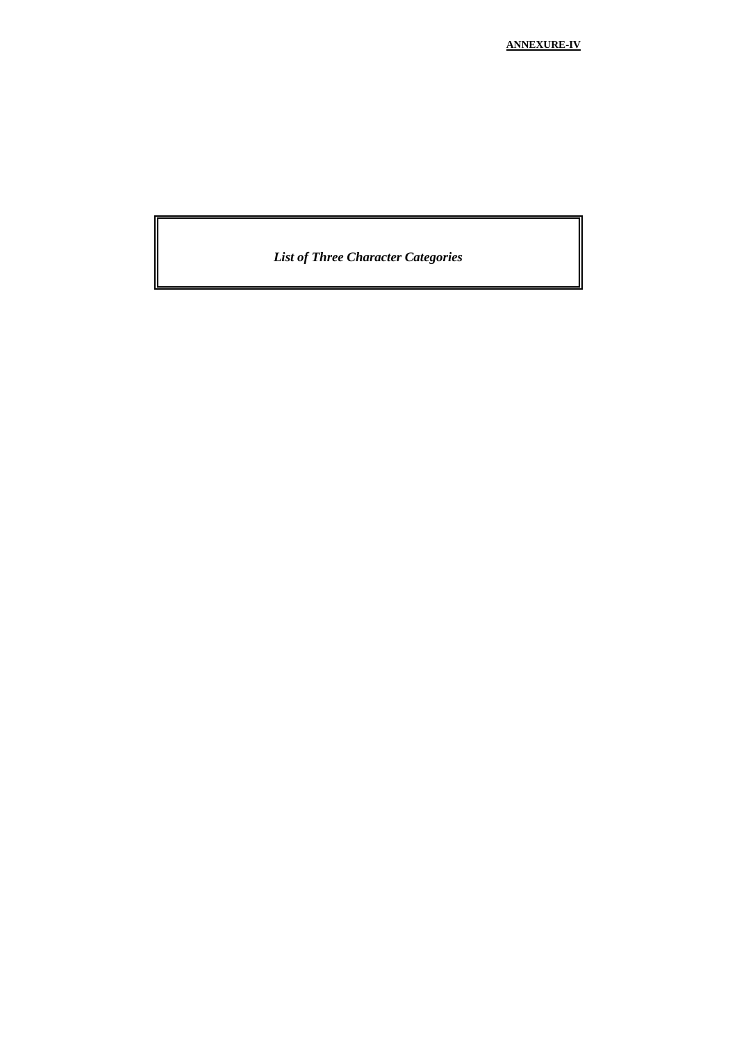**ANNEXURE-IV**

***List of Three Character Categories***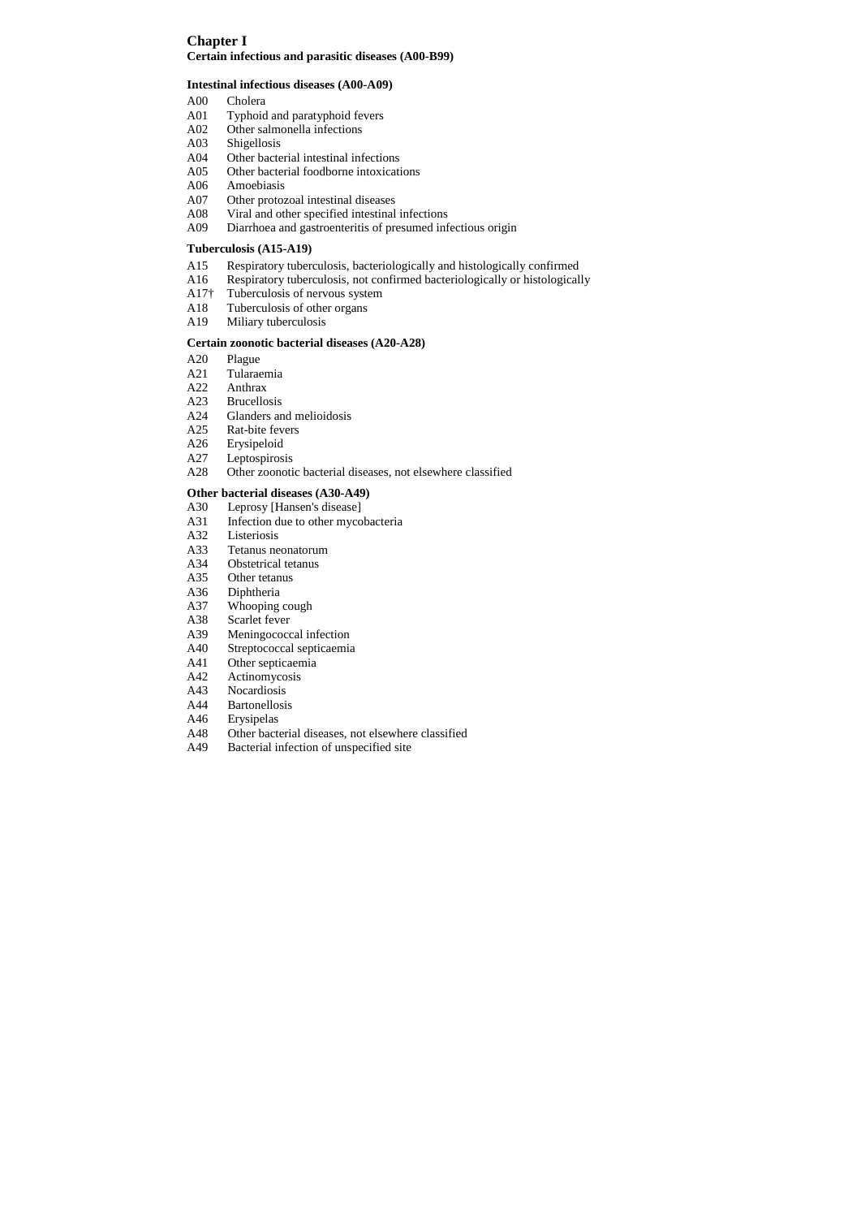# Chapter I

**Certain infectious and parasitic diseases (A00-B99)**

### Intestinal infectious diseases (A00-A09)

A00 Cholera
A01 Typhoid and paratyphoid fevers
A02 Other salmonella infections
A03 Shigellosis
A04 Other bacterial intestinal infections
A05 Other bacterial foodborne intoxications
A06 Amoebiasis
A07 Other protozoal intestinal diseases
A08 Viral and other specified intestinal infections
A09 Diarrhoea and gastroenteritis of presumed infectious origin

### Tuberculosis (A15-A19)

A15 Respiratory tuberculosis, bacteriologically and histologically confirmed
A16 Respiratory tuberculosis, not confirmed bacteriologically or histologically
A17† Tuberculosis of nervous system
A18 Tuberculosis of other organs
A19 Miliary tuberculosis

### Certain zoonotic bacterial diseases (A20-A28)

A20 Plague
A21 Tularaemia
A22 Anthrax
A23 Brucellosis
A24 Glanders and melioidosis
A25 Rat-bite fevers
A26 Erysipeloid
A27 Leptospirosis
A28 Other zoonotic bacterial diseases, not elsewhere classified

### Other bacterial diseases (A30-A49)

A30 Leprosy [Hansen's disease]
A31 Infection due to other mycobacteria
A32 Listeriosis
A33 Tetanus neonatorum
A34 Obstetrical tetanus
A35 Other tetanus
A36 Diphtheria
A37 Whooping cough
A38 Scarlet fever
A39 Meningococcal infection
A40 Streptococcal septicaemia
A41 Other septicaemia
A42 Actinomycosis
A43 Nocardiosis
A44 Bartonellosis
A46 Erysipelas
A48 Other bacterial diseases, not elsewhere classified
A49 Bacterial infection of unspecified site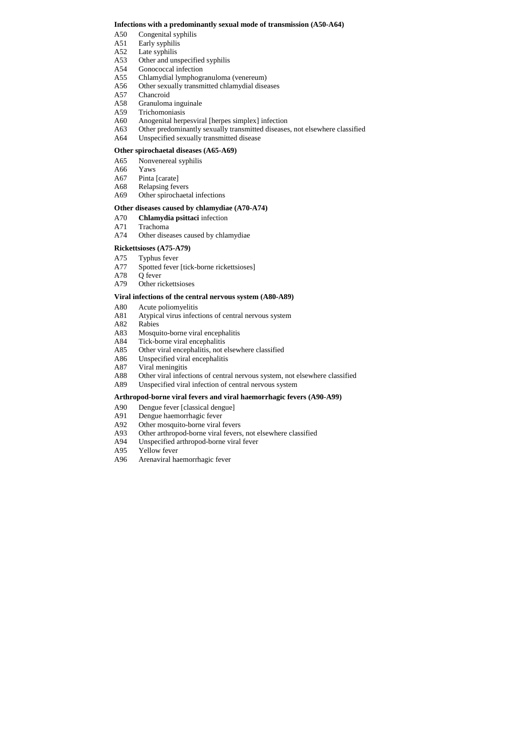**Infections with a predominantly sexual mode of transmission (A50-A64)**

A50 Congenital syphilis
A51 Early syphilis
A52 Late syphilis
A53 Other and unspecified syphilis
A54 Gonococcal infection
A55 Chlamydial lymphogranuloma (venereum)
A56 Other sexually transmitted chlamydial diseases
A57 Chancroid
A58 Granuloma inguinale
A59 Trichomoniasis
A60 Anogenital herpesviral [herpes simplex] infection
A63 Other predominantly sexually transmitted diseases, not elsewhere classified
A64 Unspecified sexually transmitted disease

**Other spirochaetal diseases (A65-A69)**

A65 Nonvenereal syphilis
A66 Yaws
A67 Pinta [carate]
A68 Relapsing fevers
A69 Other spirochaetal infections

**Other diseases caused by chlamydiae (A70-A74)**

A70 **Chlamydia psittaci** infection
A71 Trachoma
A74 Other diseases caused by chlamydiae

**Rickettsioses (A75-A79)**

A75 Typhus fever
A77 Spotted fever [tick-borne rickettsioses]
A78 Q fever
A79 Other rickettsioses

**Viral infections of the central nervous system (A80-A89)**

A80 Acute poliomyelitis
A81 Atypical virus infections of central nervous system
A82 Rabies
A83 Mosquito-borne viral encephalitis
A84 Tick-borne viral encephalitis
A85 Other viral encephalitis, not elsewhere classified
A86 Unspecified viral encephalitis
A87 Viral meningitis
A88 Other viral infections of central nervous system, not elsewhere classified
A89 Unspecified viral infection of central nervous system

**Arthropod-borne viral fevers and viral haemorrhagic fevers (A90-A99)**

A90 Dengue fever [classical dengue]
A91 Dengue haemorrhagic fever
A92 Other mosquito-borne viral fevers
A93 Other arthropod-borne viral fevers, not elsewhere classified
A94 Unspecified arthropod-borne viral fever
A95 Yellow fever
A96 Arenaviral haemorrhagic fever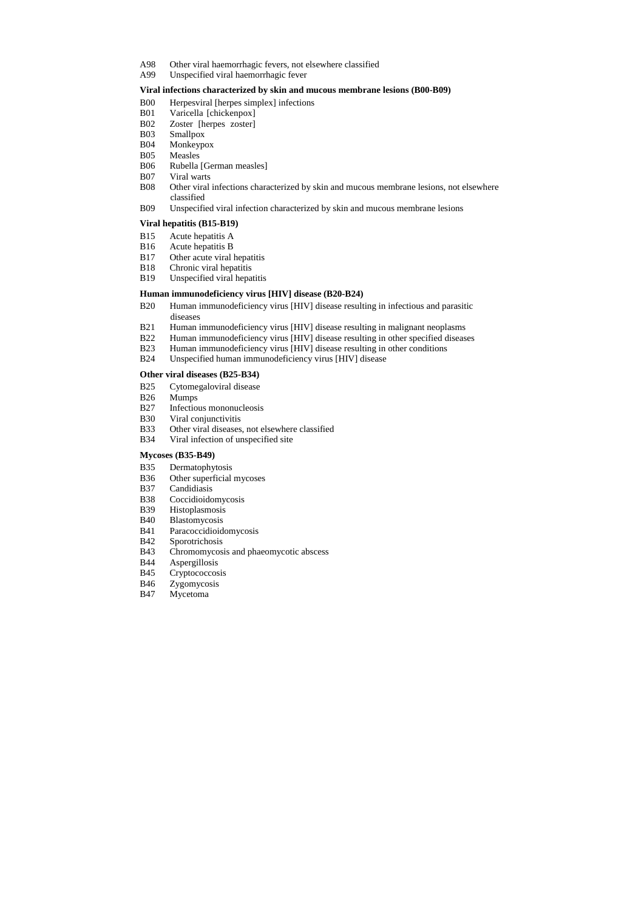A98 Other viral haemorrhagic fevers, not elsewhere classified
A99 Unspecified viral haemorrhagic fever

**Viral infections characterized by skin and mucous membrane lesions (B00-B09)**

B00 Herpesviral [herpes simplex] infections
B01 Varicella [chickenpox]
B02 Zoster [herpes zoster]
B03 Smallpox
B04 Monkeypox
B05 Measles
B06 Rubella [German measles]
B07 Viral warts
B08 Other viral infections characterized by skin and mucous membrane lesions, not elsewhere classified
B09 Unspecified viral infection characterized by skin and mucous membrane lesions

**Viral hepatitis (B15-B19)**

B15 Acute hepatitis A
B16 Acute hepatitis B
B17 Other acute viral hepatitis
B18 Chronic viral hepatitis
B19 Unspecified viral hepatitis

**Human immunodeficiency virus [HIV] disease (B20-B24)**

B20 Human immunodeficiency virus [HIV] disease resulting in infectious and parasitic diseases
B21 Human immunodeficiency virus [HIV] disease resulting in malignant neoplasms
B22 Human immunodeficiency virus [HIV] disease resulting in other specified diseases
B23 Human immunodeficiency virus [HIV] disease resulting in other conditions
B24 Unspecified human immunodeficiency virus [HIV] disease

**Other viral diseases (B25-B34)**

B25 Cytomegaloviral disease
B26 Mumps
B27 Infectious mononucleosis
B30 Viral conjunctivitis
B33 Other viral diseases, not elsewhere classified
B34 Viral infection of unspecified site

**Mycoses (B35-B49)**

B35 Dermatophytosis
B36 Other superficial mycoses
B37 Candidiasis
B38 Coccidioidomycosis
B39 Histoplasmosis
B40 Blastomycosis
B41 Paracoccidioidomycosis
B42 Sporotrichosis
B43 Chromomycosis and phaeomycotic abscess
B44 Aspergillosis
B45 Cryptococcosis
B46 Zygomycosis
B47 Mycetoma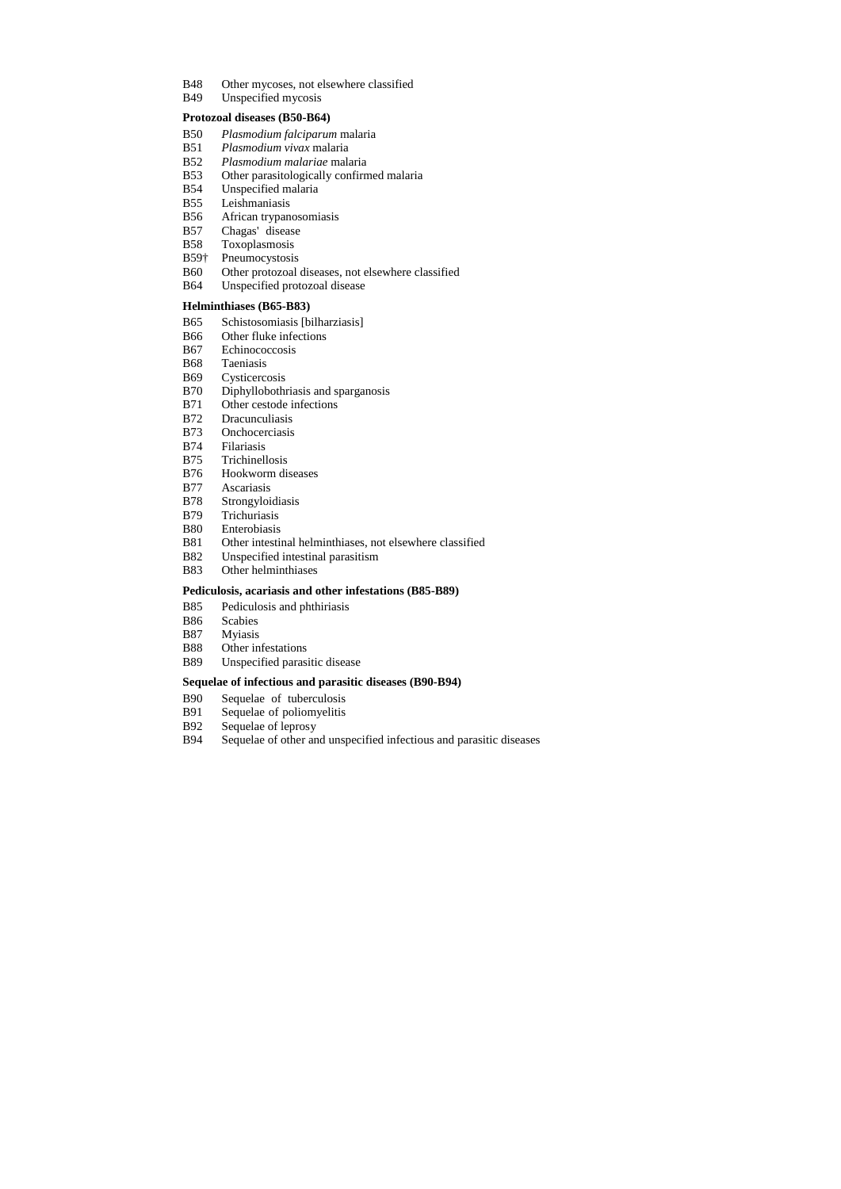B48 Other mycoses, not elsewhere classified
B49 Unspecified mycosis

**Protozoal diseases (B50-B64)**

B50 *Plasmodium falciparum* malaria
B51 *Plasmodium vivax* malaria
B52 *Plasmodium malariae* malaria
B53 Other parasitologically confirmed malaria
B54 Unspecified malaria
B55 Leishmaniasis
B56 African trypanosomiasis
B57 Chagas' disease
B58 Toxoplasmosis
B59† Pneumocystosis
B60 Other protozoal diseases, not elsewhere classified
B64 Unspecified protozoal disease

**Helminthiases (B65-B83)**

B65 Schistosomiasis [bilharziasis]
B66 Other fluke infections
B67 Echinococcosis
B68 Taeniasis
B69 Cysticercosis
B70 Diphyllobothriasis and sparganosis
B71 Other cestode infections
B72 Dracunculiasis
B73 Onchocerciasis
B74 Filariasis
B75 Trichinellosis
B76 Hookworm diseases
B77 Ascariasis
B78 Strongyloidiasis
B79 Trichuriasis
B80 Enterobiasis
B81 Other intestinal helminthiases, not elsewhere classified
B82 Unspecified intestinal parasitism
B83 Other helminthiases

**Pediculosis, acariasis and other infestations (B85-B89)**

B85 Pediculosis and phthiriasis
B86 Scabies
B87 Myiasis
B88 Other infestations
B89 Unspecified parasitic disease

**Sequelae of infectious and parasitic diseases (B90-B94)**

B90 Sequelae of tuberculosis
B91 Sequelae of poliomyelitis
B92 Sequelae of leprosy
B94 Sequelae of other and unspecified infectious and parasitic diseases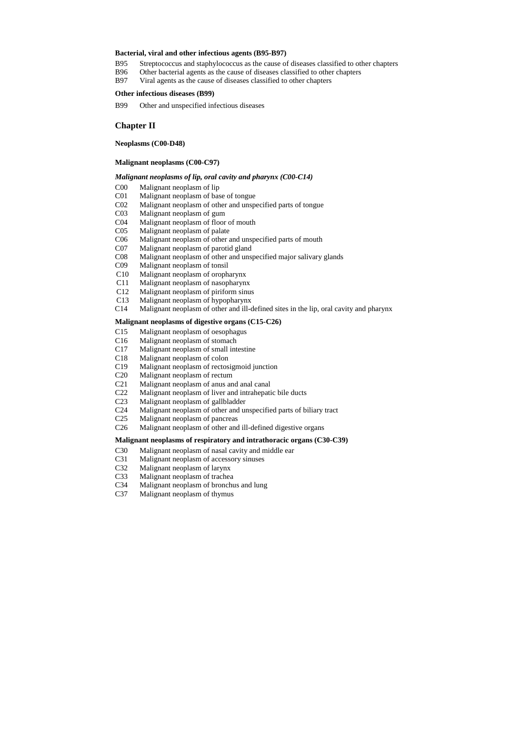**Bacterial, viral and other infectious agents (B95-B97)**

B95 Streptococcus and staphylococcus as the cause of diseases classified to other chapters
B96 Other bacterial agents as the cause of diseases classified to other chapters
B97 Viral agents as the cause of diseases classified to other chapters

**Other infectious diseases (B99)**

B99 Other and unspecified infectious diseases

## Chapter II

**Neoplasms (C00-D48)**

**Malignant neoplasms (C00-C97)**

***Malignant neoplasms of lip, oral cavity and pharynx (C00-C14)***

C00 Malignant neoplasm of lip
C01 Malignant neoplasm of base of tongue
C02 Malignant neoplasm of other and unspecified parts of tongue
C03 Malignant neoplasm of gum
C04 Malignant neoplasm of floor of mouth
C05 Malignant neoplasm of palate
C06 Malignant neoplasm of other and unspecified parts of mouth
C07 Malignant neoplasm of parotid gland
C08 Malignant neoplasm of other and unspecified major salivary glands
C09 Malignant neoplasm of tonsil
C10 Malignant neoplasm of oropharynx
C11 Malignant neoplasm of nasopharynx
C12 Malignant neoplasm of piriform sinus
C13 Malignant neoplasm of hypopharynx
C14 Malignant neoplasm of other and ill-defined sites in the lip, oral cavity and pharynx

**Malignant neoplasms of digestive organs (C15-C26)**

C15 Malignant neoplasm of oesophagus
C16 Malignant neoplasm of stomach
C17 Malignant neoplasm of small intestine
C18 Malignant neoplasm of colon
C19 Malignant neoplasm of rectosigmoid junction
C20 Malignant neoplasm of rectum
C21 Malignant neoplasm of anus and anal canal
C22 Malignant neoplasm of liver and intrahepatic bile ducts
C23 Malignant neoplasm of gallbladder
C24 Malignant neoplasm of other and unspecified parts of biliary tract
C25 Malignant neoplasm of pancreas
C26 Malignant neoplasm of other and ill-defined digestive organs

**Malignant neoplasms of respiratory and intrathoracic organs (C30-C39)**

C30 Malignant neoplasm of nasal cavity and middle ear
C31 Malignant neoplasm of accessory sinuses
C32 Malignant neoplasm of larynx
C33 Malignant neoplasm of trachea
C34 Malignant neoplasm of bronchus and lung
C37 Malignant neoplasm of thymus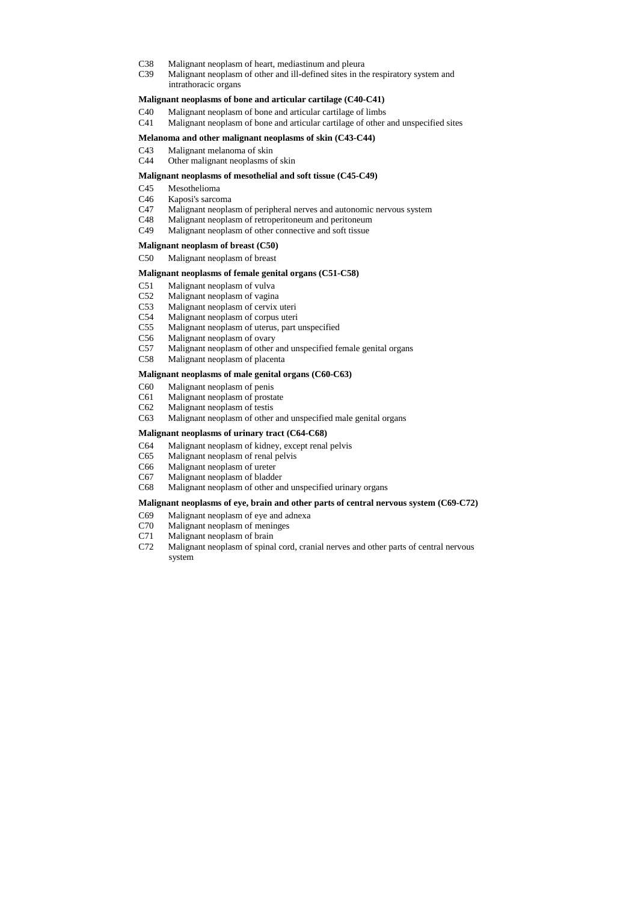C38 Malignant neoplasm of heart, mediastinum and pleura
C39 Malignant neoplasm of other and ill-defined sites in the respiratory system and intrathoracic organs

**Malignant neoplasms of bone and articular cartilage (C40-C41)**

C40 Malignant neoplasm of bone and articular cartilage of limbs
C41 Malignant neoplasm of bone and articular cartilage of other and unspecified sites

**Melanoma and other malignant neoplasms of skin (C43-C44)**

C43 Malignant melanoma of skin
C44 Other malignant neoplasms of skin

**Malignant neoplasms of mesothelial and soft tissue (C45-C49)**

C45 Mesothelioma
C46 Kaposi's sarcoma
C47 Malignant neoplasm of peripheral nerves and autonomic nervous system
C48 Malignant neoplasm of retroperitoneum and peritoneum
C49 Malignant neoplasm of other connective and soft tissue

**Malignant neoplasm of breast (C50)**

C50 Malignant neoplasm of breast

**Malignant neoplasms of female genital organs (C51-C58)**

C51 Malignant neoplasm of vulva
C52 Malignant neoplasm of vagina
C53 Malignant neoplasm of cervix uteri
C54 Malignant neoplasm of corpus uteri
C55 Malignant neoplasm of uterus, part unspecified
C56 Malignant neoplasm of ovary
C57 Malignant neoplasm of other and unspecified female genital organs
C58 Malignant neoplasm of placenta

**Malignant neoplasms of male genital organs (C60-C63)**

C60 Malignant neoplasm of penis
C61 Malignant neoplasm of prostate
C62 Malignant neoplasm of testis
C63 Malignant neoplasm of other and unspecified male genital organs

**Malignant neoplasms of urinary tract (C64-C68)**

C64 Malignant neoplasm of kidney, except renal pelvis
C65 Malignant neoplasm of renal pelvis
C66 Malignant neoplasm of ureter
C67 Malignant neoplasm of bladder
C68 Malignant neoplasm of other and unspecified urinary organs

**Malignant neoplasms of eye, brain and other parts of central nervous system (C69-C72)**

C69 Malignant neoplasm of eye and adnexa
C70 Malignant neoplasm of meninges
C71 Malignant neoplasm of brain
C72 Malignant neoplasm of spinal cord, cranial nerves and other parts of central nervous system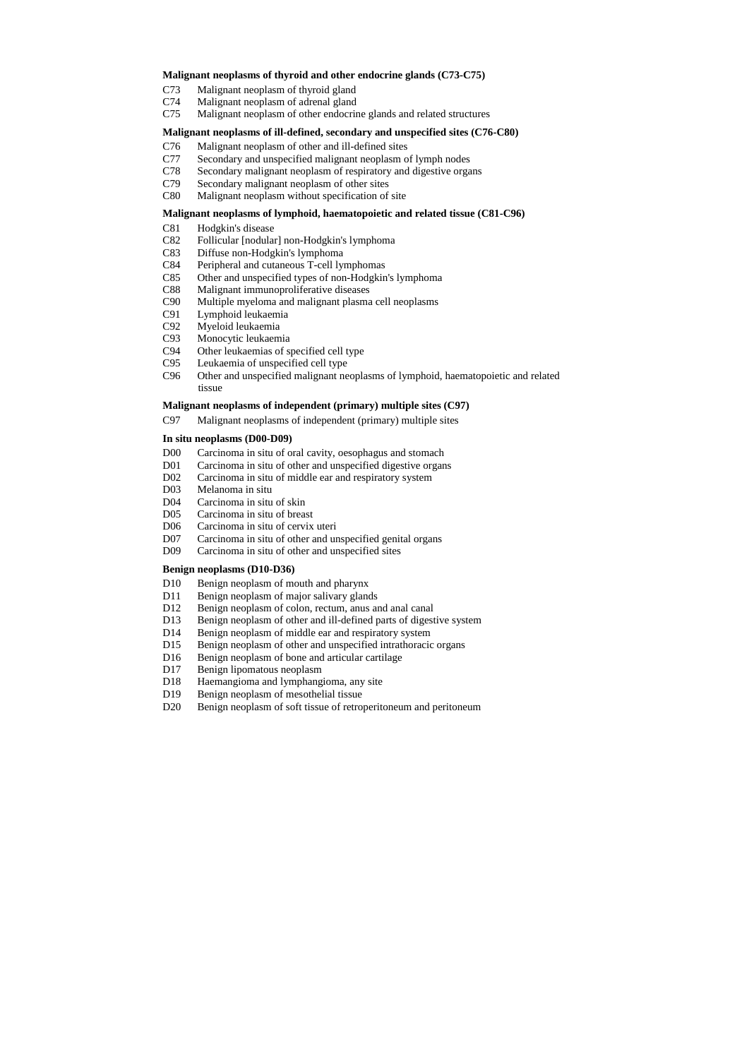**Malignant neoplasms of thyroid and other endocrine glands (C73-C75)**

C73 Malignant neoplasm of thyroid gland
C74 Malignant neoplasm of adrenal gland
C75 Malignant neoplasm of other endocrine glands and related structures

**Malignant neoplasms of ill-defined, secondary and unspecified sites (C76-C80)**

C76 Malignant neoplasm of other and ill-defined sites
C77 Secondary and unspecified malignant neoplasm of lymph nodes
C78 Secondary malignant neoplasm of respiratory and digestive organs
C79 Secondary malignant neoplasm of other sites
C80 Malignant neoplasm without specification of site

**Malignant neoplasms of lymphoid, haematopoietic and related tissue (C81-C96)**

C81 Hodgkin's disease
C82 Follicular [nodular] non-Hodgkin's lymphoma
C83 Diffuse non-Hodgkin's lymphoma
C84 Peripheral and cutaneous T-cell lymphomas
C85 Other and unspecified types of non-Hodgkin's lymphoma
C88 Malignant immunoproliferative diseases
C90 Multiple myeloma and malignant plasma cell neoplasms
C91 Lymphoid leukaemia
C92 Myeloid leukaemia
C93 Monocytic leukaemia
C94 Other leukaemias of specified cell type
C95 Leukaemia of unspecified cell type
C96 Other and unspecified malignant neoplasms of lymphoid, haematopoietic and related tissue

**Malignant neoplasms of independent (primary) multiple sites (C97)**

C97 Malignant neoplasms of independent (primary) multiple sites

**In situ neoplasms (D00-D09)**

D00 Carcinoma in situ of oral cavity, oesophagus and stomach
D01 Carcinoma in situ of other and unspecified digestive organs
D02 Carcinoma in situ of middle ear and respiratory system
D03 Melanoma in situ
D04 Carcinoma in situ of skin
D05 Carcinoma in situ of breast
D06 Carcinoma in situ of cervix uteri
D07 Carcinoma in situ of other and unspecified genital organs
D09 Carcinoma in situ of other and unspecified sites

**Benign neoplasms (D10-D36)**

D10 Benign neoplasm of mouth and pharynx
D11 Benign neoplasm of major salivary glands
D12 Benign neoplasm of colon, rectum, anus and anal canal
D13 Benign neoplasm of other and ill-defined parts of digestive system
D14 Benign neoplasm of middle ear and respiratory system
D15 Benign neoplasm of other and unspecified intrathoracic organs
D16 Benign neoplasm of bone and articular cartilage
D17 Benign lipomatous neoplasm
D18 Haemangioma and lymphangioma, any site
D19 Benign neoplasm of mesothelial tissue
D20 Benign neoplasm of soft tissue of retroperitoneum and peritoneum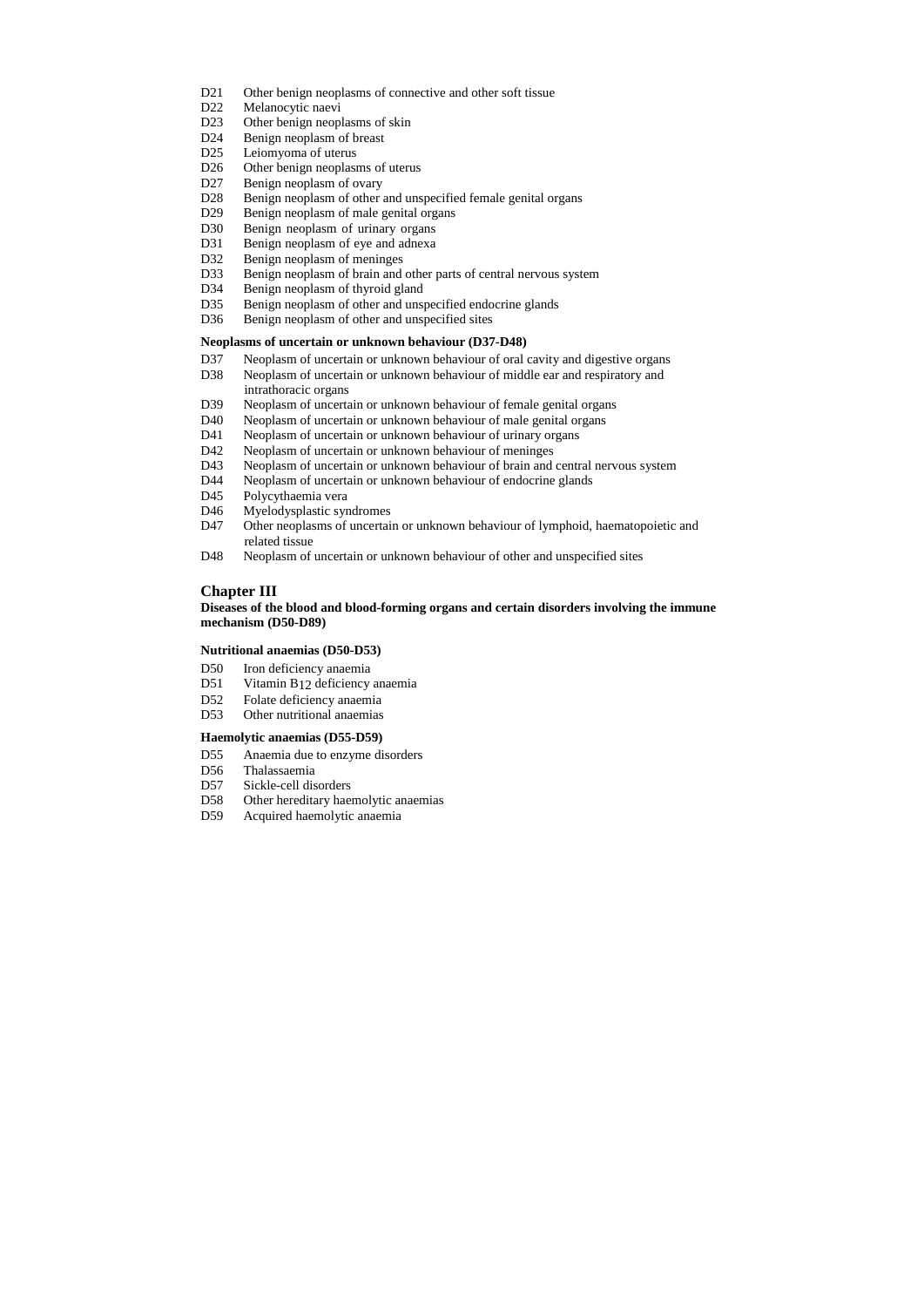D21 Other benign neoplasms of connective and other soft tissue
D22 Melanocytic naevi
D23 Other benign neoplasms of skin
D24 Benign neoplasm of breast
D25 Leiomyoma of uterus
D26 Other benign neoplasms of uterus
D27 Benign neoplasm of ovary
D28 Benign neoplasm of other and unspecified female genital organs
D29 Benign neoplasm of male genital organs
D30 Benign neoplasm of urinary organs
D31 Benign neoplasm of eye and adnexa
D32 Benign neoplasm of meninges
D33 Benign neoplasm of brain and other parts of central nervous system
D34 Benign neoplasm of thyroid gland
D35 Benign neoplasm of other and unspecified endocrine glands
D36 Benign neoplasm of other and unspecified sites

**Neoplasms of uncertain or unknown behaviour (D37-D48)**

D37 Neoplasm of uncertain or unknown behaviour of oral cavity and digestive organs
D38 Neoplasm of uncertain or unknown behaviour of middle ear and respiratory and intrathoracic organs
D39 Neoplasm of uncertain or unknown behaviour of female genital organs
D40 Neoplasm of uncertain or unknown behaviour of male genital organs
D41 Neoplasm of uncertain or unknown behaviour of urinary organs
D42 Neoplasm of uncertain or unknown behaviour of meninges
D43 Neoplasm of uncertain or unknown behaviour of brain and central nervous system
D44 Neoplasm of uncertain or unknown behaviour of endocrine glands
D45 Polycythaemia vera
D46 Myelodysplastic syndromes
D47 Other neoplasms of uncertain or unknown behaviour of lymphoid, haematopoietic and related tissue
D48 Neoplasm of uncertain or unknown behaviour of other and unspecified sites

## Chapter III

**Diseases of the blood and blood-forming organs and certain disorders involving the immune mechanism (D50-D89)**

**Nutritional anaemias (D50-D53)**

D50 Iron deficiency anaemia
D51 Vitamin $B_{12}$ deficiency anaemia
D52 Folate deficiency anaemia
D53 Other nutritional anaemias

**Haemolytic anaemias (D55-D59)**

D55 Anaemia due to enzyme disorders
D56 Thalassaemia
D57 Sickle-cell disorders
D58 Other hereditary haemolytic anaemias
D59 Acquired haemolytic anaemia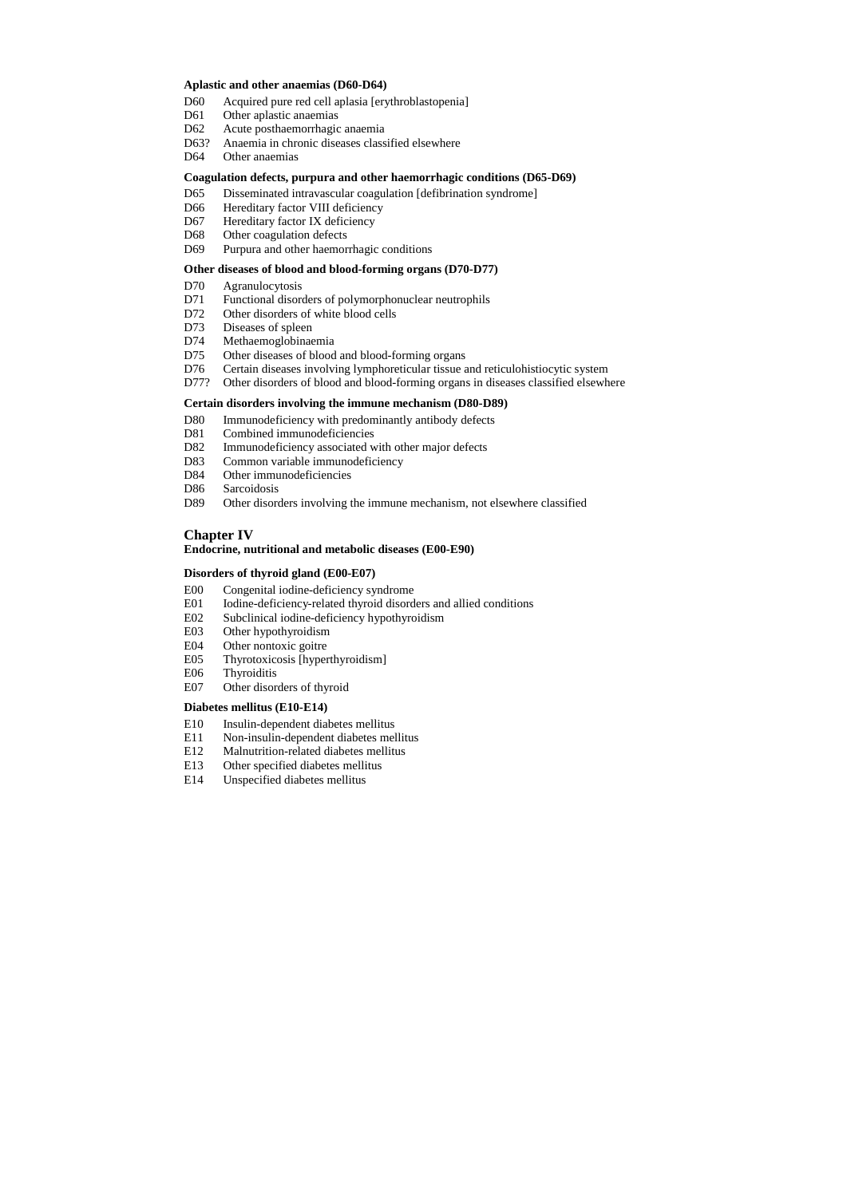**Aplastic and other anaemias (D60-D64)**

D60 Acquired pure red cell aplasia [erythroblastopenia]
D61 Other aplastic anaemias
D62 Acute posthaemorrhagic anaemia
D63? Anaemia in chronic diseases classified elsewhere
D64 Other anaemias

**Coagulation defects, purpura and other haemorrhagic conditions (D65-D69)**

D65 Disseminated intravascular coagulation [defibrination syndrome]
D66 Hereditary factor VIII deficiency
D67 Hereditary factor IX deficiency
D68 Other coagulation defects
D69 Purpura and other haemorrhagic conditions

**Other diseases of blood and blood-forming organs (D70-D77)**

D70 Agranulocytosis
D71 Functional disorders of polymorphonuclear neutrophils
D72 Other disorders of white blood cells
D73 Diseases of spleen
D74 Methaemoglobinaemia
D75 Other diseases of blood and blood-forming organs
D76 Certain diseases involving lymphoreticular tissue and reticulohistiocytic system
D77? Other disorders of blood and blood-forming organs in diseases classified elsewhere

**Certain disorders involving the immune mechanism (D80-D89)**

D80 Immunodeficiency with predominantly antibody defects
D81 Combined immunodeficiencies
D82 Immunodeficiency associated with other major defects
D83 Common variable immunodeficiency
D84 Other immunodeficiencies
D86 Sarcoidosis
D89 Other disorders involving the immune mechanism, not elsewhere classified

## Chapter IV

**Endocrine, nutritional and metabolic diseases (E00-E90)**

**Disorders of thyroid gland (E00-E07)**

E00 Congenital iodine-deficiency syndrome
E01 Iodine-deficiency-related thyroid disorders and allied conditions
E02 Subclinical iodine-deficiency hypothyroidism
E03 Other hypothyroidism
E04 Other nontoxic goitre
E05 Thyrotoxicosis [hyperthyroidism]
E06 Thyroiditis
E07 Other disorders of thyroid

**Diabetes mellitus (E10-E14)**

E10 Insulin-dependent diabetes mellitus
E11 Non-insulin-dependent diabetes mellitus
E12 Malnutrition-related diabetes mellitus
E13 Other specified diabetes mellitus
E14 Unspecified diabetes mellitus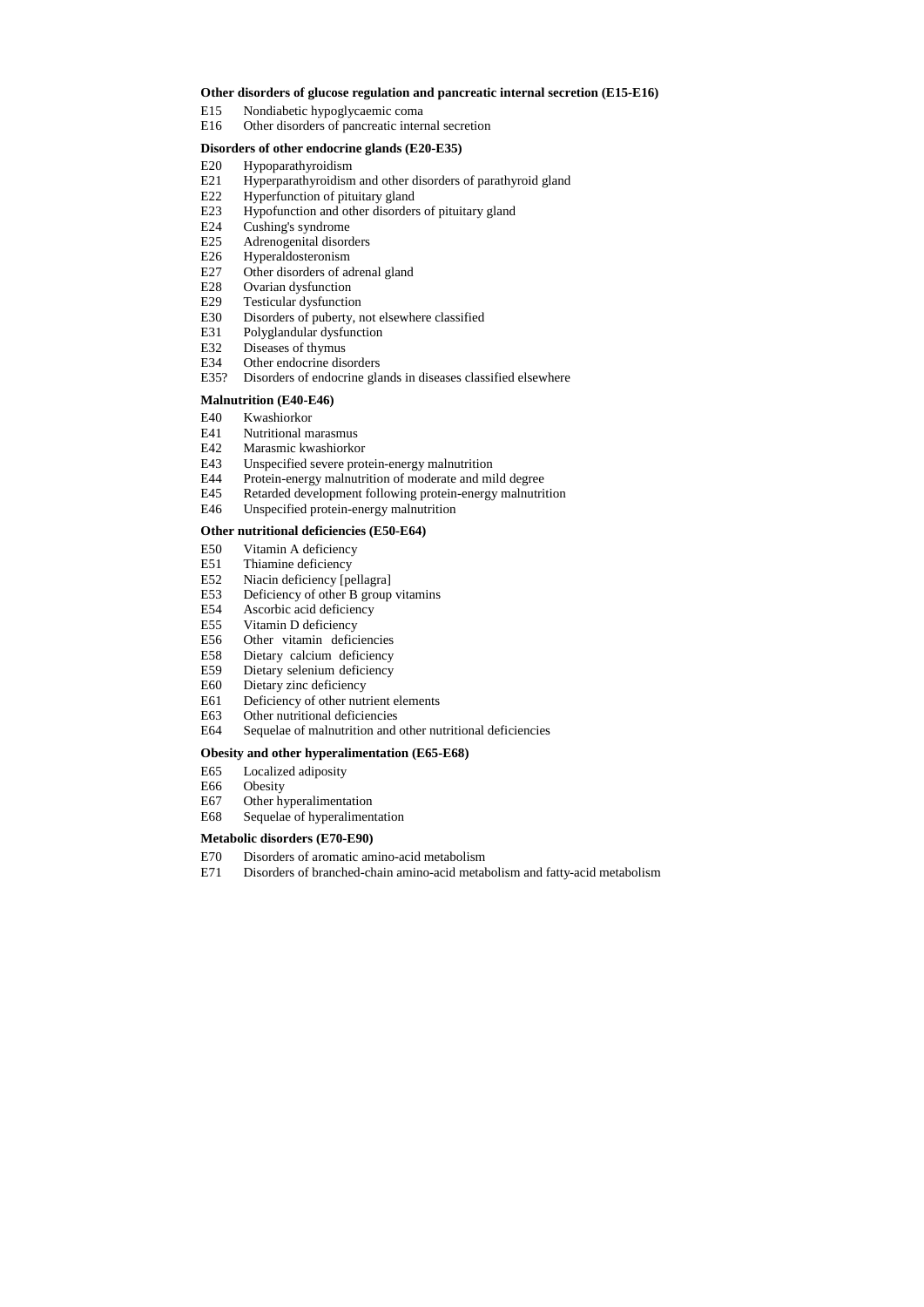**Other disorders of glucose regulation and pancreatic internal secretion (E15-E16)**

E15 Nondiabetic hypoglycaemic coma
E16 Other disorders of pancreatic internal secretion

**Disorders of other endocrine glands (E20-E35)**

E20 Hypoparathyroidism
E21 Hyperparathyroidism and other disorders of parathyroid gland
E22 Hyperfunction of pituitary gland
E23 Hypofunction and other disorders of pituitary gland
E24 Cushing's syndrome
E25 Adrenogenital disorders
E26 Hyperaldosteronism
E27 Other disorders of adrenal gland
E28 Ovarian dysfunction
E29 Testicular dysfunction
E30 Disorders of puberty, not elsewhere classified
E31 Polyglandular dysfunction
E32 Diseases of thymus
E34 Other endocrine disorders
E35? Disorders of endocrine glands in diseases classified elsewhere

**Malnutrition (E40-E46)**

E40 Kwashiorkor
E41 Nutritional marasmus
E42 Marasmic kwashiorkor
E43 Unspecified severe protein-energy malnutrition
E44 Protein-energy malnutrition of moderate and mild degree
E45 Retarded development following protein-energy malnutrition
E46 Unspecified protein-energy malnutrition

**Other nutritional deficiencies (E50-E64)**

E50 Vitamin A deficiency
E51 Thiamine deficiency
E52 Niacin deficiency [pellagra]
E53 Deficiency of other B group vitamins
E54 Ascorbic acid deficiency
E55 Vitamin D deficiency
E56 Other vitamin deficiencies
E58 Dietary calcium deficiency
E59 Dietary selenium deficiency
E60 Dietary zinc deficiency
E61 Deficiency of other nutrient elements
E63 Other nutritional deficiencies
E64 Sequelae of malnutrition and other nutritional deficiencies

**Obesity and other hyperalimentation (E65-E68)**

E65 Localized adiposity
E66 Obesity
E67 Other hyperalimentation
E68 Sequelae of hyperalimentation

**Metabolic disorders (E70-E90)**

E70 Disorders of aromatic amino-acid metabolism
E71 Disorders of branched-chain amino-acid metabolism and fatty-acid metabolism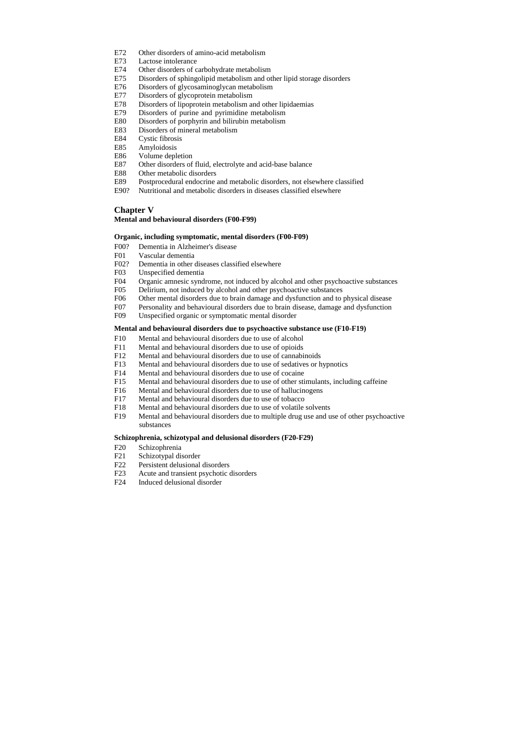E72 Other disorders of amino-acid metabolism
E73 Lactose intolerance
E74 Other disorders of carbohydrate metabolism
E75 Disorders of sphingolipid metabolism and other lipid storage disorders
E76 Disorders of glycosaminoglycan metabolism
E77 Disorders of glycoprotein metabolism
E78 Disorders of lipoprotein metabolism and other lipidaemias
E79 Disorders of purine and pyrimidine metabolism
E80 Disorders of porphyrin and bilirubin metabolism
E83 Disorders of mineral metabolism
E84 Cystic fibrosis
E85 Amyloidosis
E86 Volume depletion
E87 Other disorders of fluid, electrolyte and acid-base balance
E88 Other metabolic disorders
E89 Postprocedural endocrine and metabolic disorders, not elsewhere classified
E90? Nutritional and metabolic disorders in diseases classified elsewhere

## Chapter V

**Mental and behavioural disorders (F00-F99)**

**Organic, including symptomatic, mental disorders (F00-F09)**

F00? Dementia in Alzheimer's disease
F01 Vascular dementia
F02? Dementia in other diseases classified elsewhere
F03 Unspecified dementia
F04 Organic amnesic syndrome, not induced by alcohol and other psychoactive substances
F05 Delirium, not induced by alcohol and other psychoactive substances
F06 Other mental disorders due to brain damage and dysfunction and to physical disease
F07 Personality and behavioural disorders due to brain disease, damage and dysfunction
F09 Unspecified organic or symptomatic mental disorder

**Mental and behavioural disorders due to psychoactive substance use (F10-F19)**

F10 Mental and behavioural disorders due to use of alcohol
F11 Mental and behavioural disorders due to use of opioids
F12 Mental and behavioural disorders due to use of cannabinoids
F13 Mental and behavioural disorders due to use of sedatives or hypnotics
F14 Mental and behavioural disorders due to use of cocaine
F15 Mental and behavioural disorders due to use of other stimulants, including caffeine
F16 Mental and behavioural disorders due to use of hallucinogens
F17 Mental and behavioural disorders due to use of tobacco
F18 Mental and behavioural disorders due to use of volatile solvents
F19 Mental and behavioural disorders due to multiple drug use and use of other psychoactive substances

**Schizophrenia, schizotypal and delusional disorders (F20-F29)**

F20 Schizophrenia
F21 Schizotypal disorder
F22 Persistent delusional disorders
F23 Acute and transient psychotic disorders
F24 Induced delusional disorder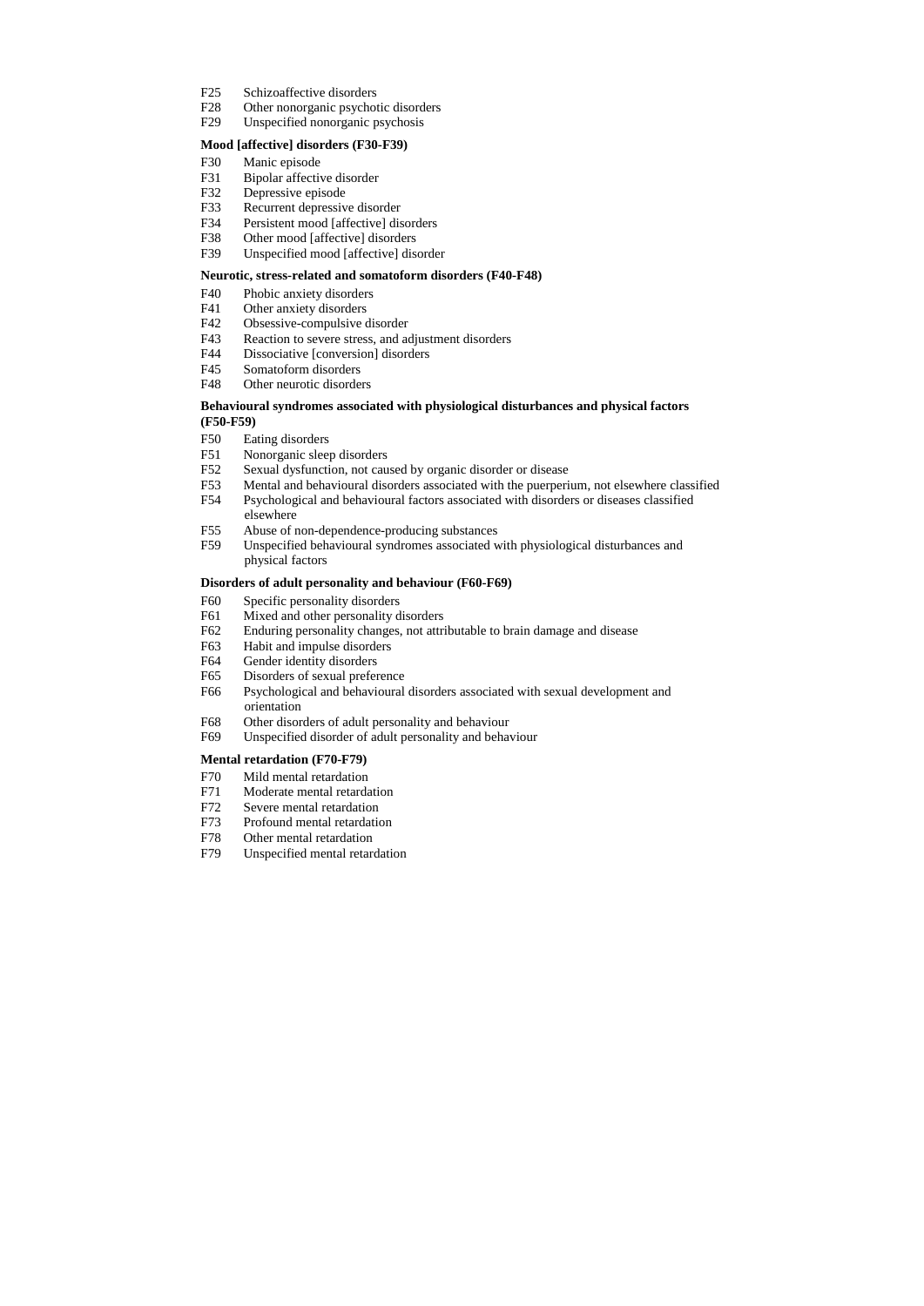F25 Schizoaffective disorders
F28 Other nonorganic psychotic disorders
F29 Unspecified nonorganic psychosis

**Mood [affective] disorders (F30-F39)**

F30 Manic episode
F31 Bipolar affective disorder
F32 Depressive episode
F33 Recurrent depressive disorder
F34 Persistent mood [affective] disorders
F38 Other mood [affective] disorders
F39 Unspecified mood [affective] disorder

**Neurotic, stress-related and somatoform disorders (F40-F48)**

F40 Phobic anxiety disorders
F41 Other anxiety disorders
F42 Obsessive-compulsive disorder
F43 Reaction to severe stress, and adjustment disorders
F44 Dissociative [conversion] disorders
F45 Somatoform disorders
F48 Other neurotic disorders

**Behavioural syndromes associated with physiological disturbances and physical factors (F50-F59)**

F50 Eating disorders
F51 Nonorganic sleep disorders
F52 Sexual dysfunction, not caused by organic disorder or disease
F53 Mental and behavioural disorders associated with the puerperium, not elsewhere classified
F54 Psychological and behavioural factors associated with disorders or diseases classified elsewhere
F55 Abuse of non-dependence-producing substances
F59 Unspecified behavioural syndromes associated with physiological disturbances and physical factors

**Disorders of adult personality and behaviour (F60-F69)**

F60 Specific personality disorders
F61 Mixed and other personality disorders
F62 Enduring personality changes, not attributable to brain damage and disease
F63 Habit and impulse disorders
F64 Gender identity disorders
F65 Disorders of sexual preference
F66 Psychological and behavioural disorders associated with sexual development and orientation
F68 Other disorders of adult personality and behaviour
F69 Unspecified disorder of adult personality and behaviour

**Mental retardation (F70-F79)**

F70 Mild mental retardation
F71 Moderate mental retardation
F72 Severe mental retardation
F73 Profound mental retardation
F78 Other mental retardation
F79 Unspecified mental retardation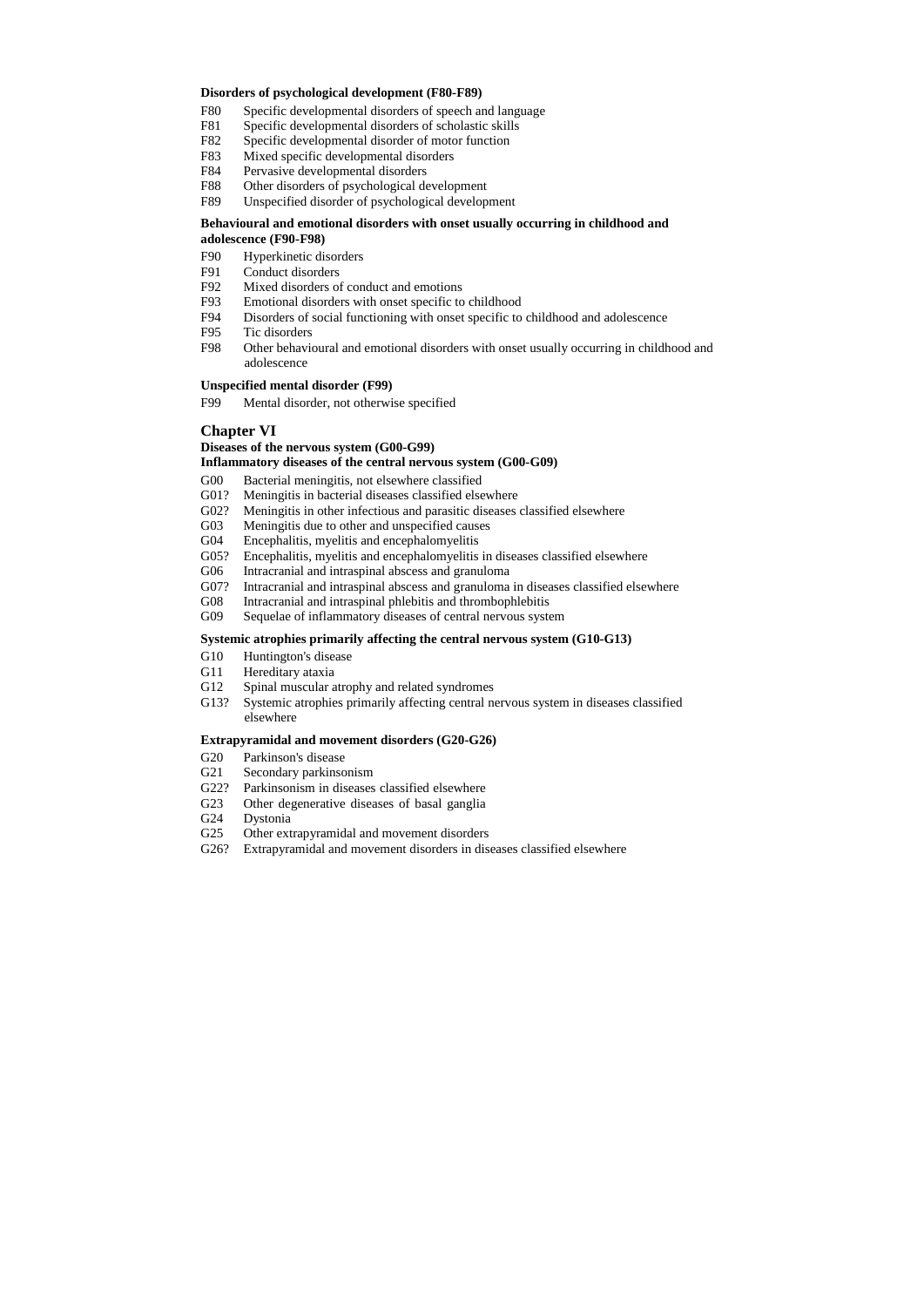**Disorders of psychological development (F80-F89)**

F80 Specific developmental disorders of speech and language
F81 Specific developmental disorders of scholastic skills
F82 Specific developmental disorder of motor function
F83 Mixed specific developmental disorders
F84 Pervasive developmental disorders
F88 Other disorders of psychological development
F89 Unspecified disorder of psychological development

**Behavioural and emotional disorders with onset usually occurring in childhood and adolescence (F90-F98)**

F90 Hyperkinetic disorders
F91 Conduct disorders
F92 Mixed disorders of conduct and emotions
F93 Emotional disorders with onset specific to childhood
F94 Disorders of social functioning with onset specific to childhood and adolescence
F95 Tic disorders
F98 Other behavioural and emotional disorders with onset usually occurring in childhood and adolescence

**Unspecified mental disorder (F99)**

F99 Mental disorder, not otherwise specified

## Chapter VI

**Diseases of the nervous system (G00-G99)**

**Inflammatory diseases of the central nervous system (G00-G09)**

G00 Bacterial meningitis, not elsewhere classified
G01? Meningitis in bacterial diseases classified elsewhere
G02? Meningitis in other infectious and parasitic diseases classified elsewhere
G03 Meningitis due to other and unspecified causes
G04 Encephalitis, myelitis and encephalomyelitis
G05? Encephalitis, myelitis and encephalomyelitis in diseases classified elsewhere
G06 Intracranial and intraspinal abscess and granuloma
G07? Intracranial and intraspinal abscess and granuloma in diseases classified elsewhere
G08 Intracranial and intraspinal phlebitis and thrombophlebitis
G09 Sequelae of inflammatory diseases of central nervous system

**Systemic atrophies primarily affecting the central nervous system (G10-G13)**

G10 Huntington's disease
G11 Hereditary ataxia
G12 Spinal muscular atrophy and related syndromes
G13? Systemic atrophies primarily affecting central nervous system in diseases classified elsewhere

**Extrapyramidal and movement disorders (G20-G26)**

G20 Parkinson's disease
G21 Secondary parkinsonism
G22? Parkinsonism in diseases classified elsewhere
G23 Other degenerative diseases of basal ganglia
G24 Dystonia
G25 Other extrapyramidal and movement disorders
G26? Extrapyramidal and movement disorders in diseases classified elsewhere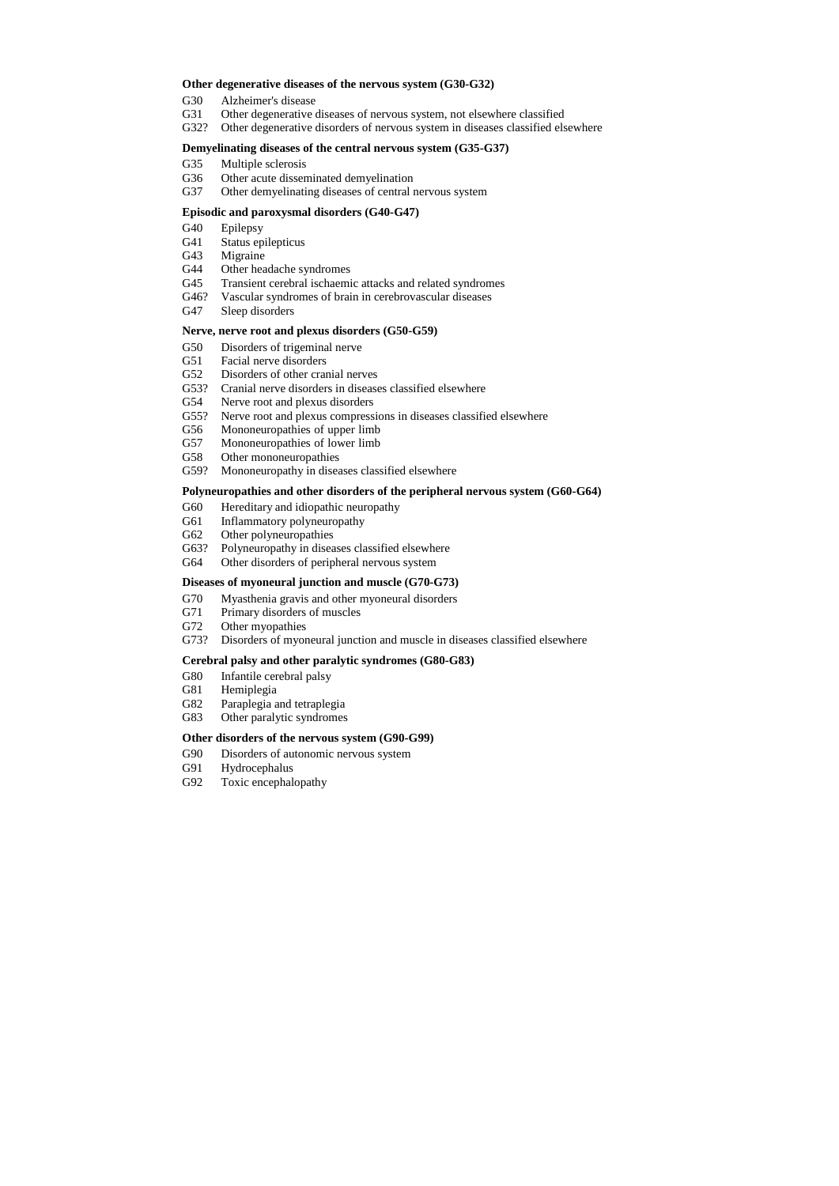**Other degenerative diseases of the nervous system (G30-G32)**

G30 Alzheimer's disease
G31 Other degenerative diseases of nervous system, not elsewhere classified
G32? Other degenerative disorders of nervous system in diseases classified elsewhere

**Demyelinating diseases of the central nervous system (G35-G37)**

G35 Multiple sclerosis
G36 Other acute disseminated demyelination
G37 Other demyelinating diseases of central nervous system

**Episodic and paroxysmal disorders (G40-G47)**

G40 Epilepsy
G41 Status epilepticus
G43 Migraine
G44 Other headache syndromes
G45 Transient cerebral ischaemic attacks and related syndromes
G46? Vascular syndromes of brain in cerebrovascular diseases
G47 Sleep disorders

**Nerve, nerve root and plexus disorders (G50-G59)**

G50 Disorders of trigeminal nerve
G51 Facial nerve disorders
G52 Disorders of other cranial nerves
G53? Cranial nerve disorders in diseases classified elsewhere
G54 Nerve root and plexus disorders
G55? Nerve root and plexus compressions in diseases classified elsewhere
G56 Mononeuropathies of upper limb
G57 Mononeuropathies of lower limb
G58 Other mononeuropathies
G59? Mononeuropathy in diseases classified elsewhere

**Polyneuropathies and other disorders of the peripheral nervous system (G60-G64)**

G60 Hereditary and idiopathic neuropathy
G61 Inflammatory polyneuropathy
G62 Other polyneuropathies
G63? Polyneuropathy in diseases classified elsewhere
G64 Other disorders of peripheral nervous system

**Diseases of myoneural junction and muscle (G70-G73)**

G70 Myasthenia gravis and other myoneural disorders
G71 Primary disorders of muscles
G72 Other myopathies
G73? Disorders of myoneural junction and muscle in diseases classified elsewhere

**Cerebral palsy and other paralytic syndromes (G80-G83)**

G80 Infantile cerebral palsy
G81 Hemiplegia
G82 Paraplegia and tetraplegia
G83 Other paralytic syndromes

**Other disorders of the nervous system (G90-G99)**

G90 Disorders of autonomic nervous system
G91 Hydrocephalus
G92 Toxic encephalopathy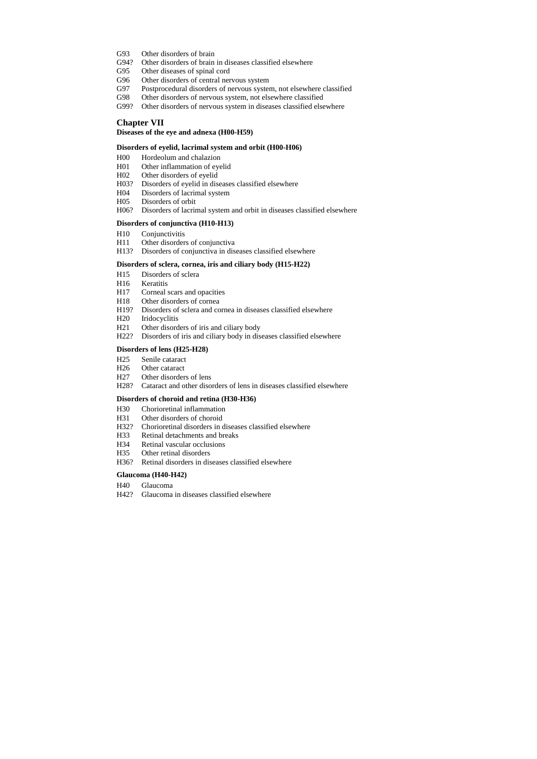G93 Other disorders of brain
G94? Other disorders of brain in diseases classified elsewhere
G95 Other diseases of spinal cord
G96 Other disorders of central nervous system
G97 Postprocedural disorders of nervous system, not elsewhere classified
G98 Other disorders of nervous system, not elsewhere classified
G99? Other disorders of nervous system in diseases classified elsewhere

## Chapter VII

**Diseases of the eye and adnexa (H00-H59)**

**Disorders of eyelid, lacrimal system and orbit (H00-H06)**

H00 Hordeolum and chalazion
H01 Other inflammation of eyelid
H02 Other disorders of eyelid
H03? Disorders of eyelid in diseases classified elsewhere
H04 Disorders of lacrimal system
H05 Disorders of orbit
H06? Disorders of lacrimal system and orbit in diseases classified elsewhere

**Disorders of conjunctiva (H10-H13)**

H10 Conjunctivitis
H11 Other disorders of conjunctiva
H13? Disorders of conjunctiva in diseases classified elsewhere

**Disorders of sclera, cornea, iris and ciliary body (H15-H22)**

H15 Disorders of sclera
H16 Keratitis
H17 Corneal scars and opacities
H18 Other disorders of cornea
H19? Disorders of sclera and cornea in diseases classified elsewhere
H20 Iridocyclitis
H21 Other disorders of iris and ciliary body
H22? Disorders of iris and ciliary body in diseases classified elsewhere

**Disorders of lens (H25-H28)**

H25 Senile cataract
H26 Other cataract
H27 Other disorders of lens
H28? Cataract and other disorders of lens in diseases classified elsewhere

**Disorders of choroid and retina (H30-H36)**

H30 Chorioretinal inflammation
H31 Other disorders of choroid
H32? Chorioretinal disorders in diseases classified elsewhere
H33 Retinal detachments and breaks
H34 Retinal vascular occlusions
H35 Other retinal disorders
H36? Retinal disorders in diseases classified elsewhere

**Glaucoma (H40-H42)**

H40 Glaucoma
H42? Glaucoma in diseases classified elsewhere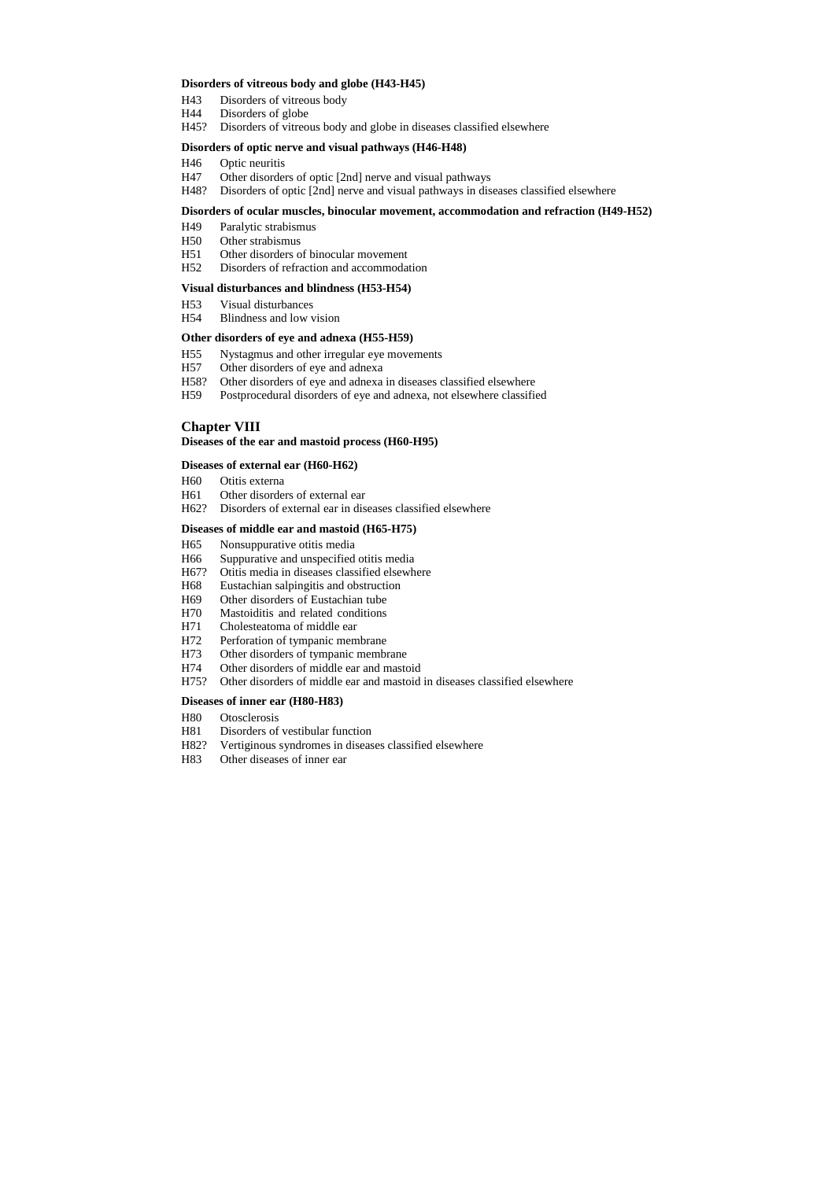**Disorders of vitreous body and globe (H43-H45)**

- H43 Disorders of vitreous body
- H44 Disorders of globe
- H45? Disorders of vitreous body and globe in diseases classified elsewhere

**Disorders of optic nerve and visual pathways (H46-H48)**

- H46 Optic neuritis
- H47 Other disorders of optic [2nd] nerve and visual pathways
- H48? Disorders of optic [2nd] nerve and visual pathways in diseases classified elsewhere

**Disorders of ocular muscles, binocular movement, accommodation and refraction (H49-H52)**

- H49 Paralytic strabismus
- H50 Other strabismus
- H51 Other disorders of binocular movement
- H52 Disorders of refraction and accommodation

**Visual disturbances and blindness (H53-H54)**

- H53 Visual disturbances
- H54 Blindness and low vision

**Other disorders of eye and adnexa (H55-H59)**

- H55 Nystagmus and other irregular eye movements
- H57 Other disorders of eye and adnexa
- H58? Other disorders of eye and adnexa in diseases classified elsewhere
- H59 Postprocedural disorders of eye and adnexa, not elsewhere classified

## Chapter VIII

**Diseases of the ear and mastoid process (H60-H95)**

**Diseases of external ear (H60-H62)**

- H60 Otitis externa
- H61 Other disorders of external ear
- H62? Disorders of external ear in diseases classified elsewhere

**Diseases of middle ear and mastoid (H65-H75)**

- H65 Nonsuppurative otitis media
- H66 Suppurative and unspecified otitis media
- H67? Otitis media in diseases classified elsewhere
- H68 Eustachian salpingitis and obstruction
- H69 Other disorders of Eustachian tube
- H70 Mastoiditis and related conditions
- H71 Cholesteatoma of middle ear
- H72 Perforation of tympanic membrane
- H73 Other disorders of tympanic membrane
- H74 Other disorders of middle ear and mastoid
- H75? Other disorders of middle ear and mastoid in diseases classified elsewhere

**Diseases of inner ear (H80-H83)**

- H80 Otosclerosis
- H81 Disorders of vestibular function
- H82? Vertiginous syndromes in diseases classified elsewhere
- H83 Other diseases of inner ear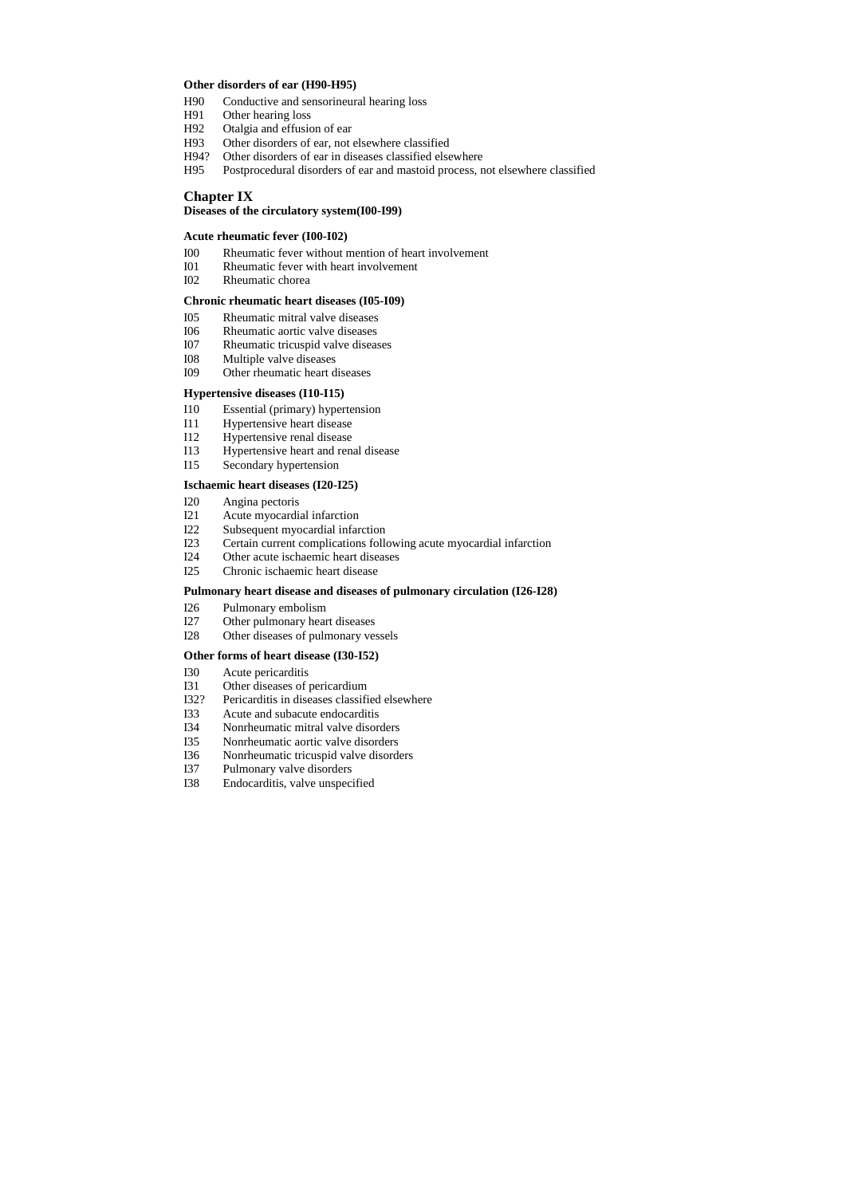**Other disorders of ear (H90-H95)**

H90 Conductive and sensorineural hearing loss
H91 Other hearing loss
H92 Otalgia and effusion of ear
H93 Other disorders of ear, not elsewhere classified
H94? Other disorders of ear in diseases classified elsewhere
H95 Postprocedural disorders of ear and mastoid process, not elsewhere classified

## Chapter IX

**Diseases of the circulatory system(I00-I99)**

**Acute rheumatic fever (I00-I02)**

I00 Rheumatic fever without mention of heart involvement
I01 Rheumatic fever with heart involvement
I02 Rheumatic chorea

**Chronic rheumatic heart diseases (I05-I09)**

I05 Rheumatic mitral valve diseases
I06 Rheumatic aortic valve diseases
I07 Rheumatic tricuspid valve diseases
I08 Multiple valve diseases
I09 Other rheumatic heart diseases

**Hypertensive diseases (I10-I15)**

I10 Essential (primary) hypertension
I11 Hypertensive heart disease
I12 Hypertensive renal disease
I13 Hypertensive heart and renal disease
I15 Secondary hypertension

**Ischaemic heart diseases (I20-I25)**

I20 Angina pectoris
I21 Acute myocardial infarction
I22 Subsequent myocardial infarction
I23 Certain current complications following acute myocardial infarction
I24 Other acute ischaemic heart diseases
I25 Chronic ischaemic heart disease

**Pulmonary heart disease and diseases of pulmonary circulation (I26-I28)**

I26 Pulmonary embolism
I27 Other pulmonary heart diseases
I28 Other diseases of pulmonary vessels

**Other forms of heart disease (I30-I52)**

I30 Acute pericarditis
I31 Other diseases of pericardium
I32? Pericarditis in diseases classified elsewhere
I33 Acute and subacute endocarditis
I34 Nonrheumatic mitral valve disorders
I35 Nonrheumatic aortic valve disorders
I36 Nonrheumatic tricuspid valve disorders
I37 Pulmonary valve disorders
I38 Endocarditis, valve unspecified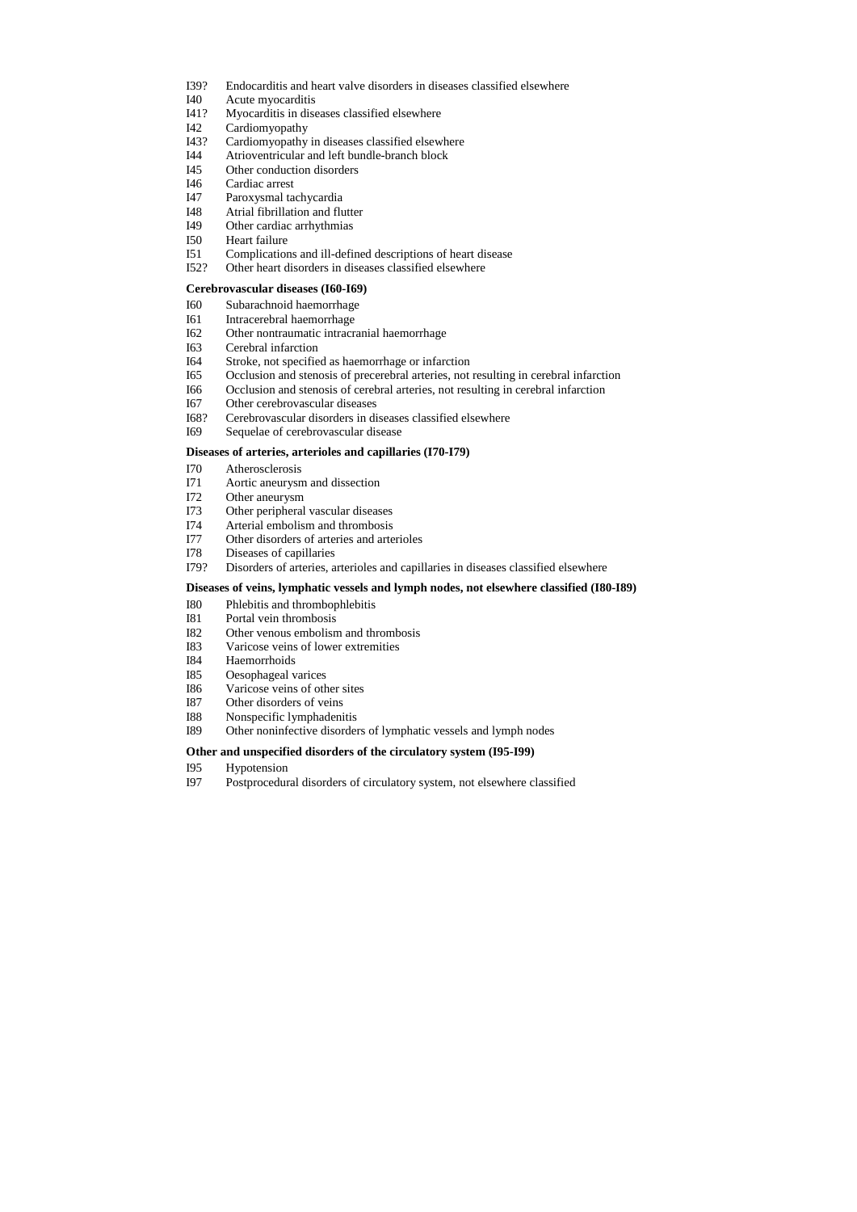I39? Endocarditis and heart valve disorders in diseases classified elsewhere
I40 Acute myocarditis
I41? Myocarditis in diseases classified elsewhere
I42 Cardiomyopathy
I43? Cardiomyopathy in diseases classified elsewhere
I44 Atrioventricular and left bundle-branch block
I45 Other conduction disorders
I46 Cardiac arrest
I47 Paroxysmal tachycardia
I48 Atrial fibrillation and flutter
I49 Other cardiac arrhythmias
I50 Heart failure
I51 Complications and ill-defined descriptions of heart disease
I52? Other heart disorders in diseases classified elsewhere

**Cerebrovascular diseases (I60-I69)**

I60 Subarachnoid haemorrhage
I61 Intracerebral haemorrhage
I62 Other nontraumatic intracranial haemorrhage
I63 Cerebral infarction
I64 Stroke, not specified as haemorrhage or infarction
I65 Occlusion and stenosis of precerebral arteries, not resulting in cerebral infarction
I66 Occlusion and stenosis of cerebral arteries, not resulting in cerebral infarction
I67 Other cerebrovascular diseases
I68? Cerebrovascular disorders in diseases classified elsewhere
I69 Sequelae of cerebrovascular disease

**Diseases of arteries, arterioles and capillaries (I70-I79)**

I70 Atherosclerosis
I71 Aortic aneurysm and dissection
I72 Other aneurysm
I73 Other peripheral vascular diseases
I74 Arterial embolism and thrombosis
I77 Other disorders of arteries and arterioles
I78 Diseases of capillaries
I79? Disorders of arteries, arterioles and capillaries in diseases classified elsewhere

**Diseases of veins, lymphatic vessels and lymph nodes, not elsewhere classified (I80-I89)**

I80 Phlebitis and thrombophlebitis
I81 Portal vein thrombosis
I82 Other venous embolism and thrombosis
I83 Varicose veins of lower extremities
I84 Haemorrhoids
I85 Oesophageal varices
I86 Varicose veins of other sites
I87 Other disorders of veins
I88 Nonspecific lymphadenitis
I89 Other noninfective disorders of lymphatic vessels and lymph nodes

**Other and unspecified disorders of the circulatory system (I95-I99)**

I95 Hypotension
I97 Postprocedural disorders of circulatory system, not elsewhere classified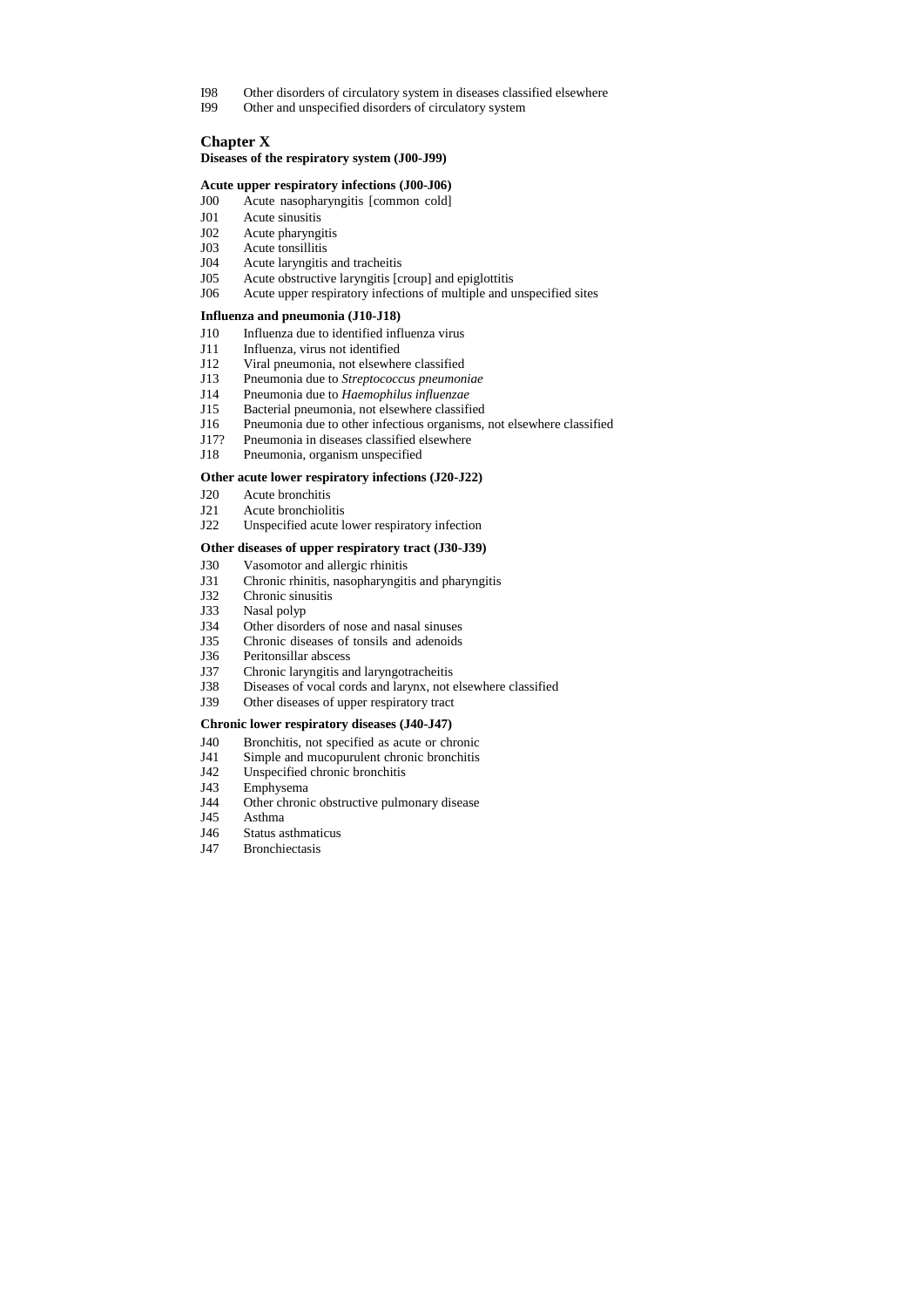I98 Other disorders of circulatory system in diseases classified elsewhere
I99 Other and unspecified disorders of circulatory system

## Chapter X

**Diseases of the respiratory system (J00-J99)**

### Acute upper respiratory infections (J00-J06)

J00 Acute nasopharyngitis [common cold]
J01 Acute sinusitis
J02 Acute pharyngitis
J03 Acute tonsillitis
J04 Acute laryngitis and tracheitis
J05 Acute obstructive laryngitis [croup] and epiglottitis
J06 Acute upper respiratory infections of multiple and unspecified sites

### Influenza and pneumonia (J10-J18)

J10 Influenza due to identified influenza virus
J11 Influenza, virus not identified
J12 Viral pneumonia, not elsewhere classified
J13 Pneumonia due to *Streptococcus pneumoniae*
J14 Pneumonia due to *Haemophilus influenzae*
J15 Bacterial pneumonia, not elsewhere classified
J16 Pneumonia due to other infectious organisms, not elsewhere classified
J17? Pneumonia in diseases classified elsewhere
J18 Pneumonia, organism unspecified

### Other acute lower respiratory infections (J20-J22)

J20 Acute bronchitis
J21 Acute bronchiolitis
J22 Unspecified acute lower respiratory infection

### Other diseases of upper respiratory tract (J30-J39)

J30 Vasomotor and allergic rhinitis
J31 Chronic rhinitis, nasopharyngitis and pharyngitis
J32 Chronic sinusitis
J33 Nasal polyp
J34 Other disorders of nose and nasal sinuses
J35 Chronic diseases of tonsils and adenoids
J36 Peritonsillar abscess
J37 Chronic laryngitis and laryngotracheitis
J38 Diseases of vocal cords and larynx, not elsewhere classified
J39 Other diseases of upper respiratory tract

### Chronic lower respiratory diseases (J40-J47)

J40 Bronchitis, not specified as acute or chronic
J41 Simple and mucopurulent chronic bronchitis
J42 Unspecified chronic bronchitis
J43 Emphysema
J44 Other chronic obstructive pulmonary disease
J45 Asthma
J46 Status asthmaticus
J47 Bronchiectasis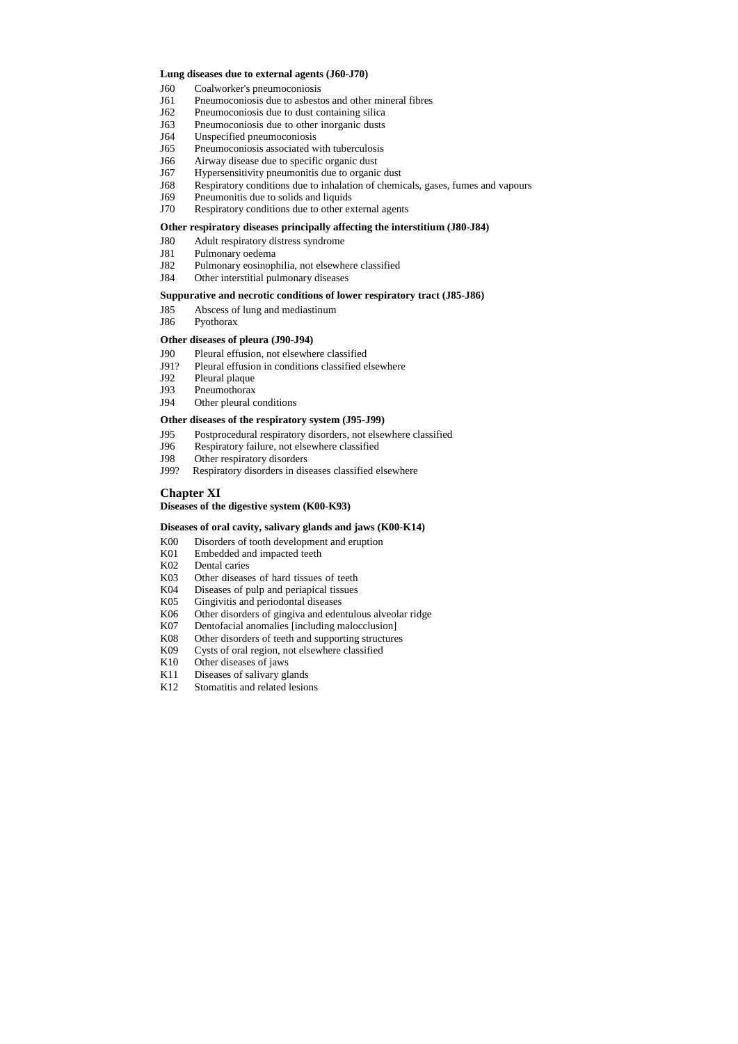**Lung diseases due to external agents (J60-J70)**

J60 Coalworker's pneumoconiosis
J61 Pneumoconiosis due to asbestos and other mineral fibres
J62 Pneumoconiosis due to dust containing silica
J63 Pneumoconiosis due to other inorganic dusts
J64 Unspecified pneumoconiosis
J65 Pneumoconiosis associated with tuberculosis
J66 Airway disease due to specific organic dust
J67 Hypersensitivity pneumonitis due to organic dust
J68 Respiratory conditions due to inhalation of chemicals, gases, fumes and vapours
J69 Pneumonitis due to solids and liquids
J70 Respiratory conditions due to other external agents

**Other respiratory diseases principally affecting the interstitium (J80-J84)**

J80 Adult respiratory distress syndrome
J81 Pulmonary oedema
J82 Pulmonary eosinophilia, not elsewhere classified
J84 Other interstitial pulmonary diseases

**Suppurative and necrotic conditions of lower respiratory tract (J85-J86)**

J85 Abscess of lung and mediastinum
J86 Pyothorax

**Other diseases of pleura (J90-J94)**

J90 Pleural effusion, not elsewhere classified
J91? Pleural effusion in conditions classified elsewhere
J92 Pleural plaque
J93 Pneumothorax
J94 Other pleural conditions

**Other diseases of the respiratory system (J95-J99)**

J95 Postprocedural respiratory disorders, not elsewhere classified
J96 Respiratory failure, not elsewhere classified
J98 Other respiratory disorders
J99? Respiratory disorders in diseases classified elsewhere

## Chapter XI

**Diseases of the digestive system (K00-K93)**

**Diseases of oral cavity, salivary glands and jaws (K00-K14)**

K00 Disorders of tooth development and eruption
K01 Embedded and impacted teeth
K02 Dental caries
K03 Other diseases of hard tissues of teeth
K04 Diseases of pulp and periapical tissues
K05 Gingivitis and periodontal diseases
K06 Other disorders of gingiva and edentulous alveolar ridge
K07 Dentofacial anomalies [including malocclusion]
K08 Other disorders of teeth and supporting structures
K09 Cysts of oral region, not elsewhere classified
K10 Other diseases of jaws
K11 Diseases of salivary glands
K12 Stomatitis and related lesions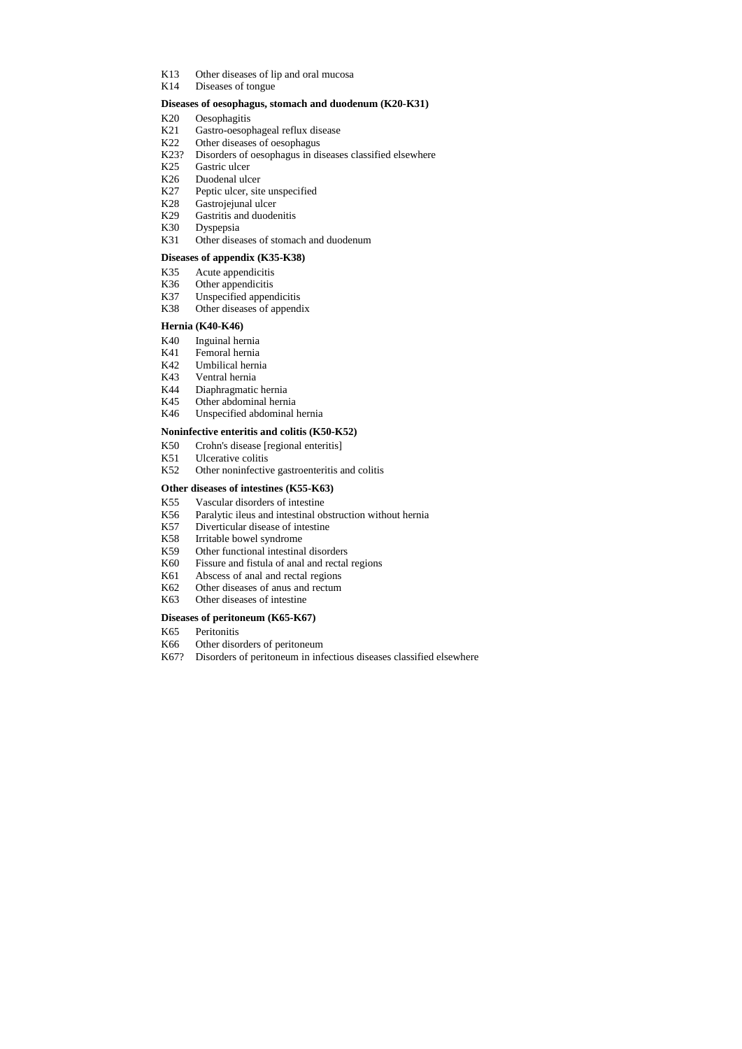K13 Other diseases of lip and oral mucosa
K14 Diseases of tongue

**Diseases of oesophagus, stomach and duodenum (K20-K31)**

K20 Oesophagitis
K21 Gastro-oesophageal reflux disease
K22 Other diseases of oesophagus
K23? Disorders of oesophagus in diseases classified elsewhere
K25 Gastric ulcer
K26 Duodenal ulcer
K27 Peptic ulcer, site unspecified
K28 Gastrojejunal ulcer
K29 Gastritis and duodenitis
K30 Dyspepsia
K31 Other diseases of stomach and duodenum

**Diseases of appendix (K35-K38)**

K35 Acute appendicitis
K36 Other appendicitis
K37 Unspecified appendicitis
K38 Other diseases of appendix

**Hernia (K40-K46)**

K40 Inguinal hernia
K41 Femoral hernia
K42 Umbilical hernia
K43 Ventral hernia
K44 Diaphragmatic hernia
K45 Other abdominal hernia
K46 Unspecified abdominal hernia

**Noninfective enteritis and colitis (K50-K52)**

K50 Crohn's disease [regional enteritis]
K51 Ulcerative colitis
K52 Other noninfective gastroenteritis and colitis

**Other diseases of intestines (K55-K63)**

K55 Vascular disorders of intestine
K56 Paralytic ileus and intestinal obstruction without hernia
K57 Diverticular disease of intestine
K58 Irritable bowel syndrome
K59 Other functional intestinal disorders
K60 Fissure and fistula of anal and rectal regions
K61 Abscess of anal and rectal regions
K62 Other diseases of anus and rectum
K63 Other diseases of intestine

**Diseases of peritoneum (K65-K67)**

K65 Peritonitis
K66 Other disorders of peritoneum
K67? Disorders of peritoneum in infectious diseases classified elsewhere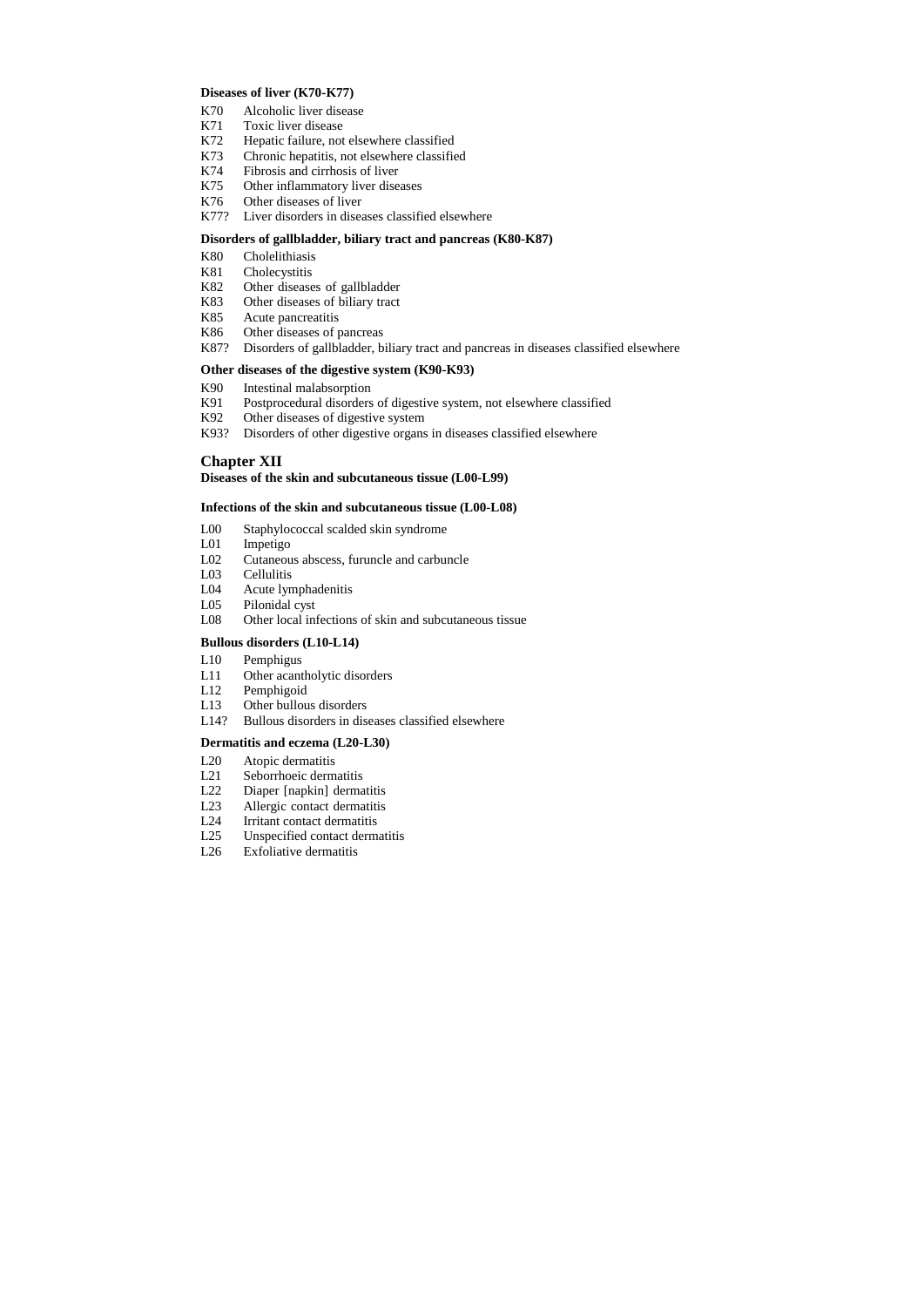**Diseases of liver (K70-K77)**

K70 Alcoholic liver disease
K71 Toxic liver disease
K72 Hepatic failure, not elsewhere classified
K73 Chronic hepatitis, not elsewhere classified
K74 Fibrosis and cirrhosis of liver
K75 Other inflammatory liver diseases
K76 Other diseases of liver
K77? Liver disorders in diseases classified elsewhere

**Disorders of gallbladder, biliary tract and pancreas (K80-K87)**

K80 Cholelithiasis
K81 Cholecystitis
K82 Other diseases of gallbladder
K83 Other diseases of biliary tract
K85 Acute pancreatitis
K86 Other diseases of pancreas
K87? Disorders of gallbladder, biliary tract and pancreas in diseases classified elsewhere

**Other diseases of the digestive system (K90-K93)**

K90 Intestinal malabsorption
K91 Postprocedural disorders of digestive system, not elsewhere classified
K92 Other diseases of digestive system
K93? Disorders of other digestive organs in diseases classified elsewhere

## Chapter XII

**Diseases of the skin and subcutaneous tissue (L00-L99)**

**Infections of the skin and subcutaneous tissue (L00-L08)**

L00 Staphylococcal scalded skin syndrome
L01 Impetigo
L02 Cutaneous abscess, furuncle and carbuncle
L03 Cellulitis
L04 Acute lymphadenitis
L05 Pilonidal cyst
L08 Other local infections of skin and subcutaneous tissue

**Bullous disorders (L10-L14)**

L10 Pemphigus
L11 Other acantholytic disorders
L12 Pemphigoid
L13 Other bullous disorders
L14? Bullous disorders in diseases classified elsewhere

**Dermatitis and eczema (L20-L30)**

L20 Atopic dermatitis
L21 Seborrhoeic dermatitis
L22 Diaper [napkin] dermatitis
L23 Allergic contact dermatitis
L24 Irritant contact dermatitis
L25 Unspecified contact dermatitis
L26 Exfoliative dermatitis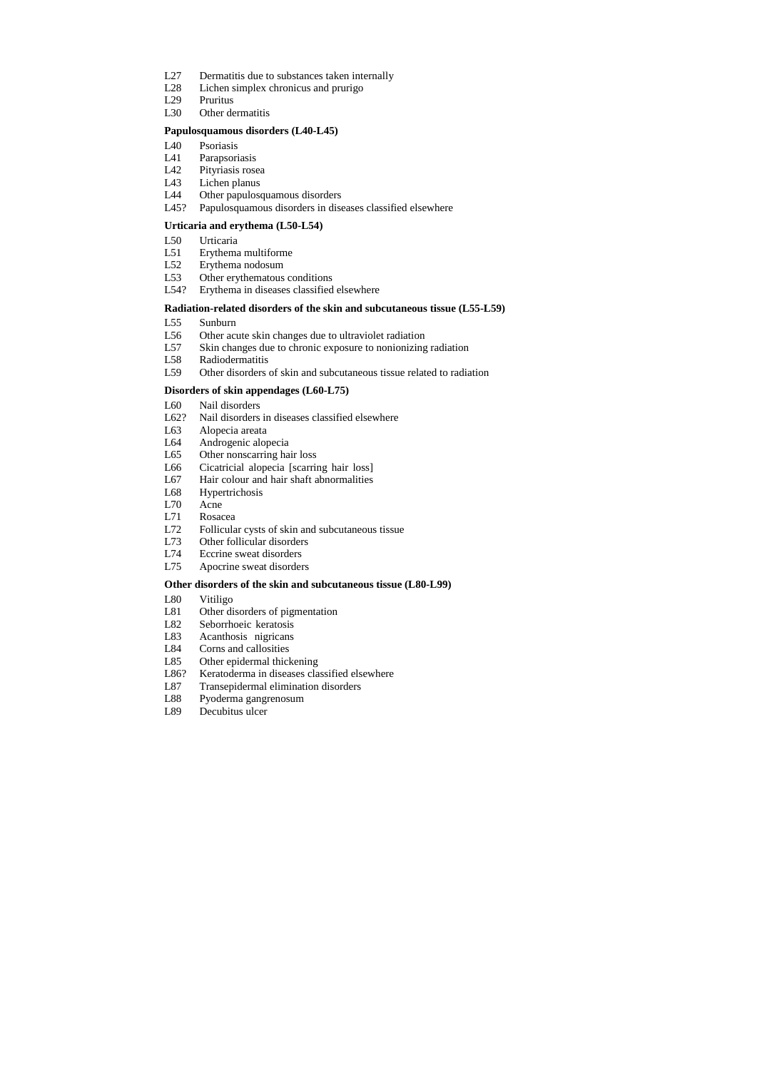L27 Dermatitis due to substances taken internally
L28 Lichen simplex chronicus and prurigo
L29 Pruritus
L30 Other dermatitis

**Papulosquamous disorders (L40-L45)**

L40 Psoriasis
L41 Parapsoriasis
L42 Pityriasis rosea
L43 Lichen planus
L44 Other papulosquamous disorders
L45? Papulosquamous disorders in diseases classified elsewhere

**Urticaria and erythema (L50-L54)**

L50 Urticaria
L51 Erythema multiforme
L52 Erythema nodosum
L53 Other erythematous conditions
L54? Erythema in diseases classified elsewhere

**Radiation-related disorders of the skin and subcutaneous tissue (L55-L59)**

L55 Sunburn
L56 Other acute skin changes due to ultraviolet radiation
L57 Skin changes due to chronic exposure to nonionizing radiation
L58 Radiodermatitis
L59 Other disorders of skin and subcutaneous tissue related to radiation

**Disorders of skin appendages (L60-L75)**

L60 Nail disorders
L62? Nail disorders in diseases classified elsewhere
L63 Alopecia areata
L64 Androgenic alopecia
L65 Other nonscarring hair loss
L66 Cicatricial alopecia [scarring hair loss]
L67 Hair colour and hair shaft abnormalities
L68 Hypertrichosis
L70 Acne
L71 Rosacea
L72 Follicular cysts of skin and subcutaneous tissue
L73 Other follicular disorders
L74 Eccrine sweat disorders
L75 Apocrine sweat disorders

**Other disorders of the skin and subcutaneous tissue (L80-L99)**

L80 Vitiligo
L81 Other disorders of pigmentation
L82 Seborrhoeic keratosis
L83 Acanthosis nigricans
L84 Corns and callosities
L85 Other epidermal thickening
L86? Keratoderma in diseases classified elsewhere
L87 Transepidermal elimination disorders
L88 Pyoderma gangrenosum
L89 Decubitus ulcer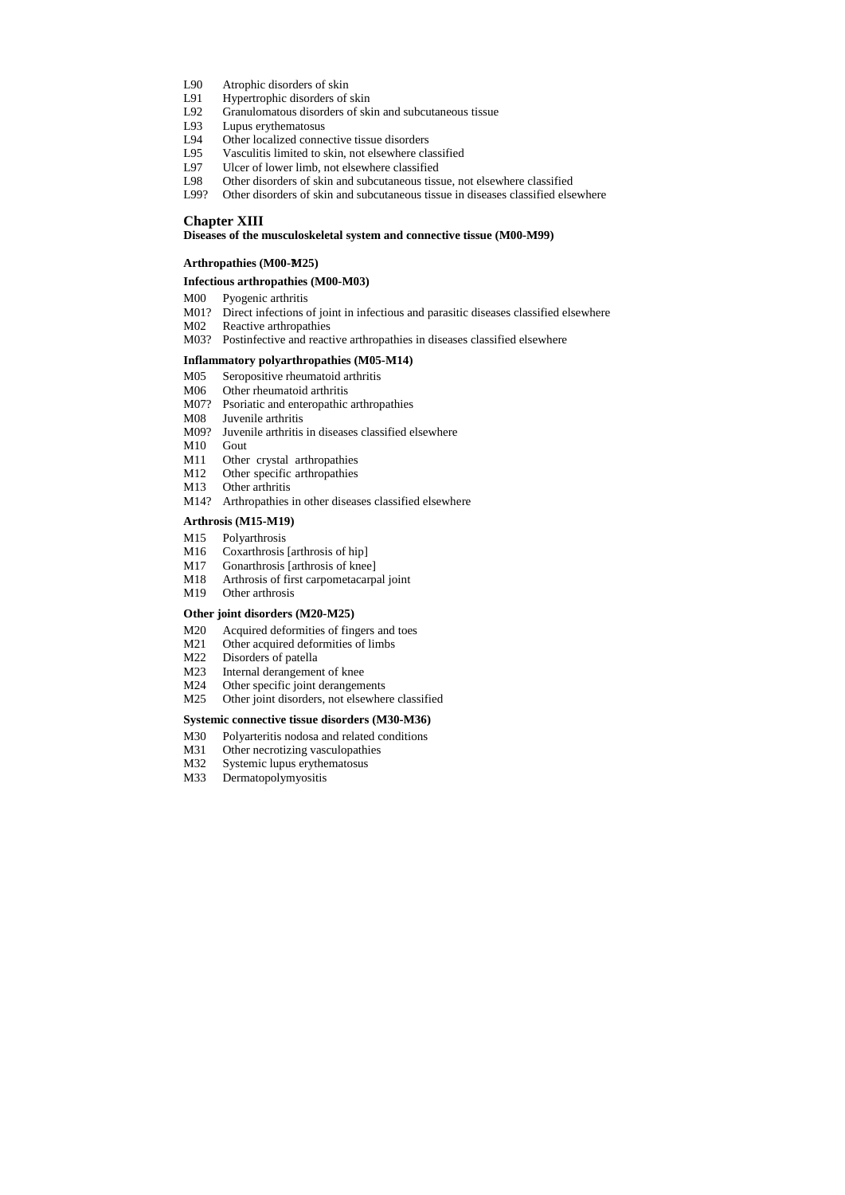L90 Atrophic disorders of skin
L91 Hypertrophic disorders of skin
L92 Granulomatous disorders of skin and subcutaneous tissue
L93 Lupus erythematosus
L94 Other localized connective tissue disorders
L95 Vasculitis limited to skin, not elsewhere classified
L97 Ulcer of lower limb, not elsewhere classified
L98 Other disorders of skin and subcutaneous tissue, not elsewhere classified
L99? Other disorders of skin and subcutaneous tissue in diseases classified elsewhere

## Chapter XIII

**Diseases of the musculoskeletal system and connective tissue (M00-M99)**

**Arthropathies (M00-M25)**

**Infectious arthropathies (M00-M03)**

M00 Pyogenic arthritis
M01? Direct infections of joint in infectious and parasitic diseases classified elsewhere
M02 Reactive arthropathies
M03? Postinfective and reactive arthropathies in diseases classified elsewhere

**Inflammatory polyarthropathies (M05-M14)**

M05 Seropositive rheumatoid arthritis
M06 Other rheumatoid arthritis
M07? Psoriatic and enteropathic arthropathies
M08 Juvenile arthritis
M09? Juvenile arthritis in diseases classified elsewhere
M10 Gout
M11 Other crystal arthropathies
M12 Other specific arthropathies
M13 Other arthritis
M14? Arthropathies in other diseases classified elsewhere

**Arthrosis (M15-M19)**

M15 Polyarthrosis
M16 Coxarthrosis [arthrosis of hip]
M17 Gonarthrosis [arthrosis of knee]
M18 Arthrosis of first carpometacarpal joint
M19 Other arthrosis

**Other joint disorders (M20-M25)**

M20 Acquired deformities of fingers and toes
M21 Other acquired deformities of limbs
M22 Disorders of patella
M23 Internal derangement of knee
M24 Other specific joint derangements
M25 Other joint disorders, not elsewhere classified

**Systemic connective tissue disorders (M30-M36)**

M30 Polyarteritis nodosa and related conditions
M31 Other necrotizing vasculopathies
M32 Systemic lupus erythematosus
M33 Dermatopolymyositis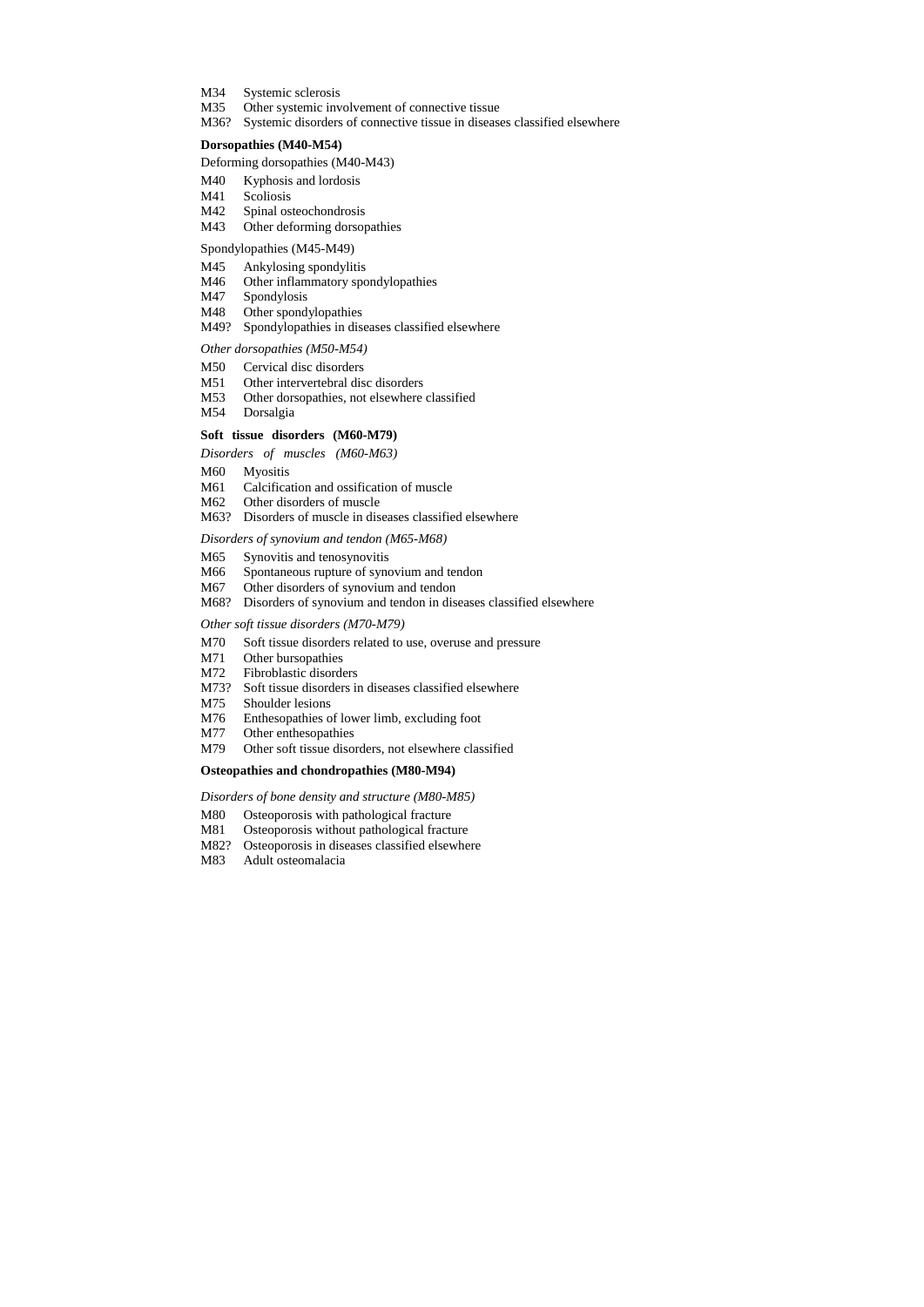M34 Systemic sclerosis
M35 Other systemic involvement of connective tissue
M36? Systemic disorders of connective tissue in diseases classified elsewhere

**Dorsopathies (M40-M54)**

Deforming dorsopathies (M40-M43)

M40 Kyphosis and lordosis
M41 Scoliosis
M42 Spinal osteochondrosis
M43 Other deforming dorsopathies

Spondylopathies (M45-M49)

M45 Ankylosing spondylitis
M46 Other inflammatory spondylopathies
M47 Spondylosis
M48 Other spondylopathies
M49? Spondylopathies in diseases classified elsewhere

*Other dorsopathies (M50-M54)*

M50 Cervical disc disorders
M51 Other intervertebral disc disorders
M53 Other dorsopathies, not elsewhere classified
M54 Dorsalgia

**Soft tissue disorders (M60-M79)**

*Disorders of muscles (M60-M63)*

M60 Myositis
M61 Calcification and ossification of muscle
M62 Other disorders of muscle
M63? Disorders of muscle in diseases classified elsewhere

*Disorders of synovium and tendon (M65-M68)*

M65 Synovitis and tenosynovitis
M66 Spontaneous rupture of synovium and tendon
M67 Other disorders of synovium and tendon
M68? Disorders of synovium and tendon in diseases classified elsewhere

*Other soft tissue disorders (M70-M79)*

M70 Soft tissue disorders related to use, overuse and pressure
M71 Other bursopathies
M72 Fibroblastic disorders
M73? Soft tissue disorders in diseases classified elsewhere
M75 Shoulder lesions
M76 Enthesopathies of lower limb, excluding foot
M77 Other enthesopathies
M79 Other soft tissue disorders, not elsewhere classified

**Osteopathies and chondropathies (M80-M94)**

*Disorders of bone density and structure (M80-M85)*

M80 Osteoporosis with pathological fracture
M81 Osteoporosis without pathological fracture
M82? Osteoporosis in diseases classified elsewhere
M83 Adult osteomalacia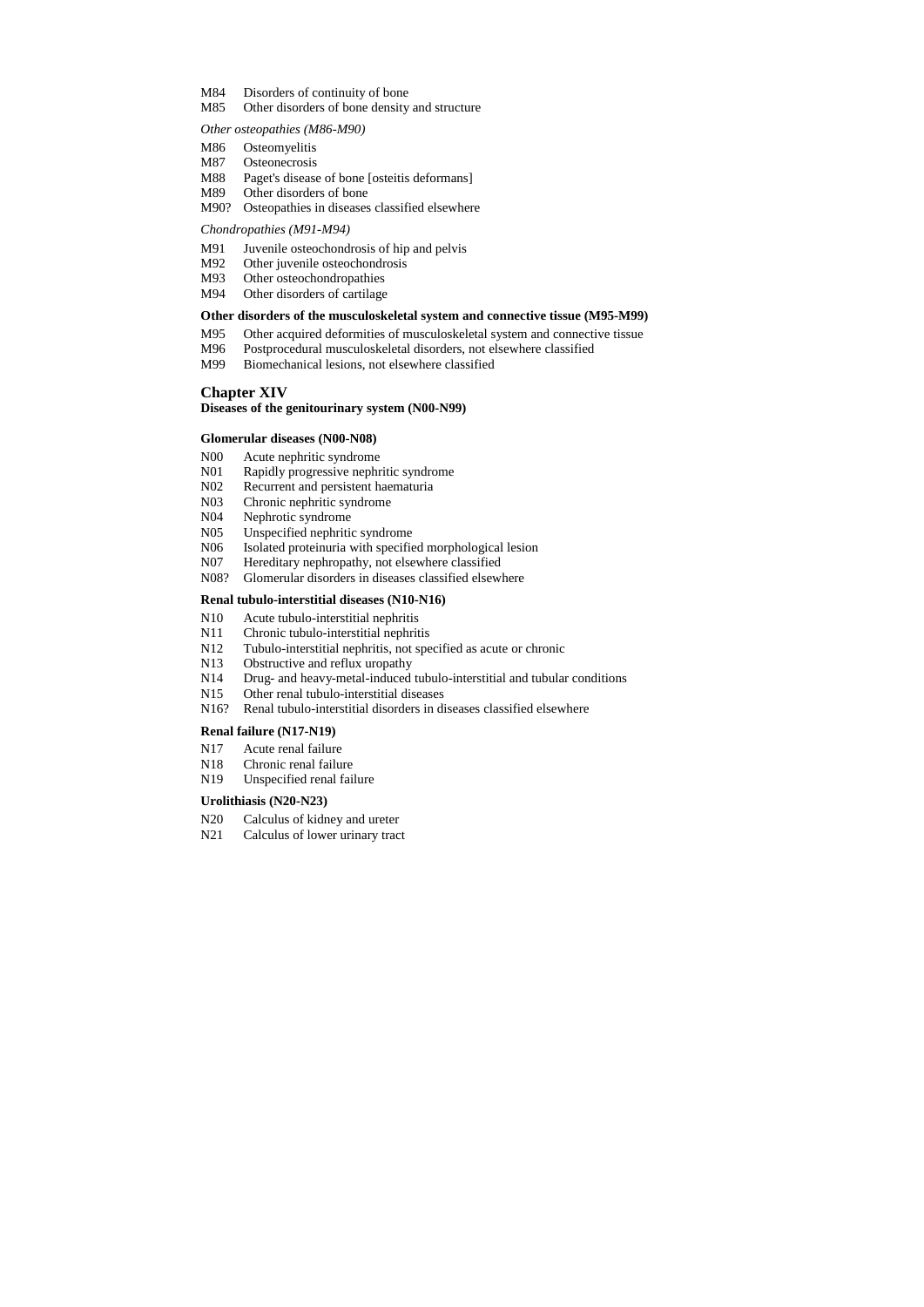M84 Disorders of continuity of bone
M85 Other disorders of bone density and structure

*Other osteopathies (M86-M90)*

M86 Osteomyelitis
M87 Osteonecrosis
M88 Paget's disease of bone [osteitis deformans]
M89 Other disorders of bone
M90? Osteopathies in diseases classified elsewhere

*Chondropathies (M91-M94)*

M91 Juvenile osteochondrosis of hip and pelvis
M92 Other juvenile osteochondrosis
M93 Other osteochondropathies
M94 Other disorders of cartilage

**Other disorders of the musculoskeletal system and connective tissue (M95-M99)**

M95 Other acquired deformities of musculoskeletal system and connective tissue
M96 Postprocedural musculoskeletal disorders, not elsewhere classified
M99 Biomechanical lesions, not elsewhere classified

## Chapter XIV

**Diseases of the genitourinary system (N00-N99)**

**Glomerular diseases (N00-N08)**

N00 Acute nephritic syndrome
N01 Rapidly progressive nephritic syndrome
N02 Recurrent and persistent haematuria
N03 Chronic nephritic syndrome
N04 Nephrotic syndrome
N05 Unspecified nephritic syndrome
N06 Isolated proteinuria with specified morphological lesion
N07 Hereditary nephropathy, not elsewhere classified
N08? Glomerular disorders in diseases classified elsewhere

**Renal tubulo-interstitial diseases (N10-N16)**

N10 Acute tubulo-interstitial nephritis
N11 Chronic tubulo-interstitial nephritis
N12 Tubulo-interstitial nephritis, not specified as acute or chronic
N13 Obstructive and reflux uropathy
N14 Drug- and heavy-metal-induced tubulo-interstitial and tubular conditions
N15 Other renal tubulo-interstitial diseases
N16? Renal tubulo-interstitial disorders in diseases classified elsewhere

**Renal failure (N17-N19)**

N17 Acute renal failure
N18 Chronic renal failure
N19 Unspecified renal failure

**Urolithiasis (N20-N23)**

N20 Calculus of kidney and ureter
N21 Calculus of lower urinary tract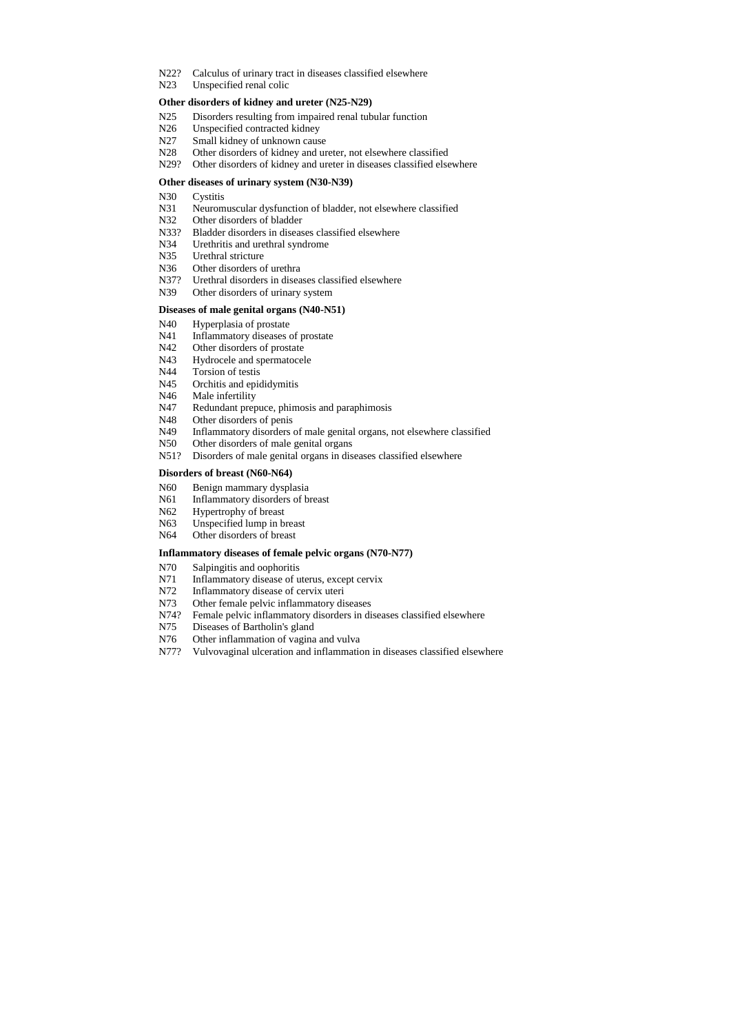N22? Calculus of urinary tract in diseases classified elsewhere
N23 Unspecified renal colic

**Other disorders of kidney and ureter (N25-N29)**

N25 Disorders resulting from impaired renal tubular function
N26 Unspecified contracted kidney
N27 Small kidney of unknown cause
N28 Other disorders of kidney and ureter, not elsewhere classified
N29? Other disorders of kidney and ureter in diseases classified elsewhere

**Other diseases of urinary system (N30-N39)**

N30 Cystitis
N31 Neuromuscular dysfunction of bladder, not elsewhere classified
N32 Other disorders of bladder
N33? Bladder disorders in diseases classified elsewhere
N34 Urethritis and urethral syndrome
N35 Urethral stricture
N36 Other disorders of urethra
N37? Urethral disorders in diseases classified elsewhere
N39 Other disorders of urinary system

**Diseases of male genital organs (N40-N51)**

N40 Hyperplasia of prostate
N41 Inflammatory diseases of prostate
N42 Other disorders of prostate
N43 Hydrocele and spermatocele
N44 Torsion of testis
N45 Orchitis and epididymitis
N46 Male infertility
N47 Redundant prepuce, phimosis and paraphimosis
N48 Other disorders of penis
N49 Inflammatory disorders of male genital organs, not elsewhere classified
N50 Other disorders of male genital organs
N51? Disorders of male genital organs in diseases classified elsewhere

**Disorders of breast (N60-N64)**

N60 Benign mammary dysplasia
N61 Inflammatory disorders of breast
N62 Hypertrophy of breast
N63 Unspecified lump in breast
N64 Other disorders of breast

**Inflammatory diseases of female pelvic organs (N70-N77)**

N70 Salpingitis and oophoritis
N71 Inflammatory disease of uterus, except cervix
N72 Inflammatory disease of cervix uteri
N73 Other female pelvic inflammatory diseases
N74? Female pelvic inflammatory disorders in diseases classified elsewhere
N75 Diseases of Bartholin's gland
N76 Other inflammation of vagina and vulva
N77? Vulvovaginal ulceration and inflammation in diseases classified elsewhere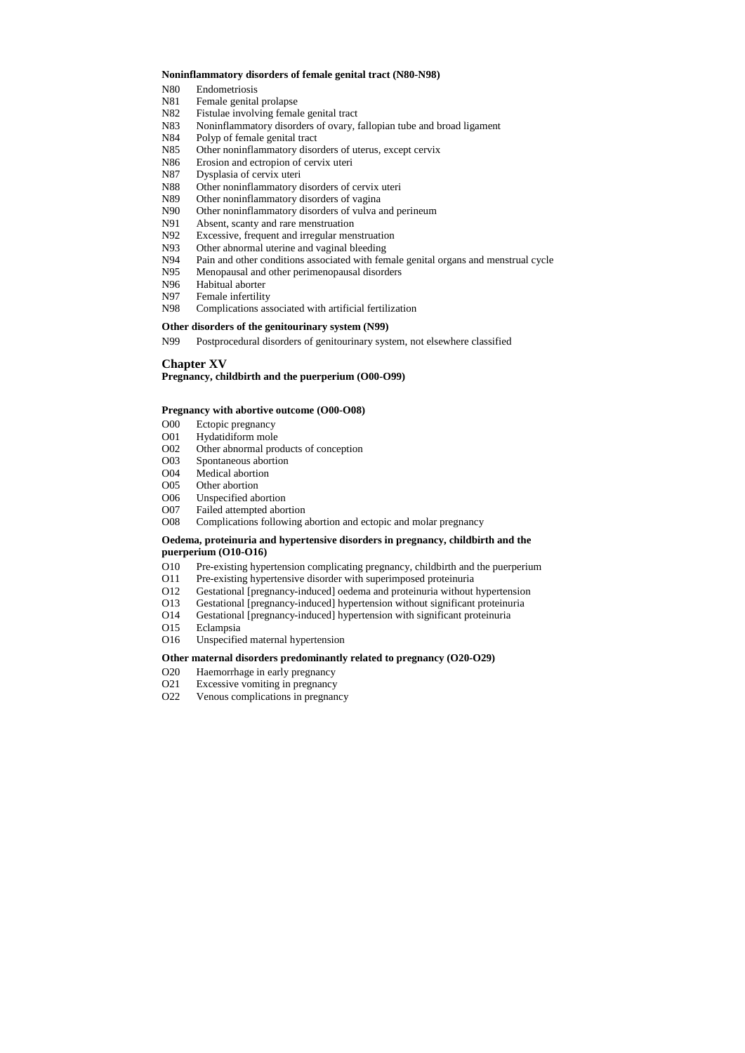**Noninflammatory disorders of female genital tract (N80-N98)**

N80 Endometriosis
N81 Female genital prolapse
N82 Fistulae involving female genital tract
N83 Noninflammatory disorders of ovary, fallopian tube and broad ligament
N84 Polyp of female genital tract
N85 Other noninflammatory disorders of uterus, except cervix
N86 Erosion and ectropion of cervix uteri
N87 Dysplasia of cervix uteri
N88 Other noninflammatory disorders of cervix uteri
N89 Other noninflammatory disorders of vagina
N90 Other noninflammatory disorders of vulva and perineum
N91 Absent, scanty and rare menstruation
N92 Excessive, frequent and irregular menstruation
N93 Other abnormal uterine and vaginal bleeding
N94 Pain and other conditions associated with female genital organs and menstrual cycle
N95 Menopausal and other perimenopausal disorders
N96 Habitual aborter
N97 Female infertility
N98 Complications associated with artificial fertilization

**Other disorders of the genitourinary system (N99)**

N99 Postprocedural disorders of genitourinary system, not elsewhere classified

## Chapter XV

**Pregnancy, childbirth and the puerperium (O00-O99)**

**Pregnancy with abortive outcome (O00-O08)**

O00 Ectopic pregnancy
O01 Hydatidiform mole
O02 Other abnormal products of conception
O03 Spontaneous abortion
O04 Medical abortion
O05 Other abortion
O06 Unspecified abortion
O07 Failed attempted abortion
O08 Complications following abortion and ectopic and molar pregnancy

**Oedema, proteinuria and hypertensive disorders in pregnancy, childbirth and the puerperium (O10-O16)**

O10 Pre-existing hypertension complicating pregnancy, childbirth and the puerperium
O11 Pre-existing hypertensive disorder with superimposed proteinuria
O12 Gestational [pregnancy-induced] oedema and proteinuria without hypertension
O13 Gestational [pregnancy-induced] hypertension without significant proteinuria
O14 Gestational [pregnancy-induced] hypertension with significant proteinuria
O15 Eclampsia
O16 Unspecified maternal hypertension

**Other maternal disorders predominantly related to pregnancy (O20-O29)**

O20 Haemorrhage in early pregnancy
O21 Excessive vomiting in pregnancy
O22 Venous complications in pregnancy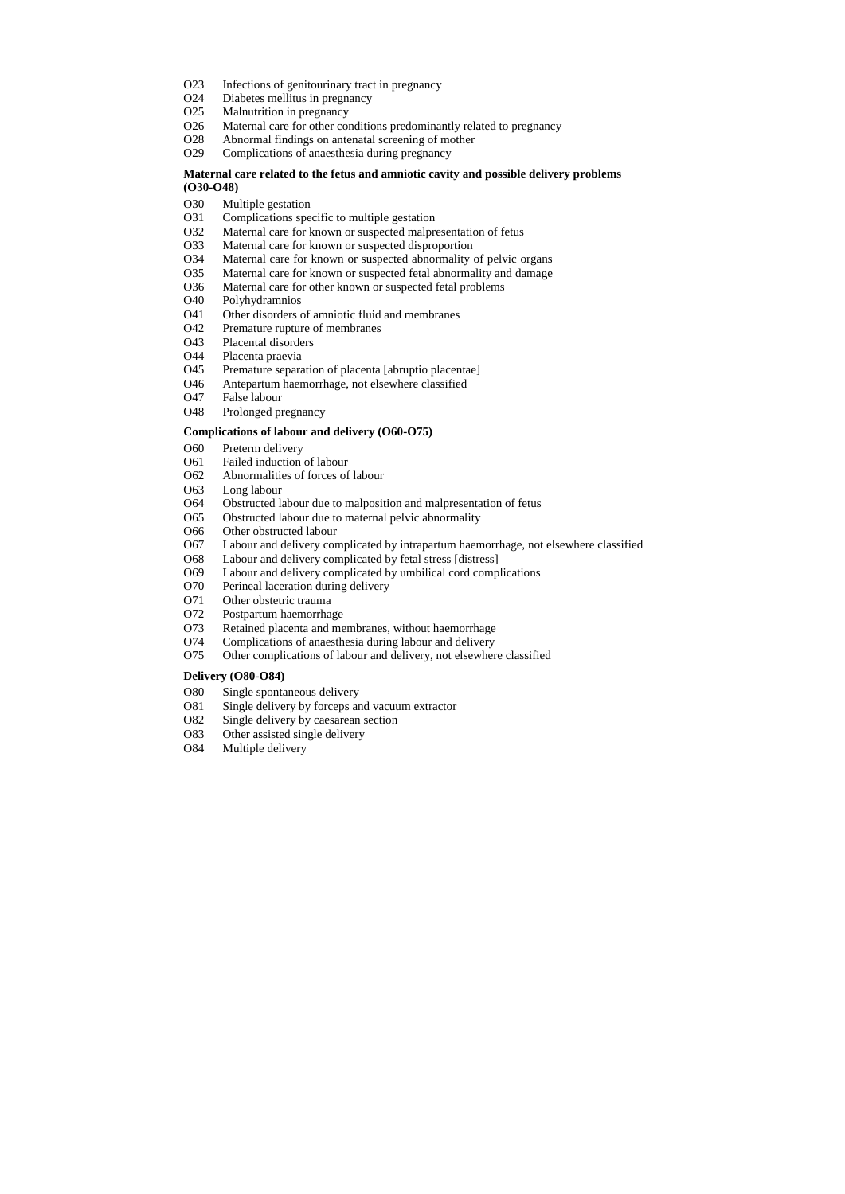O23 Infections of genitourinary tract in pregnancy
O24 Diabetes mellitus in pregnancy
O25 Malnutrition in pregnancy
O26 Maternal care for other conditions predominantly related to pregnancy
O28 Abnormal findings on antenatal screening of mother
O29 Complications of anaesthesia during pregnancy

**Maternal care related to the fetus and amniotic cavity and possible delivery problems (O30-O48)**

O30 Multiple gestation
O31 Complications specific to multiple gestation
O32 Maternal care for known or suspected malpresentation of fetus
O33 Maternal care for known or suspected disproportion
O34 Maternal care for known or suspected abnormality of pelvic organs
O35 Maternal care for known or suspected fetal abnormality and damage
O36 Maternal care for other known or suspected fetal problems
O40 Polyhydramnios
O41 Other disorders of amniotic fluid and membranes
O42 Premature rupture of membranes
O43 Placental disorders
O44 Placenta praevia
O45 Premature separation of placenta [abruptio placentae]
O46 Antepartum haemorrhage, not elsewhere classified
O47 False labour
O48 Prolonged pregnancy

**Complications of labour and delivery (O60-O75)**

O60 Preterm delivery
O61 Failed induction of labour
O62 Abnormalities of forces of labour
O63 Long labour
O64 Obstructed labour due to malposition and malpresentation of fetus
O65 Obstructed labour due to maternal pelvic abnormality
O66 Other obstructed labour
O67 Labour and delivery complicated by intrapartum haemorrhage, not elsewhere classified
O68 Labour and delivery complicated by fetal stress [distress]
O69 Labour and delivery complicated by umbilical cord complications
O70 Perineal laceration during delivery
O71 Other obstetric trauma
O72 Postpartum haemorrhage
O73 Retained placenta and membranes, without haemorrhage
O74 Complications of anaesthesia during labour and delivery
O75 Other complications of labour and delivery, not elsewhere classified

**Delivery (O80-O84)**

O80 Single spontaneous delivery
O81 Single delivery by forceps and vacuum extractor
O82 Single delivery by caesarean section
O83 Other assisted single delivery
O84 Multiple delivery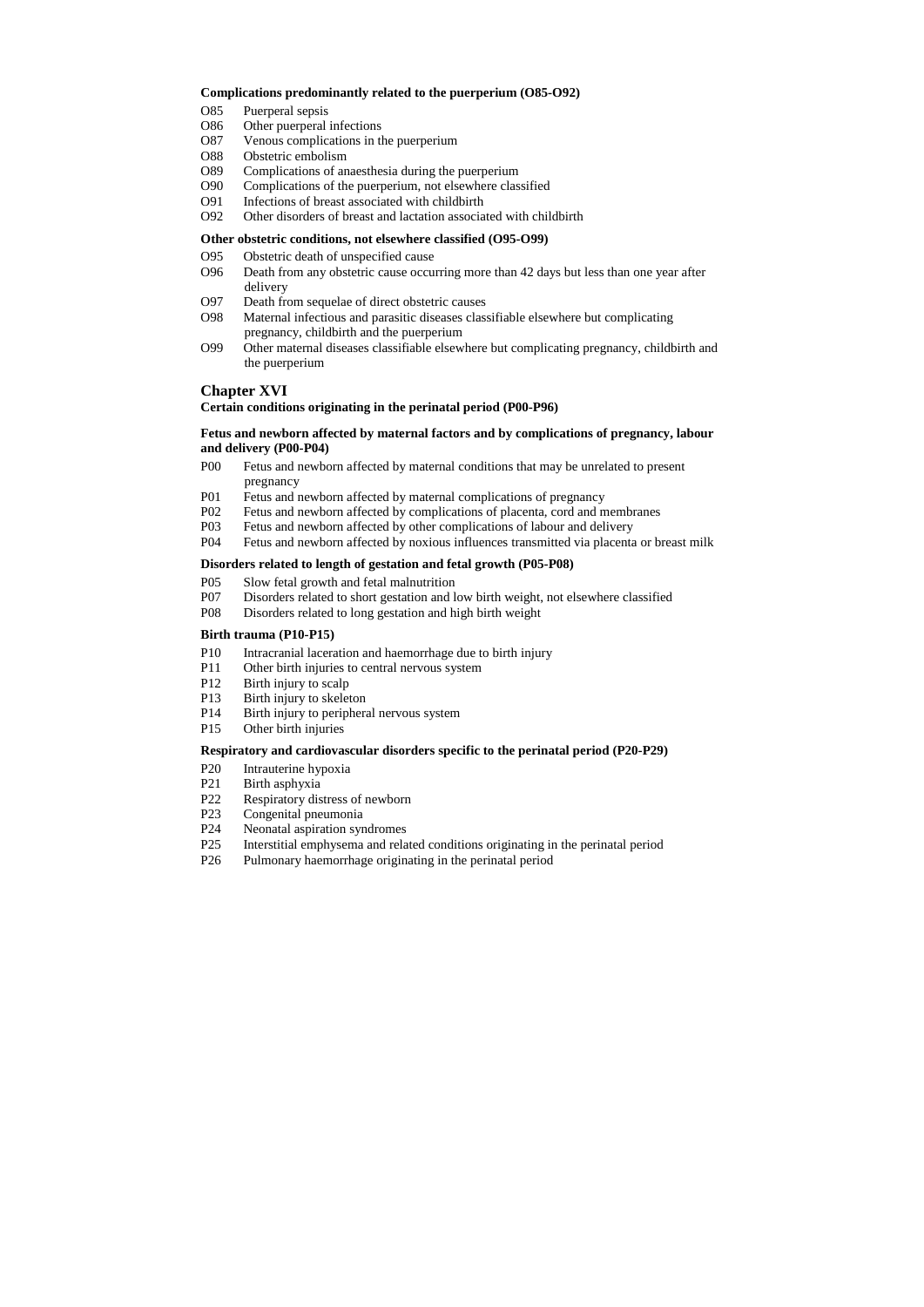**Complications predominantly related to the puerperium (O85-O92)**

- O85 Puerperal sepsis
- O86 Other puerperal infections
- O87 Venous complications in the puerperium
- O88 Obstetric embolism
- O89 Complications of anaesthesia during the puerperium
- O90 Complications of the puerperium, not elsewhere classified
- O91 Infections of breast associated with childbirth
- O92 Other disorders of breast and lactation associated with childbirth

**Other obstetric conditions, not elsewhere classified (O95-O99)**

- O95 Obstetric death of unspecified cause
- O96 Death from any obstetric cause occurring more than 42 days but less than one year after delivery
- O97 Death from sequelae of direct obstetric causes
- O98 Maternal infectious and parasitic diseases classifiable elsewhere but complicating pregnancy, childbirth and the puerperium
- O99 Other maternal diseases classifiable elsewhere but complicating pregnancy, childbirth and the puerperium

## Chapter XVI

**Certain conditions originating in the perinatal period (P00-P96)**

**Fetus and newborn affected by maternal factors and by complications of pregnancy, labour and delivery (P00-P04)**

- P00 Fetus and newborn affected by maternal conditions that may be unrelated to present pregnancy
- P01 Fetus and newborn affected by maternal complications of pregnancy
- P02 Fetus and newborn affected by complications of placenta, cord and membranes
- P03 Fetus and newborn affected by other complications of labour and delivery
- P04 Fetus and newborn affected by noxious influences transmitted via placenta or breast milk

**Disorders related to length of gestation and fetal growth (P05-P08)**

- P05 Slow fetal growth and fetal malnutrition
- P07 Disorders related to short gestation and low birth weight, not elsewhere classified
- P08 Disorders related to long gestation and high birth weight

**Birth trauma (P10-P15)**

- P10 Intracranial laceration and haemorrhage due to birth injury
- P11 Other birth injuries to central nervous system
- P12 Birth injury to scalp
- P13 Birth injury to skeleton
- P14 Birth injury to peripheral nervous system
- P15 Other birth injuries

**Respiratory and cardiovascular disorders specific to the perinatal period (P20-P29)**

- P20 Intrauterine hypoxia
- P21 Birth asphyxia
- P22 Respiratory distress of newborn
- P23 Congenital pneumonia
- P24 Neonatal aspiration syndromes
- P25 Interstitial emphysema and related conditions originating in the perinatal period
- P26 Pulmonary haemorrhage originating in the perinatal period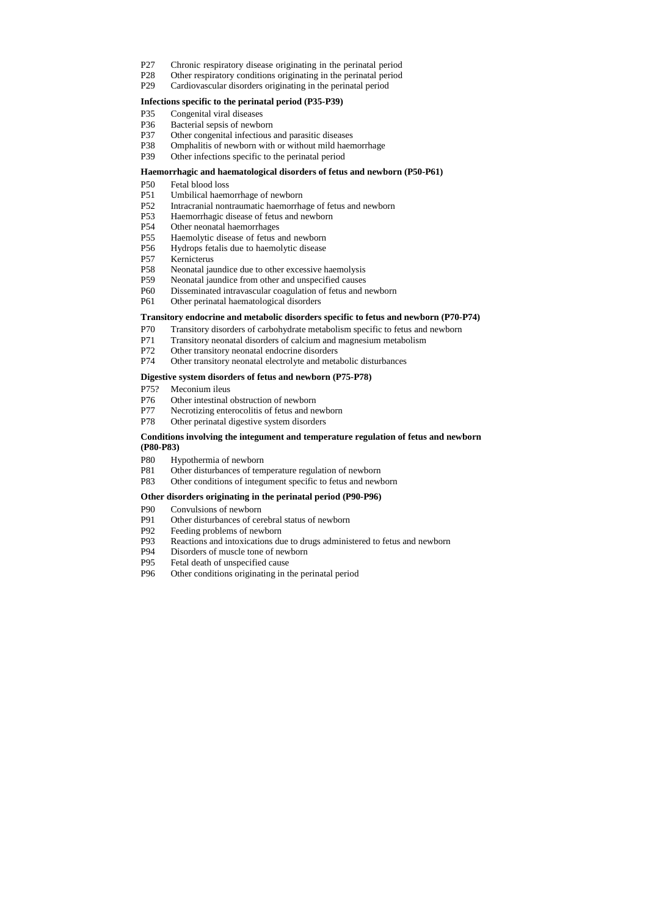P27 Chronic respiratory disease originating in the perinatal period
P28 Other respiratory conditions originating in the perinatal period
P29 Cardiovascular disorders originating in the perinatal period

**Infections specific to the perinatal period (P35-P39)**

P35 Congenital viral diseases
P36 Bacterial sepsis of newborn
P37 Other congenital infectious and parasitic diseases
P38 Omphalitis of newborn with or without mild haemorrhage
P39 Other infections specific to the perinatal period

**Haemorrhagic and haematological disorders of fetus and newborn (P50-P61)**

P50 Fetal blood loss
P51 Umbilical haemorrhage of newborn
P52 Intracranial nontraumatic haemorrhage of fetus and newborn
P53 Haemorrhagic disease of fetus and newborn
P54 Other neonatal haemorrhages
P55 Haemolytic disease of fetus and newborn
P56 Hydrops fetalis due to haemolytic disease
P57 Kernicterus
P58 Neonatal jaundice due to other excessive haemolysis
P59 Neonatal jaundice from other and unspecified causes
P60 Disseminated intravascular coagulation of fetus and newborn
P61 Other perinatal haematological disorders

**Transitory endocrine and metabolic disorders specific to fetus and newborn (P70-P74)**

P70 Transitory disorders of carbohydrate metabolism specific to fetus and newborn
P71 Transitory neonatal disorders of calcium and magnesium metabolism
P72 Other transitory neonatal endocrine disorders
P74 Other transitory neonatal electrolyte and metabolic disturbances

**Digestive system disorders of fetus and newborn (P75-P78)**

P75? Meconium ileus
P76 Other intestinal obstruction of newborn
P77 Necrotizing enterocolitis of fetus and newborn
P78 Other perinatal digestive system disorders

**Conditions involving the integument and temperature regulation of fetus and newborn (P80-P83)**

P80 Hypothermia of newborn
P81 Other disturbances of temperature regulation of newborn
P83 Other conditions of integument specific to fetus and newborn

**Other disorders originating in the perinatal period (P90-P96)**

P90 Convulsions of newborn
P91 Other disturbances of cerebral status of newborn
P92 Feeding problems of newborn
P93 Reactions and intoxications due to drugs administered to fetus and newborn
P94 Disorders of muscle tone of newborn
P95 Fetal death of unspecified cause
P96 Other conditions originating in the perinatal period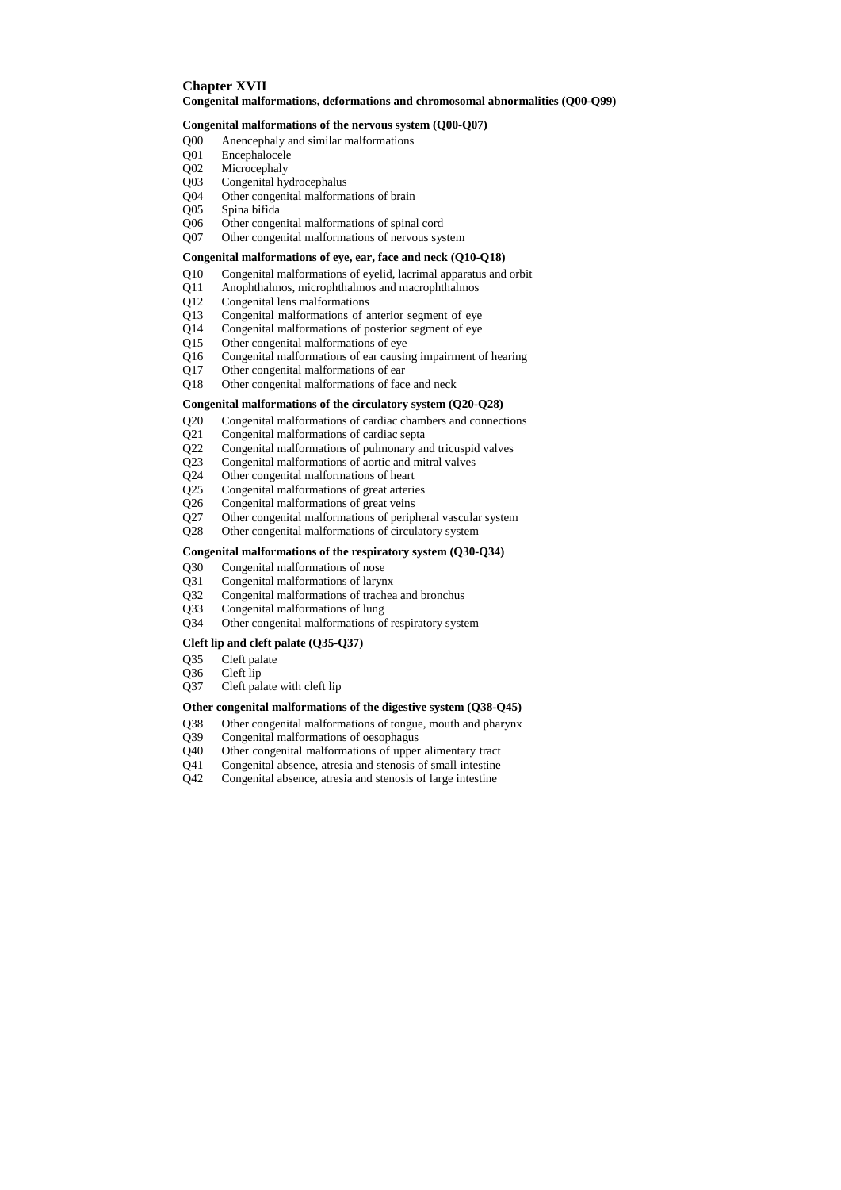## Chapter XVII

**Congenital malformations, deformations and chromosomal abnormalities (Q00-Q99)**

### Congenital malformations of the nervous system (Q00-Q07)

- Q00 Anencephaly and similar malformations
- Q01 Encephalocele
- Q02 Microcephaly
- Q03 Congenital hydrocephalus
- Q04 Other congenital malformations of brain
- Q05 Spina bifida
- Q06 Other congenital malformations of spinal cord
- Q07 Other congenital malformations of nervous system

### Congenital malformations of eye, ear, face and neck (Q10-Q18)

- Q10 Congenital malformations of eyelid, lacrimal apparatus and orbit
- Q11 Anophthalmos, microphthalmos and macrophthalmos
- Q12 Congenital lens malformations
- Q13 Congenital malformations of anterior segment of eye
- Q14 Congenital malformations of posterior segment of eye
- Q15 Other congenital malformations of eye
- Q16 Congenital malformations of ear causing impairment of hearing
- Q17 Other congenital malformations of ear
- Q18 Other congenital malformations of face and neck

### Congenital malformations of the circulatory system (Q20-Q28)

- Q20 Congenital malformations of cardiac chambers and connections
- Q21 Congenital malformations of cardiac septa
- Q22 Congenital malformations of pulmonary and tricuspid valves
- Q23 Congenital malformations of aortic and mitral valves
- Q24 Other congenital malformations of heart
- Q25 Congenital malformations of great arteries
- Q26 Congenital malformations of great veins
- Q27 Other congenital malformations of peripheral vascular system
- Q28 Other congenital malformations of circulatory system

### Congenital malformations of the respiratory system (Q30-Q34)

- Q30 Congenital malformations of nose
- Q31 Congenital malformations of larynx
- Q32 Congenital malformations of trachea and bronchus
- Q33 Congenital malformations of lung
- Q34 Other congenital malformations of respiratory system

### Cleft lip and cleft palate (Q35-Q37)

- Q35 Cleft palate
- Q36 Cleft lip
- Q37 Cleft palate with cleft lip

### Other congenital malformations of the digestive system (Q38-Q45)

- Q38 Other congenital malformations of tongue, mouth and pharynx
- Q39 Congenital malformations of oesophagus
- Q40 Other congenital malformations of upper alimentary tract
- Q41 Congenital absence, atresia and stenosis of small intestine
- Q42 Congenital absence, atresia and stenosis of large intestine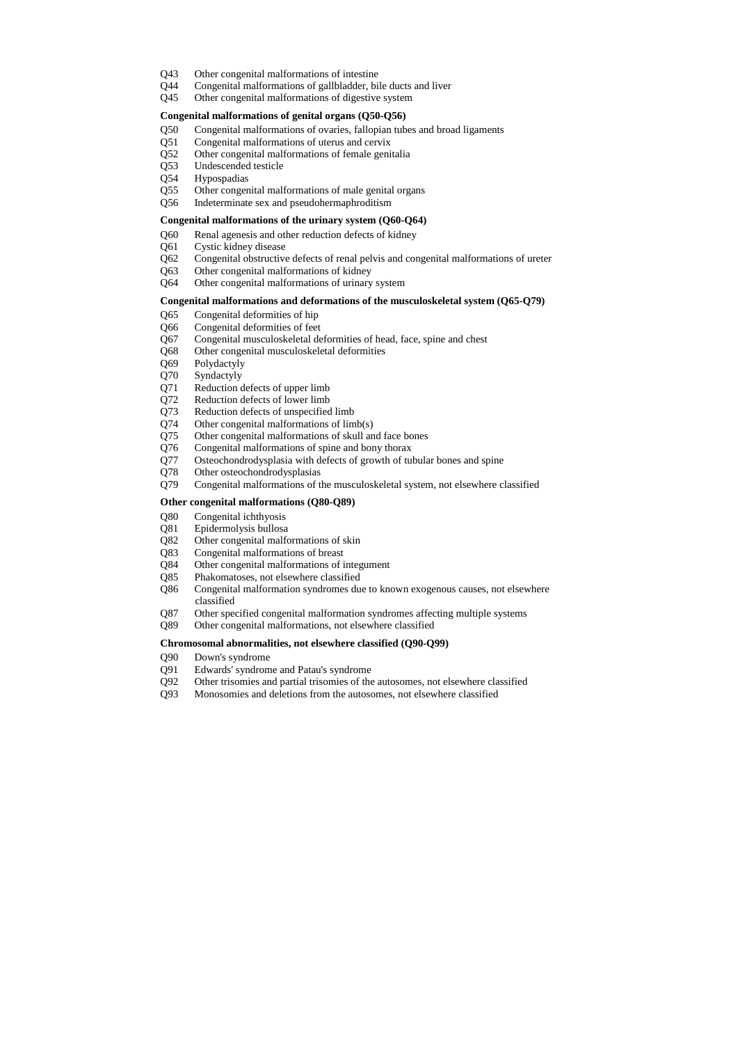Q43 Other congenital malformations of intestine
Q44 Congenital malformations of gallbladder, bile ducts and liver
Q45 Other congenital malformations of digestive system

**Congenital malformations of genital organs (Q50-Q56)**

Q50 Congenital malformations of ovaries, fallopian tubes and broad ligaments
Q51 Congenital malformations of uterus and cervix
Q52 Other congenital malformations of female genitalia
Q53 Undescended testicle
Q54 Hypospadias
Q55 Other congenital malformations of male genital organs
Q56 Indeterminate sex and pseudohermaphroditism

**Congenital malformations of the urinary system (Q60-Q64)**

Q60 Renal agenesis and other reduction defects of kidney
Q61 Cystic kidney disease
Q62 Congenital obstructive defects of renal pelvis and congenital malformations of ureter
Q63 Other congenital malformations of kidney
Q64 Other congenital malformations of urinary system

**Congenital malformations and deformations of the musculoskeletal system (Q65-Q79)**

Q65 Congenital deformities of hip
Q66 Congenital deformities of feet
Q67 Congenital musculoskeletal deformities of head, face, spine and chest
Q68 Other congenital musculoskeletal deformities
Q69 Polydactyly
Q70 Syndactyly
Q71 Reduction defects of upper limb
Q72 Reduction defects of lower limb
Q73 Reduction defects of unspecified limb
Q74 Other congenital malformations of limb(s)
Q75 Other congenital malformations of skull and face bones
Q76 Congenital malformations of spine and bony thorax
Q77 Osteochondrodysplasia with defects of growth of tubular bones and spine
Q78 Other osteochondrodysplasias
Q79 Congenital malformations of the musculoskeletal system, not elsewhere classified

**Other congenital malformations (Q80-Q89)**

Q80 Congenital ichthyosis
Q81 Epidermolysis bullosa
Q82 Other congenital malformations of skin
Q83 Congenital malformations of breast
Q84 Other congenital malformations of integument
Q85 Phakomatoses, not elsewhere classified
Q86 Congenital malformation syndromes due to known exogenous causes, not elsewhere classified
Q87 Other specified congenital malformation syndromes affecting multiple systems
Q89 Other congenital malformations, not elsewhere classified

**Chromosomal abnormalities, not elsewhere classified (Q90-Q99)**

Q90 Down's syndrome
Q91 Edwards' syndrome and Patau's syndrome
Q92 Other trisomies and partial trisomies of the autosomes, not elsewhere classified
Q93 Monosomies and deletions from the autosomes, not elsewhere classified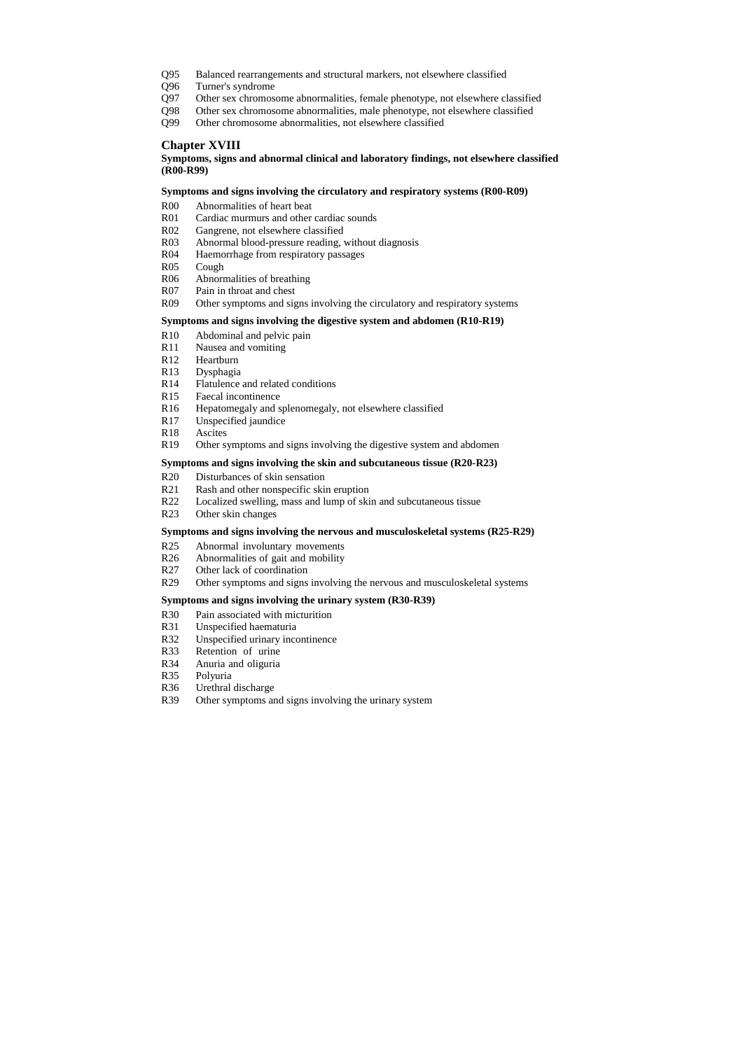Q95 Balanced rearrangements and structural markers, not elsewhere classified
Q96 Turner's syndrome
Q97 Other sex chromosome abnormalities, female phenotype, not elsewhere classified
Q98 Other sex chromosome abnormalities, male phenotype, not elsewhere classified
Q99 Other chromosome abnormalities, not elsewhere classified

## Chapter XVIII

**Symptoms, signs and abnormal clinical and laboratory findings, not elsewhere classified (R00-R99)**

**Symptoms and signs involving the circulatory and respiratory systems (R00-R09)**

R00 Abnormalities of heart beat
R01 Cardiac murmurs and other cardiac sounds
R02 Gangrene, not elsewhere classified
R03 Abnormal blood-pressure reading, without diagnosis
R04 Haemorrhage from respiratory passages
R05 Cough
R06 Abnormalities of breathing
R07 Pain in throat and chest
R09 Other symptoms and signs involving the circulatory and respiratory systems

**Symptoms and signs involving the digestive system and abdomen (R10-R19)**

R10 Abdominal and pelvic pain
R11 Nausea and vomiting
R12 Heartburn
R13 Dysphagia
R14 Flatulence and related conditions
R15 Faecal incontinence
R16 Hepatomegaly and splenomegaly, not elsewhere classified
R17 Unspecified jaundice
R18 Ascites
R19 Other symptoms and signs involving the digestive system and abdomen

**Symptoms and signs involving the skin and subcutaneous tissue (R20-R23)**

R20 Disturbances of skin sensation
R21 Rash and other nonspecific skin eruption
R22 Localized swelling, mass and lump of skin and subcutaneous tissue
R23 Other skin changes

**Symptoms and signs involving the nervous and musculoskeletal systems (R25-R29)**

R25 Abnormal involuntary movements
R26 Abnormalities of gait and mobility
R27 Other lack of coordination
R29 Other symptoms and signs involving the nervous and musculoskeletal systems

**Symptoms and signs involving the urinary system (R30-R39)**

R30 Pain associated with micturition
R31 Unspecified haematuria
R32 Unspecified urinary incontinence
R33 Retention of urine
R34 Anuria and oliguria
R35 Polyuria
R36 Urethral discharge
R39 Other symptoms and signs involving the urinary system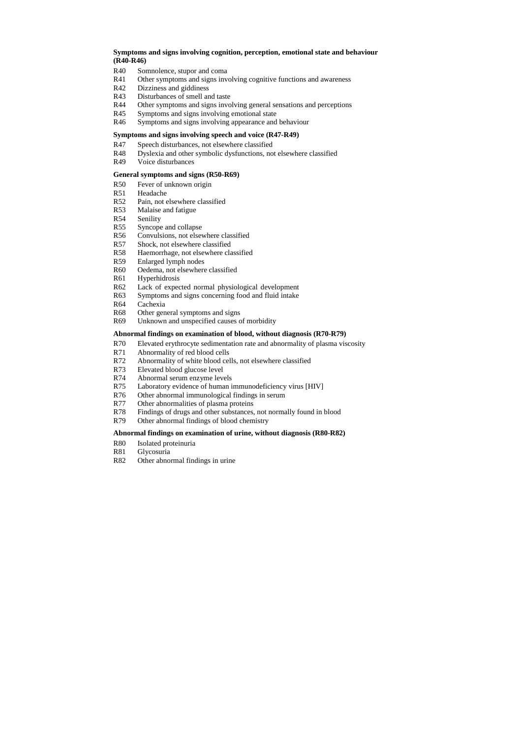**Symptoms and signs involving cognition, perception, emotional state and behaviour (R40-R46)**

R40 Somnolence, stupor and coma
R41 Other symptoms and signs involving cognitive functions and awareness
R42 Dizziness and giddiness
R43 Disturbances of smell and taste
R44 Other symptoms and signs involving general sensations and perceptions
R45 Symptoms and signs involving emotional state
R46 Symptoms and signs involving appearance and behaviour

**Symptoms and signs involving speech and voice (R47-R49)**

R47 Speech disturbances, not elsewhere classified
R48 Dyslexia and other symbolic dysfunctions, not elsewhere classified
R49 Voice disturbances

**General symptoms and signs (R50-R69)**

R50 Fever of unknown origin
R51 Headache
R52 Pain, not elsewhere classified
R53 Malaise and fatigue
R54 Senility
R55 Syncope and collapse
R56 Convulsions, not elsewhere classified
R57 Shock, not elsewhere classified
R58 Haemorrhage, not elsewhere classified
R59 Enlarged lymph nodes
R60 Oedema, not elsewhere classified
R61 Hyperhidrosis
R62 Lack of expected normal physiological development
R63 Symptoms and signs concerning food and fluid intake
R64 Cachexia
R68 Other general symptoms and signs
R69 Unknown and unspecified causes of morbidity

**Abnormal findings on examination of blood, without diagnosis (R70-R79)**

R70 Elevated erythrocyte sedimentation rate and abnormality of plasma viscosity
R71 Abnormality of red blood cells
R72 Abnormality of white blood cells, not elsewhere classified
R73 Elevated blood glucose level
R74 Abnormal serum enzyme levels
R75 Laboratory evidence of human immunodeficiency virus [HIV]
R76 Other abnormal immunological findings in serum
R77 Other abnormalities of plasma proteins
R78 Findings of drugs and other substances, not normally found in blood
R79 Other abnormal findings of blood chemistry

**Abnormal findings on examination of urine, without diagnosis (R80-R82)**

R80 Isolated proteinuria
R81 Glycosuria
R82 Other abnormal findings in urine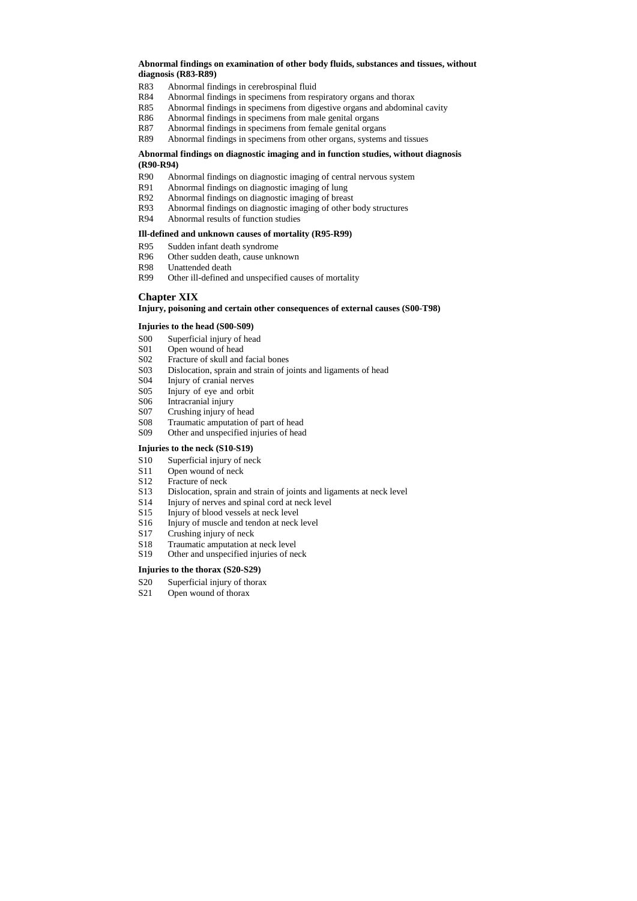**Abnormal findings on examination of other body fluids, substances and tissues, without diagnosis (R83-R89)**

R83 Abnormal findings in cerebrospinal fluid
R84 Abnormal findings in specimens from respiratory organs and thorax
R85 Abnormal findings in specimens from digestive organs and abdominal cavity
R86 Abnormal findings in specimens from male genital organs
R87 Abnormal findings in specimens from female genital organs
R89 Abnormal findings in specimens from other organs, systems and tissues

**Abnormal findings on diagnostic imaging and in function studies, without diagnosis (R90-R94)**

R90 Abnormal findings on diagnostic imaging of central nervous system
R91 Abnormal findings on diagnostic imaging of lung
R92 Abnormal findings on diagnostic imaging of breast
R93 Abnormal findings on diagnostic imaging of other body structures
R94 Abnormal results of function studies

**Ill-defined and unknown causes of mortality (R95-R99)**

R95 Sudden infant death syndrome
R96 Other sudden death, cause unknown
R98 Unattended death
R99 Other ill-defined and unspecified causes of mortality

## Chapter XIX

**Injury, poisoning and certain other consequences of external causes (S00-T98)**

**Injuries to the head (S00-S09)**

S00 Superficial injury of head
S01 Open wound of head
S02 Fracture of skull and facial bones
S03 Dislocation, sprain and strain of joints and ligaments of head
S04 Injury of cranial nerves
S05 Injury of eye and orbit
S06 Intracranial injury
S07 Crushing injury of head
S08 Traumatic amputation of part of head
S09 Other and unspecified injuries of head

**Injuries to the neck (S10-S19)**

S10 Superficial injury of neck
S11 Open wound of neck
S12 Fracture of neck
S13 Dislocation, sprain and strain of joints and ligaments at neck level
S14 Injury of nerves and spinal cord at neck level
S15 Injury of blood vessels at neck level
S16 Injury of muscle and tendon at neck level
S17 Crushing injury of neck
S18 Traumatic amputation at neck level
S19 Other and unspecified injuries of neck

**Injuries to the thorax (S20-S29)**

S20 Superficial injury of thorax
S21 Open wound of thorax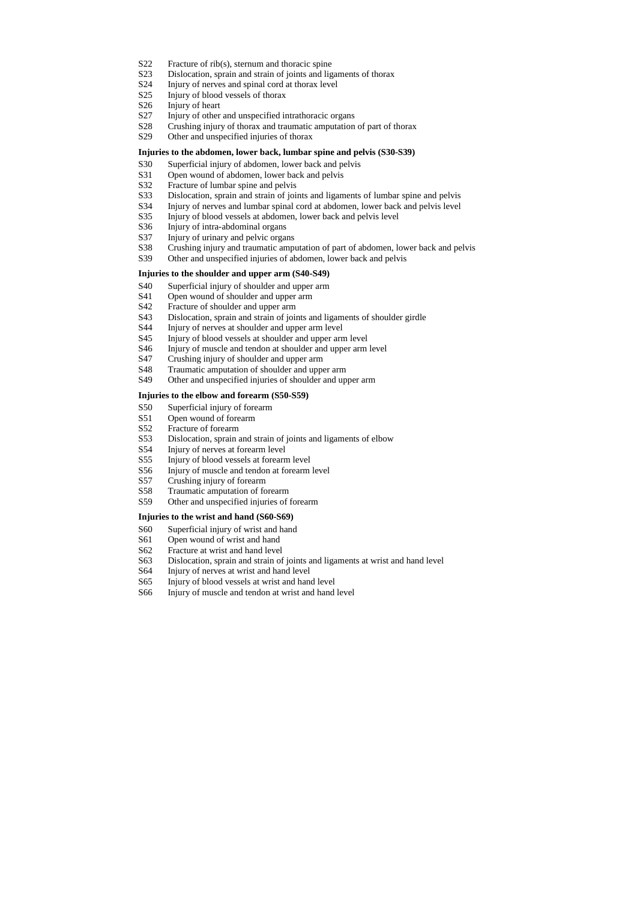S22 Fracture of rib(s), sternum and thoracic spine
S23 Dislocation, sprain and strain of joints and ligaments of thorax
S24 Injury of nerves and spinal cord at thorax level
S25 Injury of blood vessels of thorax
S26 Injury of heart
S27 Injury of other and unspecified intrathoracic organs
S28 Crushing injury of thorax and traumatic amputation of part of thorax
S29 Other and unspecified injuries of thorax

**Injuries to the abdomen, lower back, lumbar spine and pelvis (S30-S39)**

S30 Superficial injury of abdomen, lower back and pelvis
S31 Open wound of abdomen, lower back and pelvis
S32 Fracture of lumbar spine and pelvis
S33 Dislocation, sprain and strain of joints and ligaments of lumbar spine and pelvis
S34 Injury of nerves and lumbar spinal cord at abdomen, lower back and pelvis level
S35 Injury of blood vessels at abdomen, lower back and pelvis level
S36 Injury of intra-abdominal organs
S37 Injury of urinary and pelvic organs
S38 Crushing injury and traumatic amputation of part of abdomen, lower back and pelvis
S39 Other and unspecified injuries of abdomen, lower back and pelvis

**Injuries to the shoulder and upper arm (S40-S49)**

S40 Superficial injury of shoulder and upper arm
S41 Open wound of shoulder and upper arm
S42 Fracture of shoulder and upper arm
S43 Dislocation, sprain and strain of joints and ligaments of shoulder girdle
S44 Injury of nerves at shoulder and upper arm level
S45 Injury of blood vessels at shoulder and upper arm level
S46 Injury of muscle and tendon at shoulder and upper arm level
S47 Crushing injury of shoulder and upper arm
S48 Traumatic amputation of shoulder and upper arm
S49 Other and unspecified injuries of shoulder and upper arm

**Injuries to the elbow and forearm (S50-S59)**

S50 Superficial injury of forearm
S51 Open wound of forearm
S52 Fracture of forearm
S53 Dislocation, sprain and strain of joints and ligaments of elbow
S54 Injury of nerves at forearm level
S55 Injury of blood vessels at forearm level
S56 Injury of muscle and tendon at forearm level
S57 Crushing injury of forearm
S58 Traumatic amputation of forearm
S59 Other and unspecified injuries of forearm

**Injuries to the wrist and hand (S60-S69)**

S60 Superficial injury of wrist and hand
S61 Open wound of wrist and hand
S62 Fracture at wrist and hand level
S63 Dislocation, sprain and strain of joints and ligaments at wrist and hand level
S64 Injury of nerves at wrist and hand level
S65 Injury of blood vessels at wrist and hand level
S66 Injury of muscle and tendon at wrist and hand level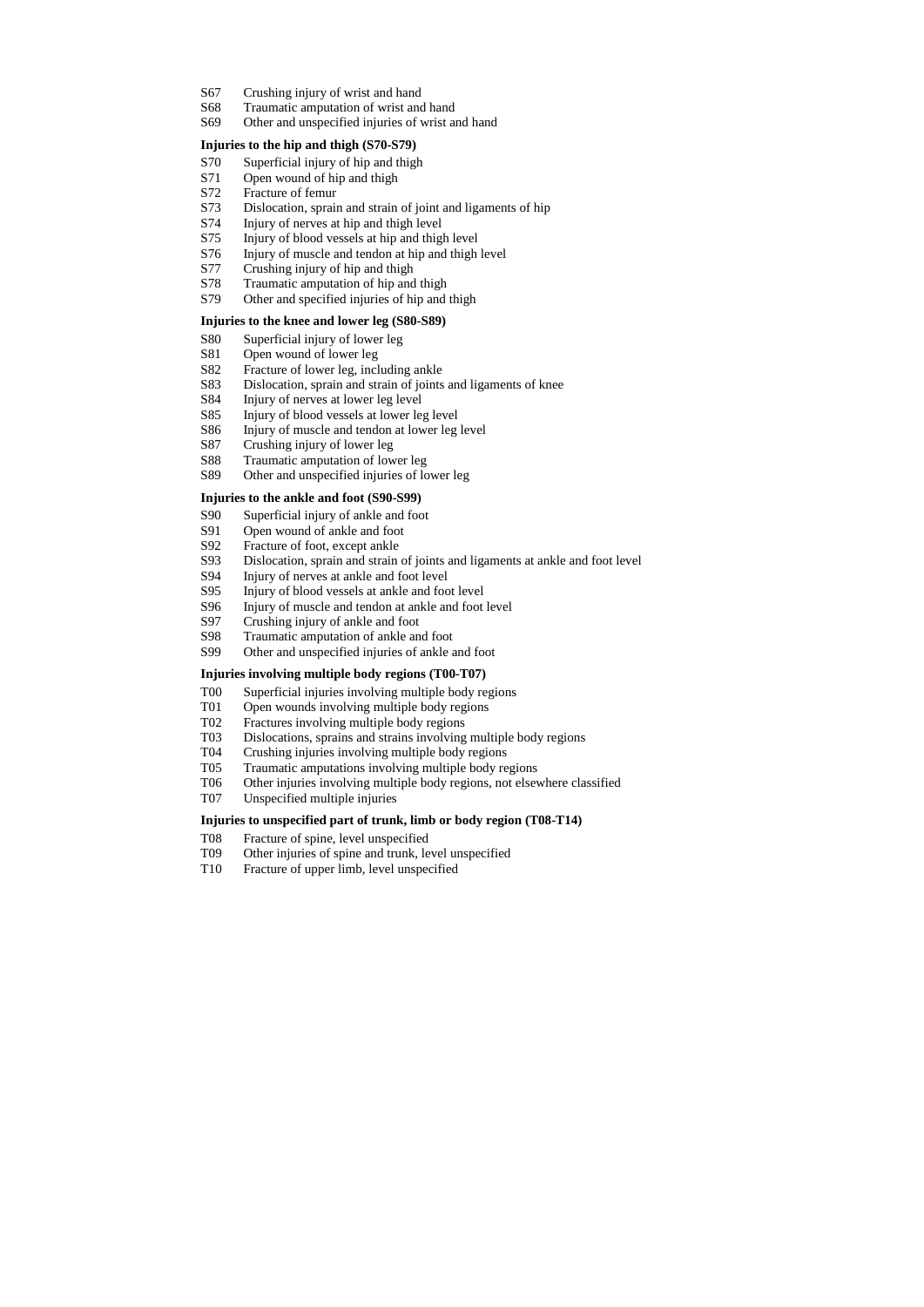S67 Crushing injury of wrist and hand
S68 Traumatic amputation of wrist and hand
S69 Other and unspecified injuries of wrist and hand

**Injuries to the hip and thigh (S70-S79)**

S70 Superficial injury of hip and thigh
S71 Open wound of hip and thigh
S72 Fracture of femur
S73 Dislocation, sprain and strain of joint and ligaments of hip
S74 Injury of nerves at hip and thigh level
S75 Injury of blood vessels at hip and thigh level
S76 Injury of muscle and tendon at hip and thigh level
S77 Crushing injury of hip and thigh
S78 Traumatic amputation of hip and thigh
S79 Other and specified injuries of hip and thigh

**Injuries to the knee and lower leg (S80-S89)**

S80 Superficial injury of lower leg
S81 Open wound of lower leg
S82 Fracture of lower leg, including ankle
S83 Dislocation, sprain and strain of joints and ligaments of knee
S84 Injury of nerves at lower leg level
S85 Injury of blood vessels at lower leg level
S86 Injury of muscle and tendon at lower leg level
S87 Crushing injury of lower leg
S88 Traumatic amputation of lower leg
S89 Other and unspecified injuries of lower leg

**Injuries to the ankle and foot (S90-S99)**

S90 Superficial injury of ankle and foot
S91 Open wound of ankle and foot
S92 Fracture of foot, except ankle
S93 Dislocation, sprain and strain of joints and ligaments at ankle and foot level
S94 Injury of nerves at ankle and foot level
S95 Injury of blood vessels at ankle and foot level
S96 Injury of muscle and tendon at ankle and foot level
S97 Crushing injury of ankle and foot
S98 Traumatic amputation of ankle and foot
S99 Other and unspecified injuries of ankle and foot

**Injuries involving multiple body regions (T00-T07)**

T00 Superficial injuries involving multiple body regions
T01 Open wounds involving multiple body regions
T02 Fractures involving multiple body regions
T03 Dislocations, sprains and strains involving multiple body regions
T04 Crushing injuries involving multiple body regions
T05 Traumatic amputations involving multiple body regions
T06 Other injuries involving multiple body regions, not elsewhere classified
T07 Unspecified multiple injuries

**Injuries to unspecified part of trunk, limb or body region (T08-T14)**

T08 Fracture of spine, level unspecified
T09 Other injuries of spine and trunk, level unspecified
T10 Fracture of upper limb, level unspecified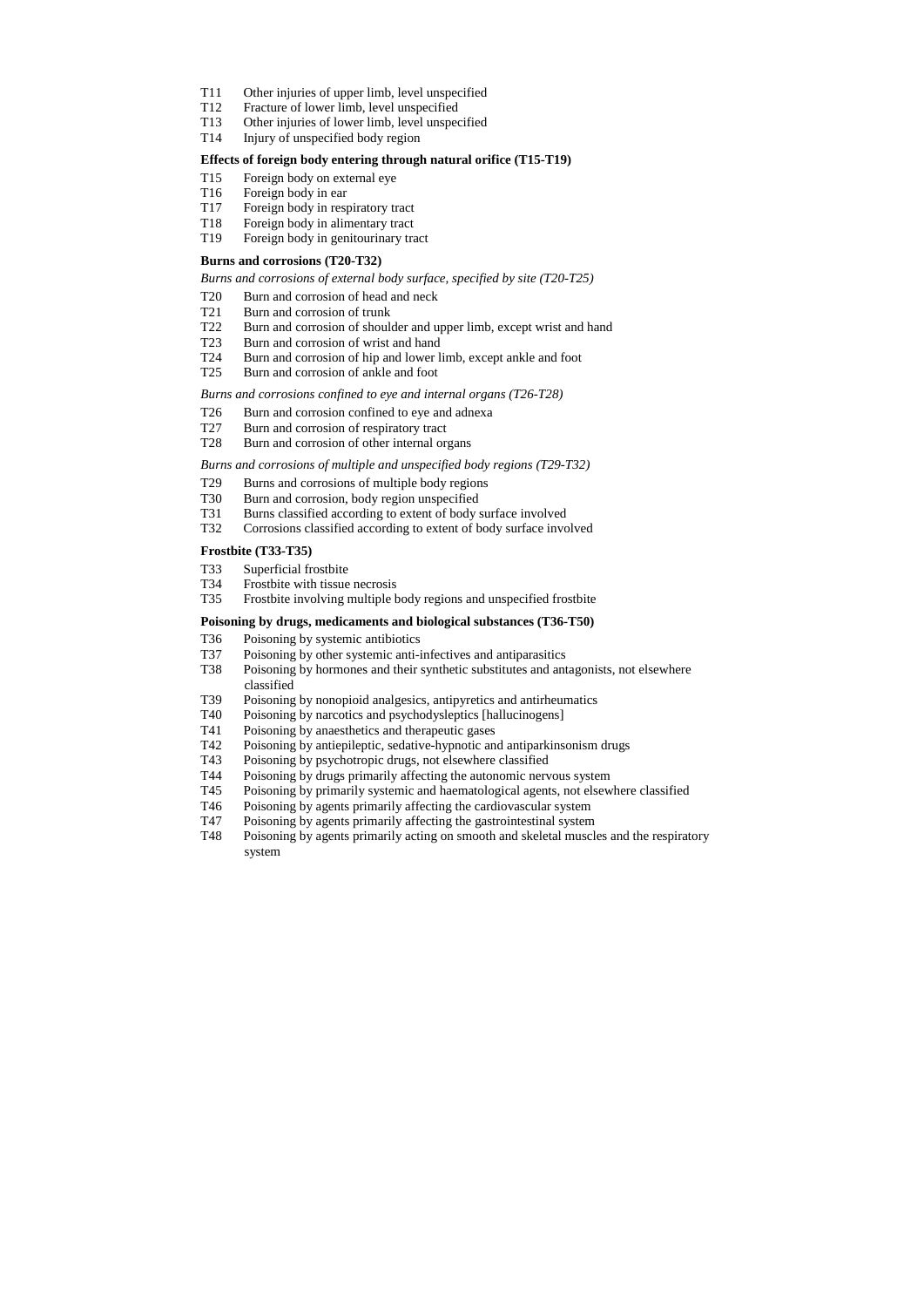T11 Other injuries of upper limb, level unspecified
T12 Fracture of lower limb, level unspecified
T13 Other injuries of lower limb, level unspecified
T14 Injury of unspecified body region

**Effects of foreign body entering through natural orifice (T15-T19)**

T15 Foreign body on external eye
T16 Foreign body in ear
T17 Foreign body in respiratory tract
T18 Foreign body in alimentary tract
T19 Foreign body in genitourinary tract

**Burns and corrosions (T20-T32)**

*Burns and corrosions of external body surface, specified by site (T20-T25)*

T20 Burn and corrosion of head and neck
T21 Burn and corrosion of trunk
T22 Burn and corrosion of shoulder and upper limb, except wrist and hand
T23 Burn and corrosion of wrist and hand
T24 Burn and corrosion of hip and lower limb, except ankle and foot
T25 Burn and corrosion of ankle and foot

*Burns and corrosions confined to eye and internal organs (T26-T28)*

T26 Burn and corrosion confined to eye and adnexa
T27 Burn and corrosion of respiratory tract
T28 Burn and corrosion of other internal organs

*Burns and corrosions of multiple and unspecified body regions (T29-T32)*

T29 Burns and corrosions of multiple body regions
T30 Burn and corrosion, body region unspecified
T31 Burns classified according to extent of body surface involved
T32 Corrosions classified according to extent of body surface involved

**Frostbite (T33-T35)**

T33 Superficial frostbite
T34 Frostbite with tissue necrosis
T35 Frostbite involving multiple body regions and unspecified frostbite

**Poisoning by drugs, medicaments and biological substances (T36-T50)**

T36 Poisoning by systemic antibiotics
T37 Poisoning by other systemic anti-infectives and antiparasitics
T38 Poisoning by hormones and their synthetic substitutes and antagonists, not elsewhere classified
T39 Poisoning by nonopioid analgesics, antipyretics and antirheumatics
T40 Poisoning by narcotics and psychodysleptics [hallucinogens]
T41 Poisoning by anaesthetics and therapeutic gases
T42 Poisoning by antiepileptic, sedative-hypnotic and antiparkinsonism drugs
T43 Poisoning by psychotropic drugs, not elsewhere classified
T44 Poisoning by drugs primarily affecting the autonomic nervous system
T45 Poisoning by primarily systemic and haematological agents, not elsewhere classified
T46 Poisoning by agents primarily affecting the cardiovascular system
T47 Poisoning by agents primarily affecting the gastrointestinal system
T48 Poisoning by agents primarily acting on smooth and skeletal muscles and the respiratory system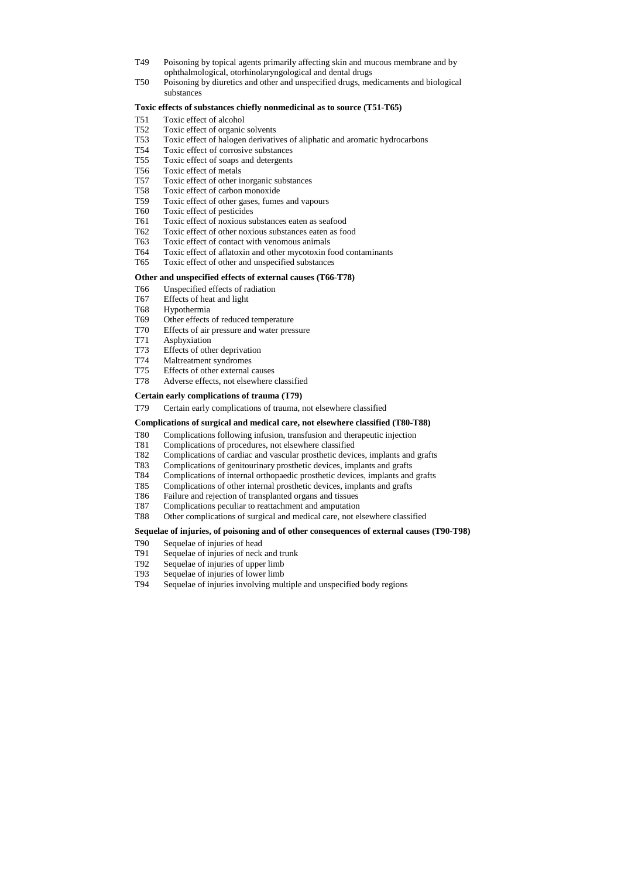T49 Poisoning by topical agents primarily affecting skin and mucous membrane and by ophthalmological, otorhinolaryngological and dental drugs
T50 Poisoning by diuretics and other and unspecified drugs, medicaments and biological substances

**Toxic effects of substances chiefly nonmedicinal as to source (T51-T65)**

T51 Toxic effect of alcohol
T52 Toxic effect of organic solvents
T53 Toxic effect of halogen derivatives of aliphatic and aromatic hydrocarbons
T54 Toxic effect of corrosive substances
T55 Toxic effect of soaps and detergents
T56 Toxic effect of metals
T57 Toxic effect of other inorganic substances
T58 Toxic effect of carbon monoxide
T59 Toxic effect of other gases, fumes and vapours
T60 Toxic effect of pesticides
T61 Toxic effect of noxious substances eaten as seafood
T62 Toxic effect of other noxious substances eaten as food
T63 Toxic effect of contact with venomous animals
T64 Toxic effect of aflatoxin and other mycotoxin food contaminants
T65 Toxic effect of other and unspecified substances

**Other and unspecified effects of external causes (T66-T78)**

T66 Unspecified effects of radiation
T67 Effects of heat and light
T68 Hypothermia
T69 Other effects of reduced temperature
T70 Effects of air pressure and water pressure
T71 Asphyxiation
T73 Effects of other deprivation
T74 Maltreatment syndromes
T75 Effects of other external causes
T78 Adverse effects, not elsewhere classified

**Certain early complications of trauma (T79)**

T79 Certain early complications of trauma, not elsewhere classified

**Complications of surgical and medical care, not elsewhere classified (T80-T88)**

T80 Complications following infusion, transfusion and therapeutic injection
T81 Complications of procedures, not elsewhere classified
T82 Complications of cardiac and vascular prosthetic devices, implants and grafts
T83 Complications of genitourinary prosthetic devices, implants and grafts
T84 Complications of internal orthopaedic prosthetic devices, implants and grafts
T85 Complications of other internal prosthetic devices, implants and grafts
T86 Failure and rejection of transplanted organs and tissues
T87 Complications peculiar to reattachment and amputation
T88 Other complications of surgical and medical care, not elsewhere classified

**Sequelae of injuries, of poisoning and of other consequences of external causes (T90-T98)**

T90 Sequelae of injuries of head
T91 Sequelae of injuries of neck and trunk
T92 Sequelae of injuries of upper limb
T93 Sequelae of injuries of lower limb
T94 Sequelae of injuries involving multiple and unspecified body regions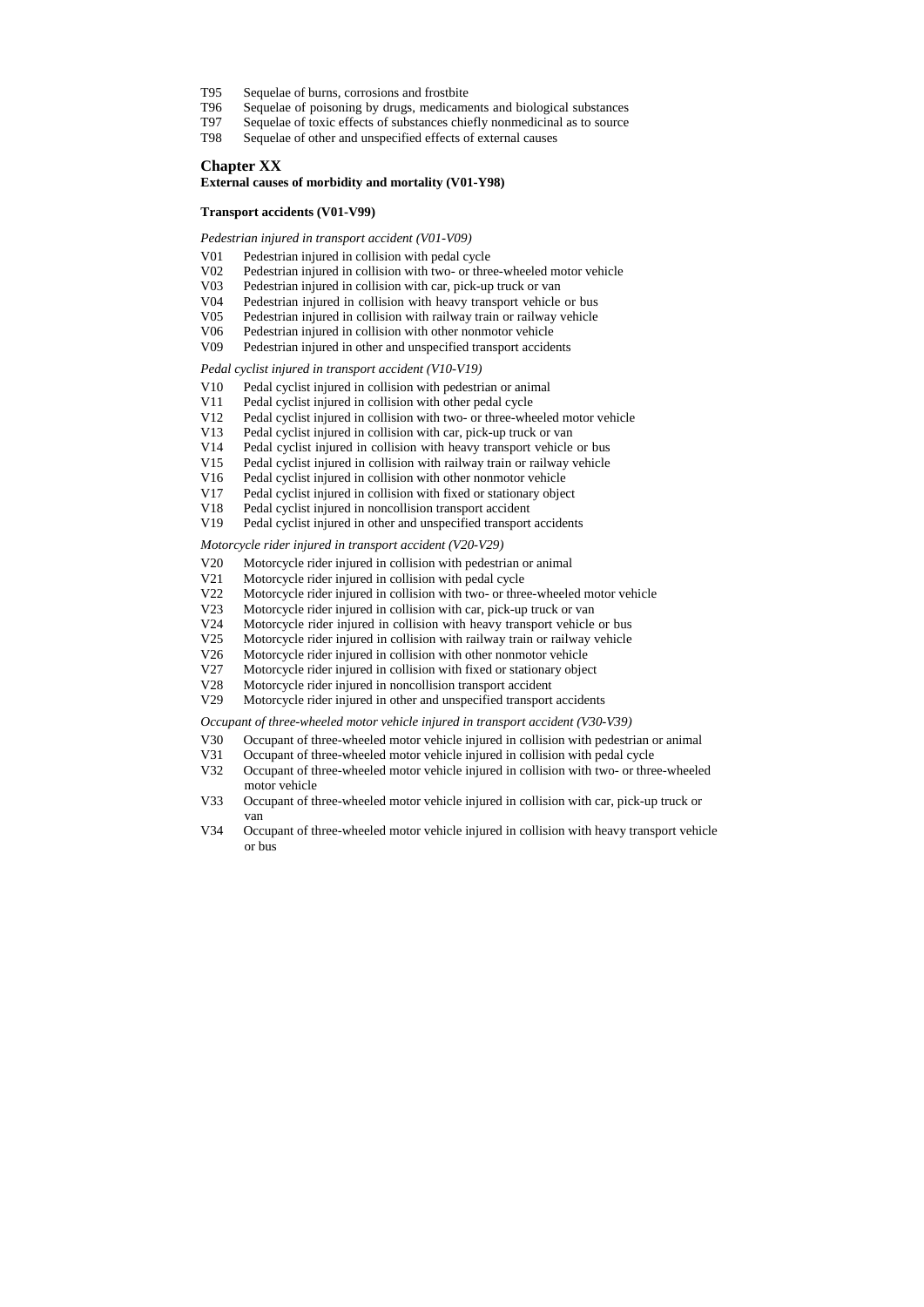T95 Sequelae of burns, corrosions and frostbite
T96 Sequelae of poisoning by drugs, medicaments and biological substances
T97 Sequelae of toxic effects of substances chiefly nonmedicinal as to source
T98 Sequelae of other and unspecified effects of external causes

## Chapter XX

**External causes of morbidity and mortality (V01-Y98)**

**Transport accidents (V01-V99)**

*Pedestrian injured in transport accident (V01-V09)*

V01 Pedestrian injured in collision with pedal cycle
V02 Pedestrian injured in collision with two- or three-wheeled motor vehicle
V03 Pedestrian injured in collision with car, pick-up truck or van
V04 Pedestrian injured in collision with heavy transport vehicle or bus
V05 Pedestrian injured in collision with railway train or railway vehicle
V06 Pedestrian injured in collision with other nonmotor vehicle
V09 Pedestrian injured in other and unspecified transport accidents

*Pedal cyclist injured in transport accident (V10-V19)*

V10 Pedal cyclist injured in collision with pedestrian or animal
V11 Pedal cyclist injured in collision with other pedal cycle
V12 Pedal cyclist injured in collision with two- or three-wheeled motor vehicle
V13 Pedal cyclist injured in collision with car, pick-up truck or van
V14 Pedal cyclist injured in collision with heavy transport vehicle or bus
V15 Pedal cyclist injured in collision with railway train or railway vehicle
V16 Pedal cyclist injured in collision with other nonmotor vehicle
V17 Pedal cyclist injured in collision with fixed or stationary object
V18 Pedal cyclist injured in noncollision transport accident
V19 Pedal cyclist injured in other and unspecified transport accidents

*Motorcycle rider injured in transport accident (V20-V29)*

V20 Motorcycle rider injured in collision with pedestrian or animal
V21 Motorcycle rider injured in collision with pedal cycle
V22 Motorcycle rider injured in collision with two- or three-wheeled motor vehicle
V23 Motorcycle rider injured in collision with car, pick-up truck or van
V24 Motorcycle rider injured in collision with heavy transport vehicle or bus
V25 Motorcycle rider injured in collision with railway train or railway vehicle
V26 Motorcycle rider injured in collision with other nonmotor vehicle
V27 Motorcycle rider injured in collision with fixed or stationary object
V28 Motorcycle rider injured in noncollision transport accident
V29 Motorcycle rider injured in other and unspecified transport accidents

*Occupant of three-wheeled motor vehicle injured in transport accident (V30-V39)*

V30 Occupant of three-wheeled motor vehicle injured in collision with pedestrian or animal
V31 Occupant of three-wheeled motor vehicle injured in collision with pedal cycle
V32 Occupant of three-wheeled motor vehicle injured in collision with two- or three-wheeled motor vehicle
V33 Occupant of three-wheeled motor vehicle injured in collision with car, pick-up truck or van
V34 Occupant of three-wheeled motor vehicle injured in collision with heavy transport vehicle or bus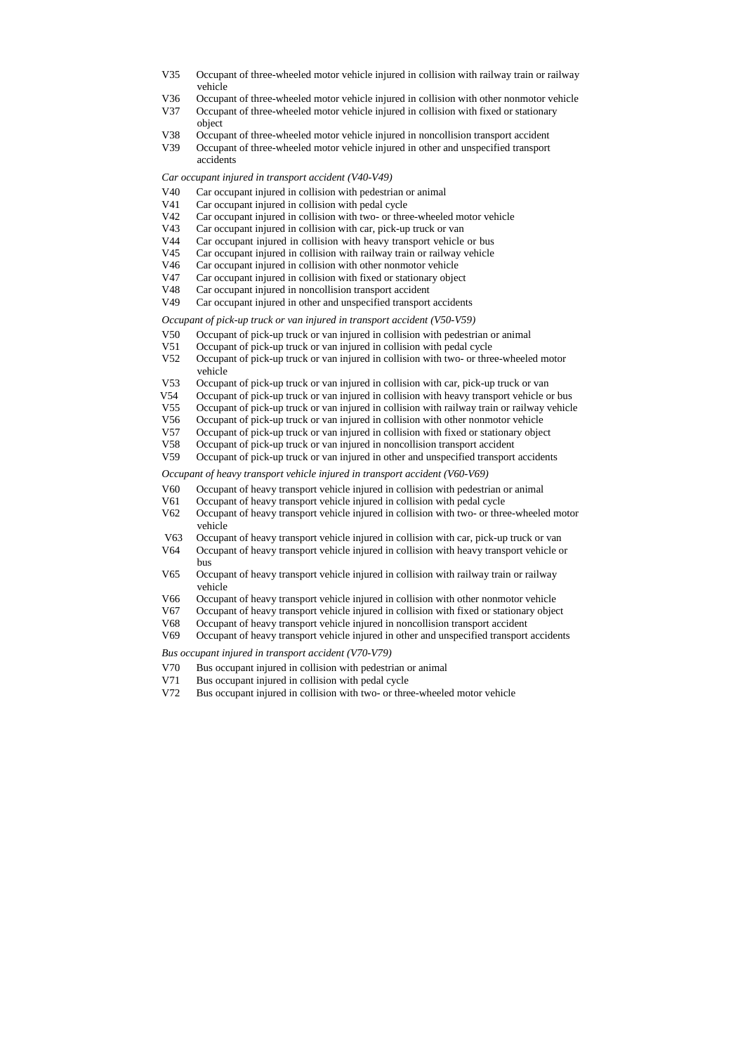V35 Occupant of three-wheeled motor vehicle injured in collision with railway train or railway vehicle
V36 Occupant of three-wheeled motor vehicle injured in collision with other nonmotor vehicle
V37 Occupant of three-wheeled motor vehicle injured in collision with fixed or stationary object
V38 Occupant of three-wheeled motor vehicle injured in noncollision transport accident
V39 Occupant of three-wheeled motor vehicle injured in other and unspecified transport accidents

*Car occupant injured in transport accident (V40-V49)*

V40 Car occupant injured in collision with pedestrian or animal
V41 Car occupant injured in collision with pedal cycle
V42 Car occupant injured in collision with two- or three-wheeled motor vehicle
V43 Car occupant injured in collision with car, pick-up truck or van
V44 Car occupant injured in collision with heavy transport vehicle or bus
V45 Car occupant injured in collision with railway train or railway vehicle
V46 Car occupant injured in collision with other nonmotor vehicle
V47 Car occupant injured in collision with fixed or stationary object
V48 Car occupant injured in noncollision transport accident
V49 Car occupant injured in other and unspecified transport accidents

*Occupant of pick-up truck or van injured in transport accident (V50-V59)*

V50 Occupant of pick-up truck or van injured in collision with pedestrian or animal
V51 Occupant of pick-up truck or van injured in collision with pedal cycle
V52 Occupant of pick-up truck or van injured in collision with two- or three-wheeled motor vehicle
V53 Occupant of pick-up truck or van injured in collision with car, pick-up truck or van
V54 Occupant of pick-up truck or van injured in collision with heavy transport vehicle or bus
V55 Occupant of pick-up truck or van injured in collision with railway train or railway vehicle
V56 Occupant of pick-up truck or van injured in collision with other nonmotor vehicle
V57 Occupant of pick-up truck or van injured in collision with fixed or stationary object
V58 Occupant of pick-up truck or van injured in noncollision transport accident
V59 Occupant of pick-up truck or van injured in other and unspecified transport accidents

*Occupant of heavy transport vehicle injured in transport accident (V60-V69)*

V60 Occupant of heavy transport vehicle injured in collision with pedestrian or animal
V61 Occupant of heavy transport vehicle injured in collision with pedal cycle
V62 Occupant of heavy transport vehicle injured in collision with two- or three-wheeled motor vehicle
V63 Occupant of heavy transport vehicle injured in collision with car, pick-up truck or van
V64 Occupant of heavy transport vehicle injured in collision with heavy transport vehicle or bus
V65 Occupant of heavy transport vehicle injured in collision with railway train or railway vehicle
V66 Occupant of heavy transport vehicle injured in collision with other nonmotor vehicle
V67 Occupant of heavy transport vehicle injured in collision with fixed or stationary object
V68 Occupant of heavy transport vehicle injured in noncollision transport accident
V69 Occupant of heavy transport vehicle injured in other and unspecified transport accidents

*Bus occupant injured in transport accident (V70-V79)*

V70 Bus occupant injured in collision with pedestrian or animal
V71 Bus occupant injured in collision with pedal cycle
V72 Bus occupant injured in collision with two- or three-wheeled motor vehicle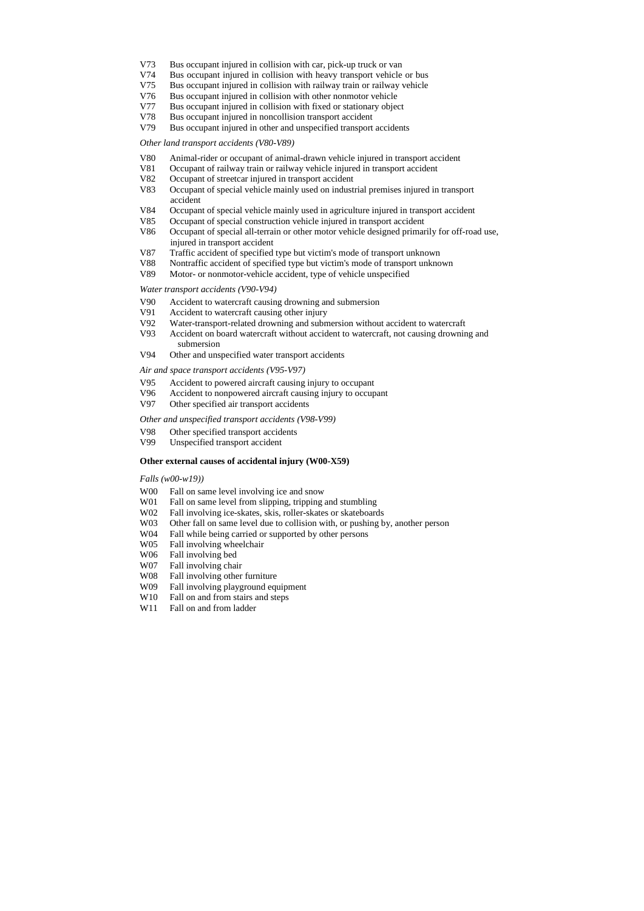V73 Bus occupant injured in collision with car, pick-up truck or van
V74 Bus occupant injured in collision with heavy transport vehicle or bus
V75 Bus occupant injured in collision with railway train or railway vehicle
V76 Bus occupant injured in collision with other nonmotor vehicle
V77 Bus occupant injured in collision with fixed or stationary object
V78 Bus occupant injured in noncollision transport accident
V79 Bus occupant injured in other and unspecified transport accidents

*Other land transport accidents (V80-V89)*

V80 Animal-rider or occupant of animal-drawn vehicle injured in transport accident
V81 Occupant of railway train or railway vehicle injured in transport accident
V82 Occupant of streetcar injured in transport accident
V83 Occupant of special vehicle mainly used on industrial premises injured in transport accident
V84 Occupant of special vehicle mainly used in agriculture injured in transport accident
V85 Occupant of special construction vehicle injured in transport accident
V86 Occupant of special all-terrain or other motor vehicle designed primarily for off-road use, injured in transport accident
V87 Traffic accident of specified type but victim's mode of transport unknown
V88 Nontraffic accident of specified type but victim's mode of transport unknown
V89 Motor- or nonmotor-vehicle accident, type of vehicle unspecified

*Water transport accidents (V90-V94)*

V90 Accident to watercraft causing drowning and submersion
V91 Accident to watercraft causing other injury
V92 Water-transport-related drowning and submersion without accident to watercraft
V93 Accident on board watercraft without accident to watercraft, not causing drowning and submersion
V94 Other and unspecified water transport accidents

*Air and space transport accidents (V95-V97)*

V95 Accident to powered aircraft causing injury to occupant
V96 Accident to nonpowered aircraft causing injury to occupant
V97 Other specified air transport accidents

*Other and unspecified transport accidents (V98-V99)*

V98 Other specified transport accidents
V99 Unspecified transport accident

**Other external causes of accidental injury (W00-X59)**

*Falls (w00-w19))*

W00 Fall on same level involving ice and snow
W01 Fall on same level from slipping, tripping and stumbling
W02 Fall involving ice-skates, skis, roller-skates or skateboards
W03 Other fall on same level due to collision with, or pushing by, another person
W04 Fall while being carried or supported by other persons
W05 Fall involving wheelchair
W06 Fall involving bed
W07 Fall involving chair
W08 Fall involving other furniture
W09 Fall involving playground equipment
W10 Fall on and from stairs and steps
W11 Fall on and from ladder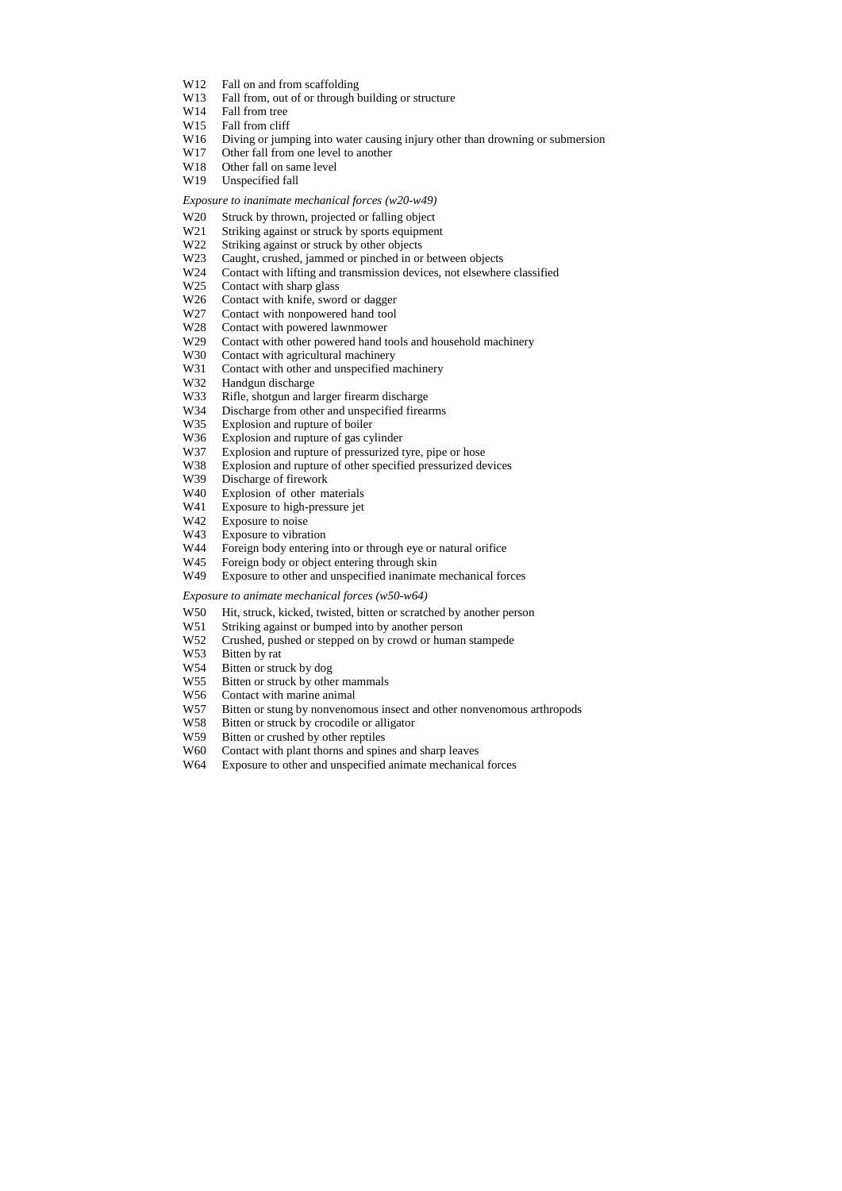W12 Fall on and from scaffolding
W13 Fall from, out of or through building or structure
W14 Fall from tree
W15 Fall from cliff
W16 Diving or jumping into water causing injury other than drowning or submersion
W17 Other fall from one level to another
W18 Other fall on same level
W19 Unspecified fall

*Exposure to inanimate mechanical forces (w20-w49)*

W20 Struck by thrown, projected or falling object
W21 Striking against or struck by sports equipment
W22 Striking against or struck by other objects
W23 Caught, crushed, jammed or pinched in or between objects
W24 Contact with lifting and transmission devices, not elsewhere classified
W25 Contact with sharp glass
W26 Contact with knife, sword or dagger
W27 Contact with nonpowered hand tool
W28 Contact with powered lawnmower
W29 Contact with other powered hand tools and household machinery
W30 Contact with agricultural machinery
W31 Contact with other and unspecified machinery
W32 Handgun discharge
W33 Rifle, shotgun and larger firearm discharge
W34 Discharge from other and unspecified firearms
W35 Explosion and rupture of boiler
W36 Explosion and rupture of gas cylinder
W37 Explosion and rupture of pressurized tyre, pipe or hose
W38 Explosion and rupture of other specified pressurized devices
W39 Discharge of firework
W40 Explosion of other materials
W41 Exposure to high-pressure jet
W42 Exposure to noise
W43 Exposure to vibration
W44 Foreign body entering into or through eye or natural orifice
W45 Foreign body or object entering through skin
W49 Exposure to other and unspecified inanimate mechanical forces

*Exposure to animate mechanical forces (w50-w64)*

W50 Hit, struck, kicked, twisted, bitten or scratched by another person
W51 Striking against or bumped into by another person
W52 Crushed, pushed or stepped on by crowd or human stampede
W53 Bitten by rat
W54 Bitten or struck by dog
W55 Bitten or struck by other mammals
W56 Contact with marine animal
W57 Bitten or stung by nonvenomous insect and other nonvenomous arthropods
W58 Bitten or struck by crocodile or alligator
W59 Bitten or crushed by other reptiles
W60 Contact with plant thorns and spines and sharp leaves
W64 Exposure to other and unspecified animate mechanical forces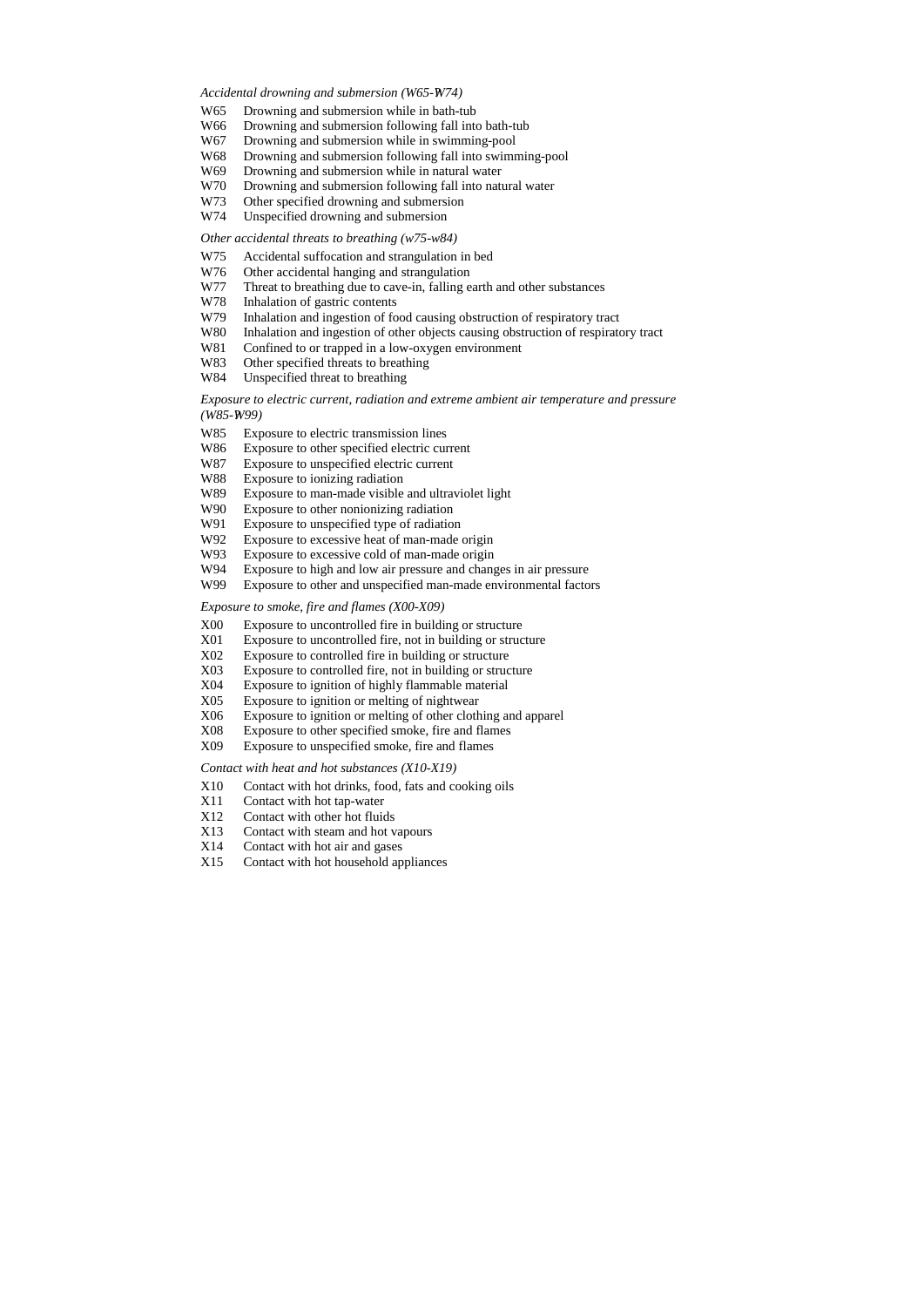*Accidental drowning and submersion (W65-W74)*

W65 Drowning and submersion while in bath-tub
W66 Drowning and submersion following fall into bath-tub
W67 Drowning and submersion while in swimming-pool
W68 Drowning and submersion following fall into swimming-pool
W69 Drowning and submersion while in natural water
W70 Drowning and submersion following fall into natural water
W73 Other specified drowning and submersion
W74 Unspecified drowning and submersion

*Other accidental threats to breathing (w75-w84)*

W75 Accidental suffocation and strangulation in bed
W76 Other accidental hanging and strangulation
W77 Threat to breathing due to cave-in, falling earth and other substances
W78 Inhalation of gastric contents
W79 Inhalation and ingestion of food causing obstruction of respiratory tract
W80 Inhalation and ingestion of other objects causing obstruction of respiratory tract
W81 Confined to or trapped in a low-oxygen environment
W83 Other specified threats to breathing
W84 Unspecified threat to breathing

*Exposure to electric current, radiation and extreme ambient air temperature and pressure (W85-W99)*

W85 Exposure to electric transmission lines
W86 Exposure to other specified electric current
W87 Exposure to unspecified electric current
W88 Exposure to ionizing radiation
W89 Exposure to man-made visible and ultraviolet light
W90 Exposure to other nonionizing radiation
W91 Exposure to unspecified type of radiation
W92 Exposure to excessive heat of man-made origin
W93 Exposure to excessive cold of man-made origin
W94 Exposure to high and low air pressure and changes in air pressure
W99 Exposure to other and unspecified man-made environmental factors

*Exposure to smoke, fire and flames (X00-X09)*

X00 Exposure to uncontrolled fire in building or structure
X01 Exposure to uncontrolled fire, not in building or structure
X02 Exposure to controlled fire in building or structure
X03 Exposure to controlled fire, not in building or structure
X04 Exposure to ignition of highly flammable material
X05 Exposure to ignition or melting of nightwear
X06 Exposure to ignition or melting of other clothing and apparel
X08 Exposure to other specified smoke, fire and flames
X09 Exposure to unspecified smoke, fire and flames

*Contact with heat and hot substances (X10-X19)*

X10 Contact with hot drinks, food, fats and cooking oils
X11 Contact with hot tap-water
X12 Contact with other hot fluids
X13 Contact with steam and hot vapours
X14 Contact with hot air and gases
X15 Contact with hot household appliances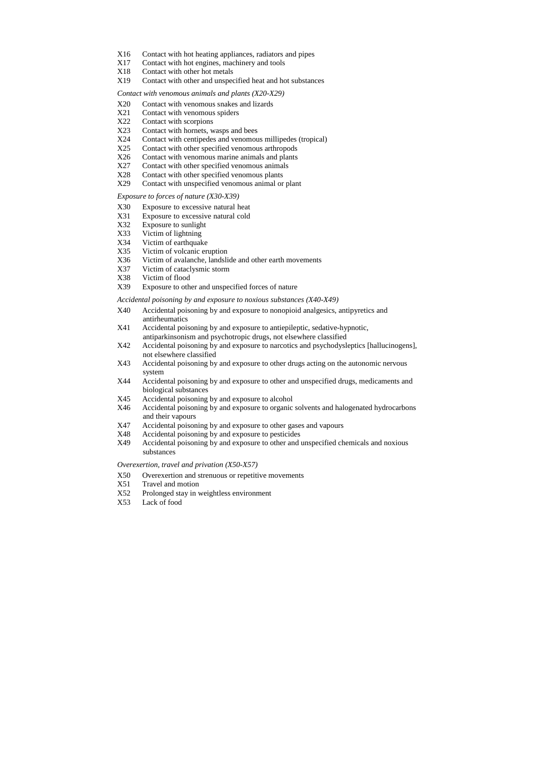X16 Contact with hot heating appliances, radiators and pipes
X17 Contact with hot engines, machinery and tools
X18 Contact with other hot metals
X19 Contact with other and unspecified heat and hot substances

*Contact with venomous animals and plants (X20-X29)*

X20 Contact with venomous snakes and lizards
X21 Contact with venomous spiders
X22 Contact with scorpions
X23 Contact with hornets, wasps and bees
X24 Contact with centipedes and venomous millipedes (tropical)
X25 Contact with other specified venomous arthropods
X26 Contact with venomous marine animals and plants
X27 Contact with other specified venomous animals
X28 Contact with other specified venomous plants
X29 Contact with unspecified venomous animal or plant

*Exposure to forces of nature (X30-X39)*

X30 Exposure to excessive natural heat
X31 Exposure to excessive natural cold
X32 Exposure to sunlight
X33 Victim of lightning
X34 Victim of earthquake
X35 Victim of volcanic eruption
X36 Victim of avalanche, landslide and other earth movements
X37 Victim of cataclysmic storm
X38 Victim of flood
X39 Exposure to other and unspecified forces of nature

*Accidental poisoning by and exposure to noxious substances (X40-X49)*

X40 Accidental poisoning by and exposure to nonopioid analgesics, antipyretics and antirheumatics
X41 Accidental poisoning by and exposure to antiepileptic, sedative-hypnotic, antiparkinsonism and psychotropic drugs, not elsewhere classified
X42 Accidental poisoning by and exposure to narcotics and psychodysleptics [hallucinogens], not elsewhere classified
X43 Accidental poisoning by and exposure to other drugs acting on the autonomic nervous system
X44 Accidental poisoning by and exposure to other and unspecified drugs, medicaments and biological substances
X45 Accidental poisoning by and exposure to alcohol
X46 Accidental poisoning by and exposure to organic solvents and halogenated hydrocarbons and their vapours
X47 Accidental poisoning by and exposure to other gases and vapours
X48 Accidental poisoning by and exposure to pesticides
X49 Accidental poisoning by and exposure to other and unspecified chemicals and noxious substances

*Overexertion, travel and privation (X50-X57)*

X50 Overexertion and strenuous or repetitive movements
X51 Travel and motion
X52 Prolonged stay in weightless environment
X53 Lack of food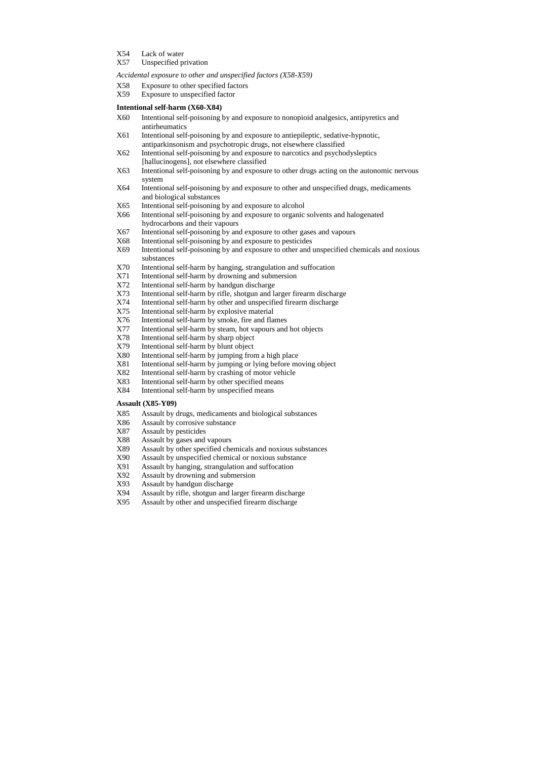X54 Lack of water
X57 Unspecified privation

*Accidental exposure to other and unspecified factors (X58-X59)*

X58 Exposure to other specified factors
X59 Exposure to unspecified factor

**Intentional self-harm (X60-X84)**

X60 Intentional self-poisoning by and exposure to nonopioid analgesics, antipyretics and antirheumatics
X61 Intentional self-poisoning by and exposure to antiepileptic, sedative-hypnotic, antiparkinsonism and psychotropic drugs, not elsewhere classified
X62 Intentional self-poisoning by and exposure to narcotics and psychodysleptics [hallucinogens], not elsewhere classified
X63 Intentional self-poisoning by and exposure to other drugs acting on the autonomic nervous system
X64 Intentional self-poisoning by and exposure to other and unspecified drugs, medicaments and biological substances
X65 Intentional self-poisoning by and exposure to alcohol
X66 Intentional self-poisoning by and exposure to organic solvents and halogenated hydrocarbons and their vapours
X67 Intentional self-poisoning by and exposure to other gases and vapours
X68 Intentional self-poisoning by and exposure to pesticides
X69 Intentional self-poisoning by and exposure to other and unspecified chemicals and noxious substances
X70 Intentional self-harm by hanging, strangulation and suffocation
X71 Intentional self-harm by drowning and submersion
X72 Intentional self-harm by handgun discharge
X73 Intentional self-harm by rifle, shotgun and larger firearm discharge
X74 Intentional self-harm by other and unspecified firearm discharge
X75 Intentional self-harm by explosive material
X76 Intentional self-harm by smoke, fire and flames
X77 Intentional self-harm by steam, hot vapours and hot objects
X78 Intentional self-harm by sharp object
X79 Intentional self-harm by blunt object
X80 Intentional self-harm by jumping from a high place
X81 Intentional self-harm by jumping or lying before moving object
X82 Intentional self-harm by crashing of motor vehicle
X83 Intentional self-harm by other specified means
X84 Intentional self-harm by unspecified means

**Assault (X85-Y09)**

X85 Assault by drugs, medicaments and biological substances
X86 Assault by corrosive substance
X87 Assault by pesticides
X88 Assault by gases and vapours
X89 Assault by other specified chemicals and noxious substances
X90 Assault by unspecified chemical or noxious substance
X91 Assault by hanging, strangulation and suffocation
X92 Assault by drowning and submersion
X93 Assault by handgun discharge
X94 Assault by rifle, shotgun and larger firearm discharge
X95 Assault by other and unspecified firearm discharge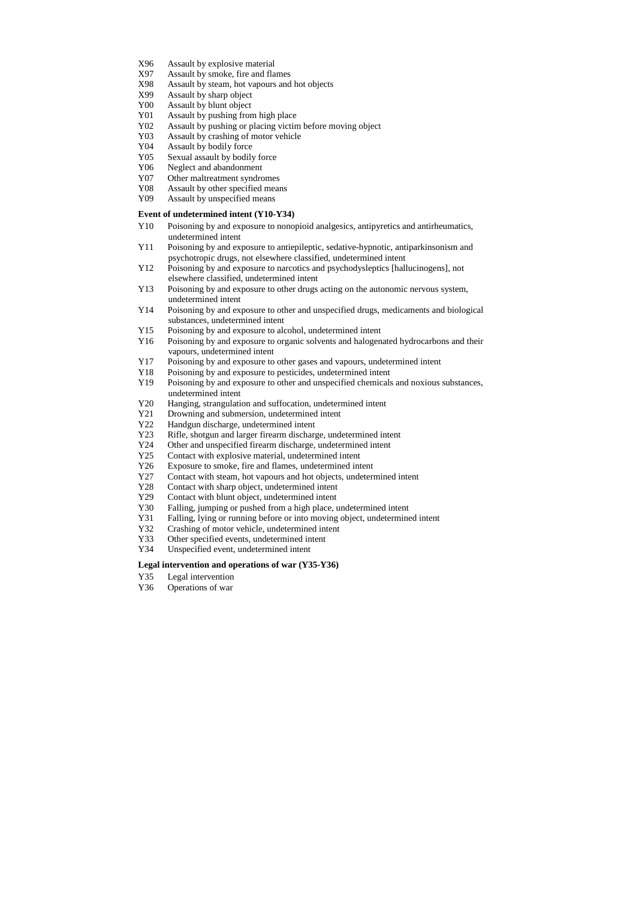X96 Assault by explosive material
X97 Assault by smoke, fire and flames
X98 Assault by steam, hot vapours and hot objects
X99 Assault by sharp object
Y00 Assault by blunt object
Y01 Assault by pushing from high place
Y02 Assault by pushing or placing victim before moving object
Y03 Assault by crashing of motor vehicle
Y04 Assault by bodily force
Y05 Sexual assault by bodily force
Y06 Neglect and abandonment
Y07 Other maltreatment syndromes
Y08 Assault by other specified means
Y09 Assault by unspecified means

**Event of undetermined intent (Y10-Y34)**

Y10 Poisoning by and exposure to nonopioid analgesics, antipyretics and antirheumatics, undetermined intent
Y11 Poisoning by and exposure to antiepileptic, sedative-hypnotic, antiparkinsonism and psychotropic drugs, not elsewhere classified, undetermined intent
Y12 Poisoning by and exposure to narcotics and psychodysleptics [hallucinogens], not elsewhere classified, undetermined intent
Y13 Poisoning by and exposure to other drugs acting on the autonomic nervous system, undetermined intent
Y14 Poisoning by and exposure to other and unspecified drugs, medicaments and biological substances, undetermined intent
Y15 Poisoning by and exposure to alcohol, undetermined intent
Y16 Poisoning by and exposure to organic solvents and halogenated hydrocarbons and their vapours, undetermined intent
Y17 Poisoning by and exposure to other gases and vapours, undetermined intent
Y18 Poisoning by and exposure to pesticides, undetermined intent
Y19 Poisoning by and exposure to other and unspecified chemicals and noxious substances, undetermined intent
Y20 Hanging, strangulation and suffocation, undetermined intent
Y21 Drowning and submersion, undetermined intent
Y22 Handgun discharge, undetermined intent
Y23 Rifle, shotgun and larger firearm discharge, undetermined intent
Y24 Other and unspecified firearm discharge, undetermined intent
Y25 Contact with explosive material, undetermined intent
Y26 Exposure to smoke, fire and flames, undetermined intent
Y27 Contact with steam, hot vapours and hot objects, undetermined intent
Y28 Contact with sharp object, undetermined intent
Y29 Contact with blunt object, undetermined intent
Y30 Falling, jumping or pushed from a high place, undetermined intent
Y31 Falling, lying or running before or into moving object, undetermined intent
Y32 Crashing of motor vehicle, undetermined intent
Y33 Other specified events, undetermined intent
Y34 Unspecified event, undetermined intent

**Legal intervention and operations of war (Y35-Y36)**

Y35 Legal intervention
Y36 Operations of war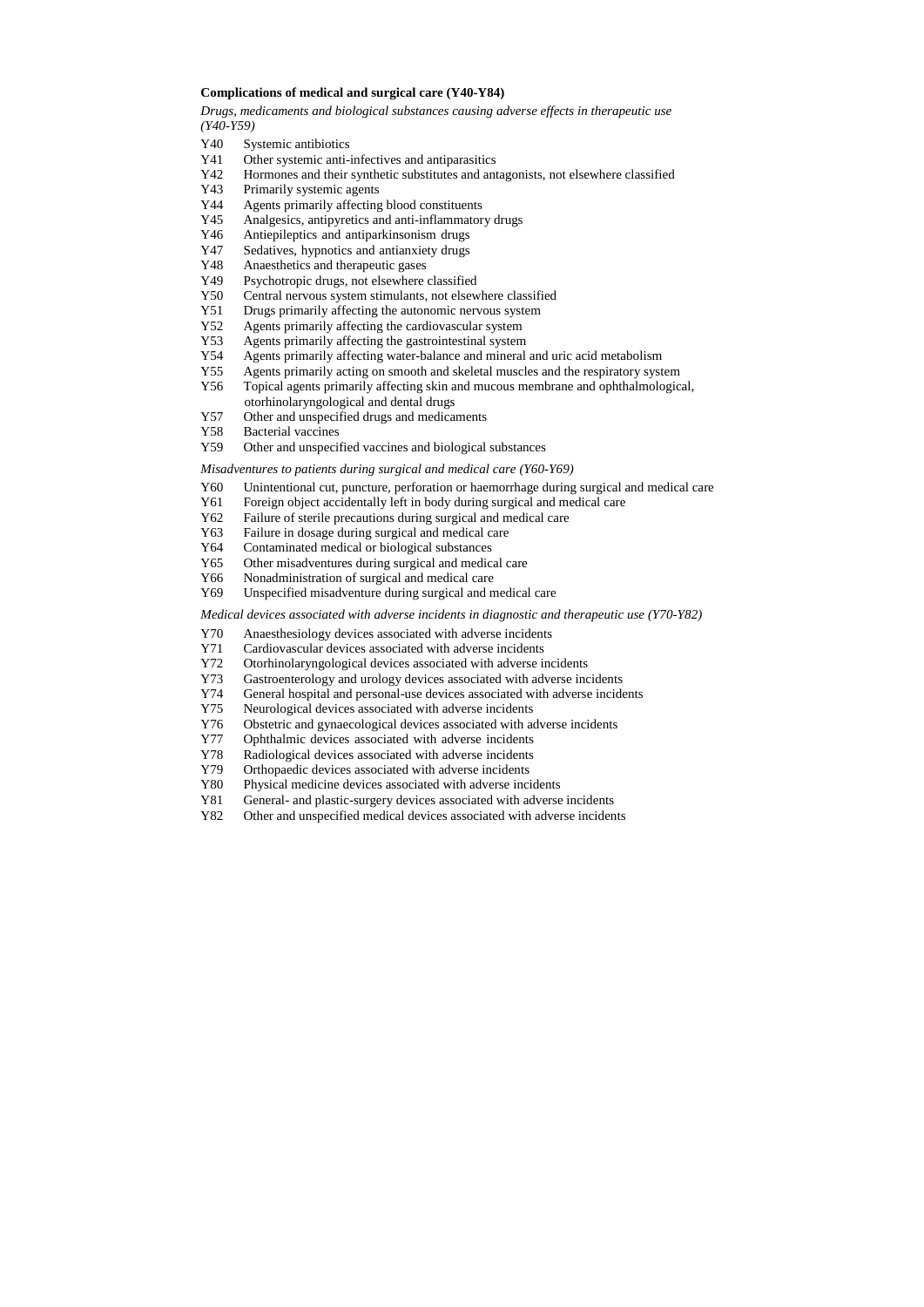**Complications of medical and surgical care (Y40-Y84)**

*Drugs, medicaments and biological substances causing adverse effects in therapeutic use (Y40-Y59)*

- Y40 Systemic antibiotics
- Y41 Other systemic anti-infectives and antiparasitics
- Y42 Hormones and their synthetic substitutes and antagonists, not elsewhere classified
- Y43 Primarily systemic agents
- Y44 Agents primarily affecting blood constituents
- Y45 Analgesics, antipyretics and anti-inflammatory drugs
- Y46 Antiepileptics and antiparkinsonism drugs
- Y47 Sedatives, hypnotics and antianxiety drugs
- Y48 Anaesthetics and therapeutic gases
- Y49 Psychotropic drugs, not elsewhere classified
- Y50 Central nervous system stimulants, not elsewhere classified
- Y51 Drugs primarily affecting the autonomic nervous system
- Y52 Agents primarily affecting the cardiovascular system
- Y53 Agents primarily affecting the gastrointestinal system
- Y54 Agents primarily affecting water-balance and mineral and uric acid metabolism
- Y55 Agents primarily acting on smooth and skeletal muscles and the respiratory system
- Y56 Topical agents primarily affecting skin and mucous membrane and ophthalmological, otorhinolaryngological and dental drugs
- Y57 Other and unspecified drugs and medicaments
- Y58 Bacterial vaccines
- Y59 Other and unspecified vaccines and biological substances

*Misadventures to patients during surgical and medical care (Y60-Y69)*

- Y60 Unintentional cut, puncture, perforation or haemorrhage during surgical and medical care
- Y61 Foreign object accidentally left in body during surgical and medical care
- Y62 Failure of sterile precautions during surgical and medical care
- Y63 Failure in dosage during surgical and medical care
- Y64 Contaminated medical or biological substances
- Y65 Other misadventures during surgical and medical care
- Y66 Nonadministration of surgical and medical care
- Y69 Unspecified misadventure during surgical and medical care

*Medical devices associated with adverse incidents in diagnostic and therapeutic use (Y70-Y82)*

- Y70 Anaesthesiology devices associated with adverse incidents
- Y71 Cardiovascular devices associated with adverse incidents
- Y72 Otorhinolaryngological devices associated with adverse incidents
- Y73 Gastroenterology and urology devices associated with adverse incidents
- Y74 General hospital and personal-use devices associated with adverse incidents
- Y75 Neurological devices associated with adverse incidents
- Y76 Obstetric and gynaecological devices associated with adverse incidents
- Y77 Ophthalmic devices associated with adverse incidents
- Y78 Radiological devices associated with adverse incidents
- Y79 Orthopaedic devices associated with adverse incidents
- Y80 Physical medicine devices associated with adverse incidents
- Y81 General- and plastic-surgery devices associated with adverse incidents
- Y82 Other and unspecified medical devices associated with adverse incidents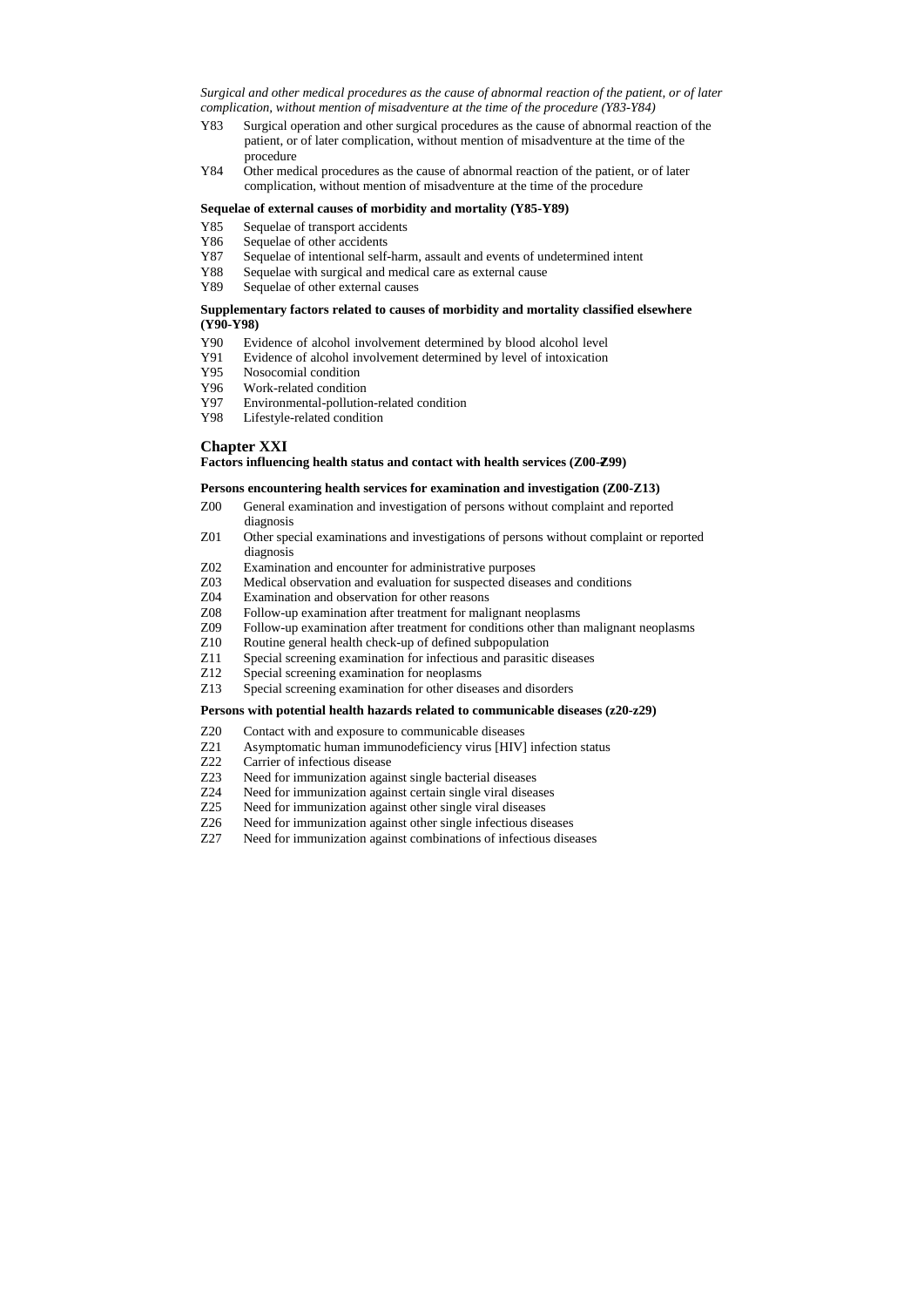*Surgical and other medical procedures as the cause of abnormal reaction of the patient, or of later complication, without mention of misadventure at the time of the procedure (Y83-Y84)*

Y83 Surgical operation and other surgical procedures as the cause of abnormal reaction of the patient, or of later complication, without mention of misadventure at the time of the procedure
Y84 Other medical procedures as the cause of abnormal reaction of the patient, or of later complication, without mention of misadventure at the time of the procedure

**Sequelae of external causes of morbidity and mortality (Y85-Y89)**

Y85 Sequelae of transport accidents
Y86 Sequelae of other accidents
Y87 Sequelae of intentional self-harm, assault and events of undetermined intent
Y88 Sequelae with surgical and medical care as external cause
Y89 Sequelae of other external causes

**Supplementary factors related to causes of morbidity and mortality classified elsewhere (Y90-Y98)**

Y90 Evidence of alcohol involvement determined by blood alcohol level
Y91 Evidence of alcohol involvement determined by level of intoxication
Y95 Nosocomial condition
Y96 Work-related condition
Y97 Environmental-pollution-related condition
Y98 Lifestyle-related condition

## Chapter XXI

**Factors influencing health status and contact with health services (Z00-Z99)**

**Persons encountering health services for examination and investigation (Z00-Z13)**

Z00 General examination and investigation of persons without complaint and reported diagnosis
Z01 Other special examinations and investigations of persons without complaint or reported diagnosis
Z02 Examination and encounter for administrative purposes
Z03 Medical observation and evaluation for suspected diseases and conditions
Z04 Examination and observation for other reasons
Z08 Follow-up examination after treatment for malignant neoplasms
Z09 Follow-up examination after treatment for conditions other than malignant neoplasms
Z10 Routine general health check-up of defined subpopulation
Z11 Special screening examination for infectious and parasitic diseases
Z12 Special screening examination for neoplasms
Z13 Special screening examination for other diseases and disorders

**Persons with potential health hazards related to communicable diseases (z20-z29)**

Z20 Contact with and exposure to communicable diseases
Z21 Asymptomatic human immunodeficiency virus [HIV] infection status
Z22 Carrier of infectious disease
Z23 Need for immunization against single bacterial diseases
Z24 Need for immunization against certain single viral diseases
Z25 Need for immunization against other single viral diseases
Z26 Need for immunization against other single infectious diseases
Z27 Need for immunization against combinations of infectious diseases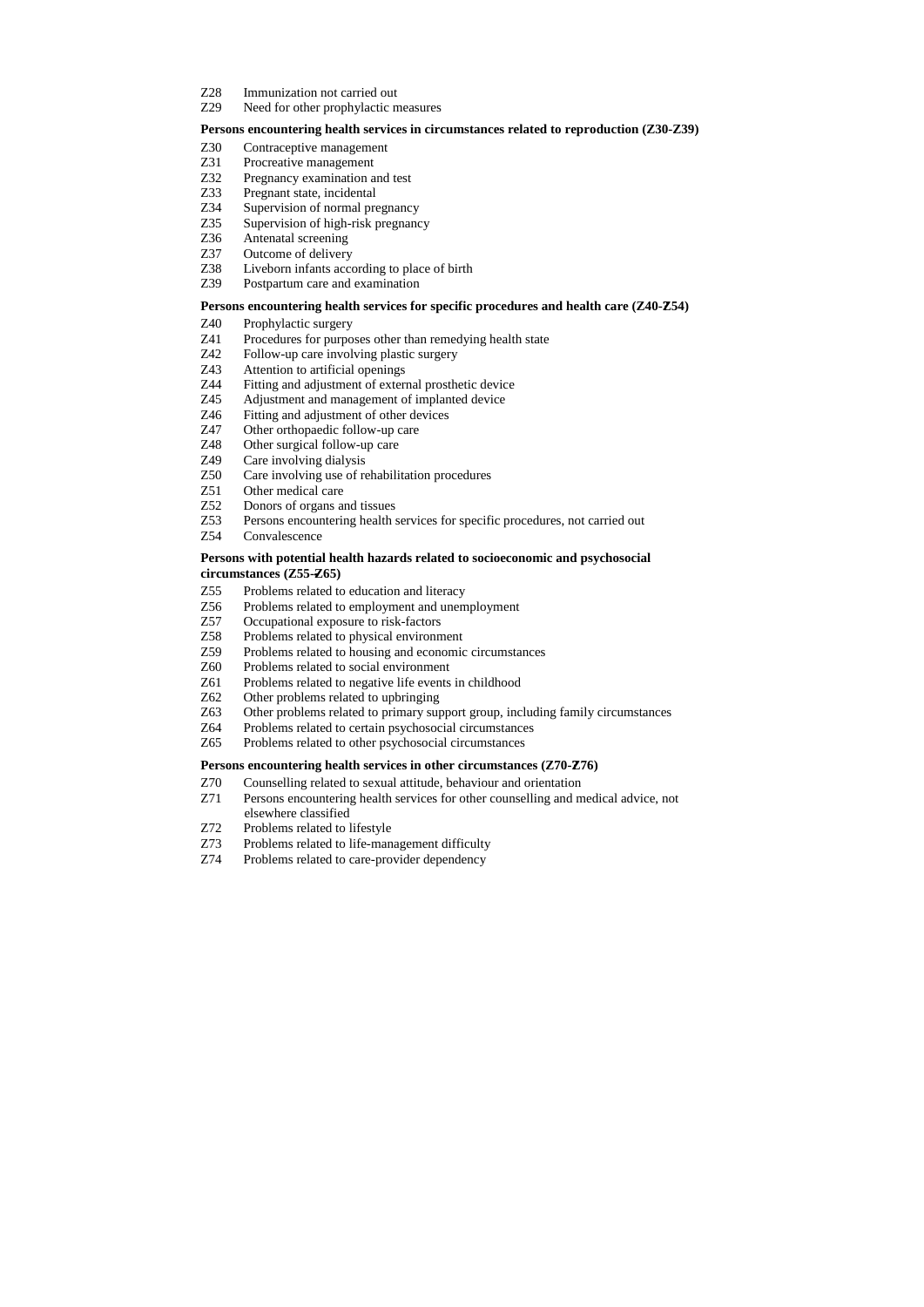Z28 Immunization not carried out
Z29 Need for other prophylactic measures

**Persons encountering health services in circumstances related to reproduction (Z30-Z39)**

Z30 Contraceptive management
Z31 Procreative management
Z32 Pregnancy examination and test
Z33 Pregnant state, incidental
Z34 Supervision of normal pregnancy
Z35 Supervision of high-risk pregnancy
Z36 Antenatal screening
Z37 Outcome of delivery
Z38 Liveborn infants according to place of birth
Z39 Postpartum care and examination

**Persons encountering health services for specific procedures and health care (Z40-Z54)**

Z40 Prophylactic surgery
Z41 Procedures for purposes other than remedying health state
Z42 Follow-up care involving plastic surgery
Z43 Attention to artificial openings
Z44 Fitting and adjustment of external prosthetic device
Z45 Adjustment and management of implanted device
Z46 Fitting and adjustment of other devices
Z47 Other orthopaedic follow-up care
Z48 Other surgical follow-up care
Z49 Care involving dialysis
Z50 Care involving use of rehabilitation procedures
Z51 Other medical care
Z52 Donors of organs and tissues
Z53 Persons encountering health services for specific procedures, not carried out
Z54 Convalescence

**Persons with potential health hazards related to socioeconomic and psychosocial circumstances (Z55-Z65)**

Z55 Problems related to education and literacy
Z56 Problems related to employment and unemployment
Z57 Occupational exposure to risk-factors
Z58 Problems related to physical environment
Z59 Problems related to housing and economic circumstances
Z60 Problems related to social environment
Z61 Problems related to negative life events in childhood
Z62 Other problems related to upbringing
Z63 Other problems related to primary support group, including family circumstances
Z64 Problems related to certain psychosocial circumstances
Z65 Problems related to other psychosocial circumstances

**Persons encountering health services in other circumstances (Z70-Z76)**

Z70 Counselling related to sexual attitude, behaviour and orientation
Z71 Persons encountering health services for other counselling and medical advice, not elsewhere classified
Z72 Problems related to lifestyle
Z73 Problems related to life-management difficulty
Z74 Problems related to care-provider dependency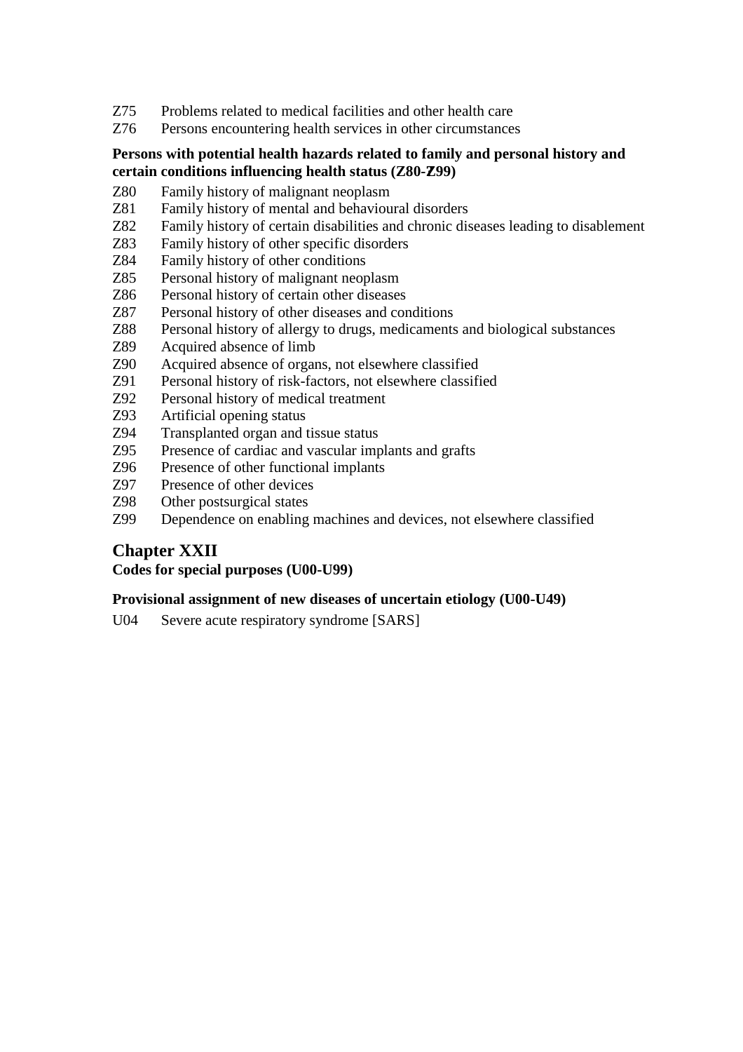Z75 Problems related to medical facilities and other health care
Z76 Persons encountering health services in other circumstances

**Persons with potential health hazards related to family and personal history and certain conditions influencing health status (Z80-Z99)**

Z80 Family history of malignant neoplasm
Z81 Family history of mental and behavioural disorders
Z82 Family history of certain disabilities and chronic diseases leading to disablement
Z83 Family history of other specific disorders
Z84 Family history of other conditions
Z85 Personal history of malignant neoplasm
Z86 Personal history of certain other diseases
Z87 Personal history of other diseases and conditions
Z88 Personal history of allergy to drugs, medicaments and biological substances
Z89 Acquired absence of limb
Z90 Acquired absence of organs, not elsewhere classified
Z91 Personal history of risk-factors, not elsewhere classified
Z92 Personal history of medical treatment
Z93 Artificial opening status
Z94 Transplanted organ and tissue status
Z95 Presence of cardiac and vascular implants and grafts
Z96 Presence of other functional implants
Z97 Presence of other devices
Z98 Other postsurgical states
Z99 Dependence on enabling machines and devices, not elsewhere classified

## Chapter XXII

**Codes for special purposes (U00-U99)**

**Provisional assignment of new diseases of uncertain etiology (U00-U49)**

U04 Severe acute respiratory syndrome [SARS]